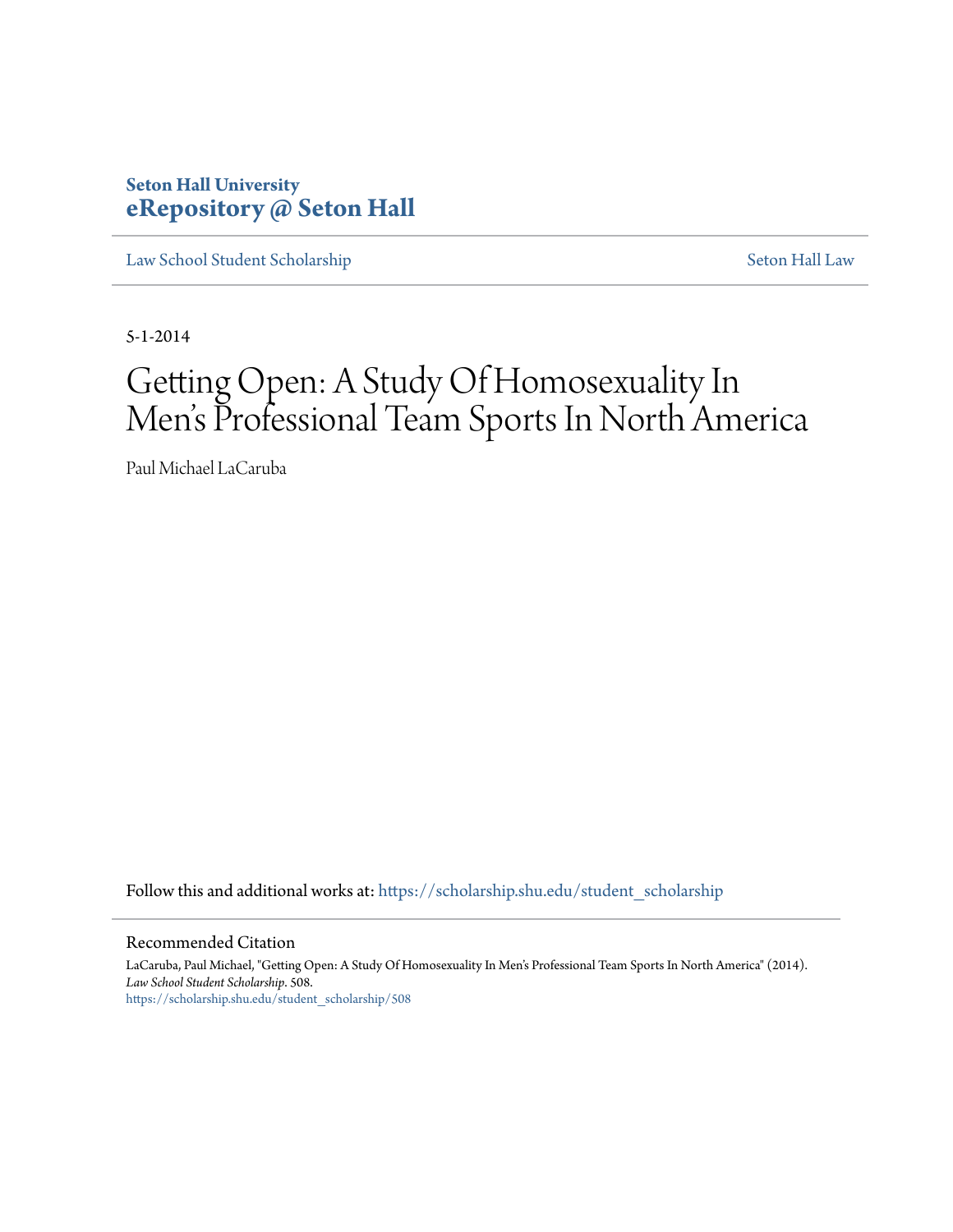**Seton Hall University**
**eRepository @ Seton Hall**

Law School Student Scholarship | Seton Hall Law

5-1-2014

# Getting Open: A Study Of Homosexuality In Men's Professional Team Sports In North America

Paul Michael LaCaruba

Follow this and additional works at: https://scholarship.shu.edu/student_scholarship

## Recommended Citation

LaCaruba, Paul Michael, "Getting Open: A Study Of Homosexuality In Men's Professional Team Sports In North America" (2014). *Law School Student Scholarship*. 508.
https://scholarship.shu.edu/student_scholarship/508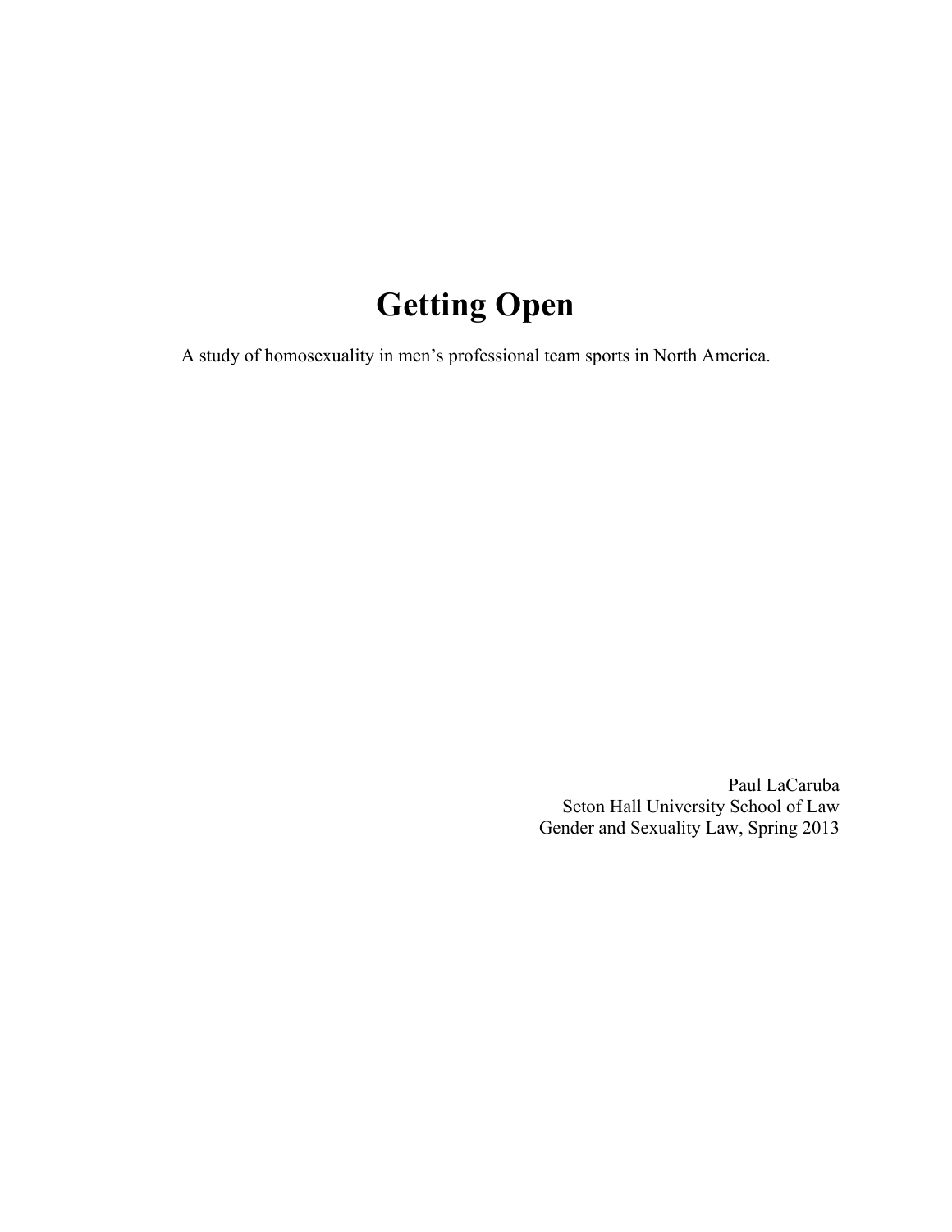# Getting Open

A study of homosexuality in men's professional team sports in North America.

Paul LaCaruba
Seton Hall University School of Law
Gender and Sexuality Law, Spring 2013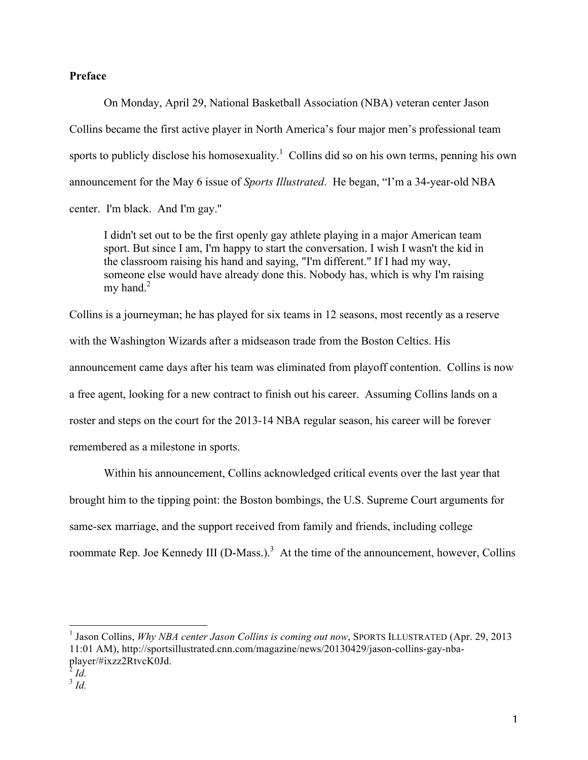**Preface**

On Monday, April 29, National Basketball Association (NBA) veteran center Jason Collins became the first active player in North America's four major men's professional team sports to publicly disclose his homosexuality.[1] Collins did so on his own terms, penning his own announcement for the May 6 issue of *Sports Illustrated*. He began, "I'm a 34-year-old NBA center. I'm black. And I'm gay."

> I didn't set out to be the first openly gay athlete playing in a major American team sport. But since I am, I'm happy to start the conversation. I wish I wasn't the kid in the classroom raising his hand and saying, "I'm different." If I had my way, someone else would have already done this. Nobody has, which is why I'm raising my hand.[2]

Collins is a journeyman; he has played for six teams in 12 seasons, most recently as a reserve with the Washington Wizards after a midseason trade from the Boston Celtics. His announcement came days after his team was eliminated from playoff contention. Collins is now a free agent, looking for a new contract to finish out his career. Assuming Collins lands on a roster and steps on the court for the 2013-14 NBA regular season, his career will be forever remembered as a milestone in sports.

Within his announcement, Collins acknowledged critical events over the last year that brought him to the tipping point: the Boston bombings, the U.S. Supreme Court arguments for same-sex marriage, and the support received from family and friends, including college roommate Rep. Joe Kennedy III (D-Mass.).[3] At the time of the announcement, however, Collins

---

[1] Jason Collins, *Why NBA center Jason Collins is coming out now*, SPORTS ILLUSTRATED (Apr. 29, 2013 11:01 AM), http://sportsillustrated.cnn.com/magazine/news/20130429/jason-collins-gay-nba-player/#ixzz2RtvcK0Jd.

[2] *Id.*

[3] *Id.*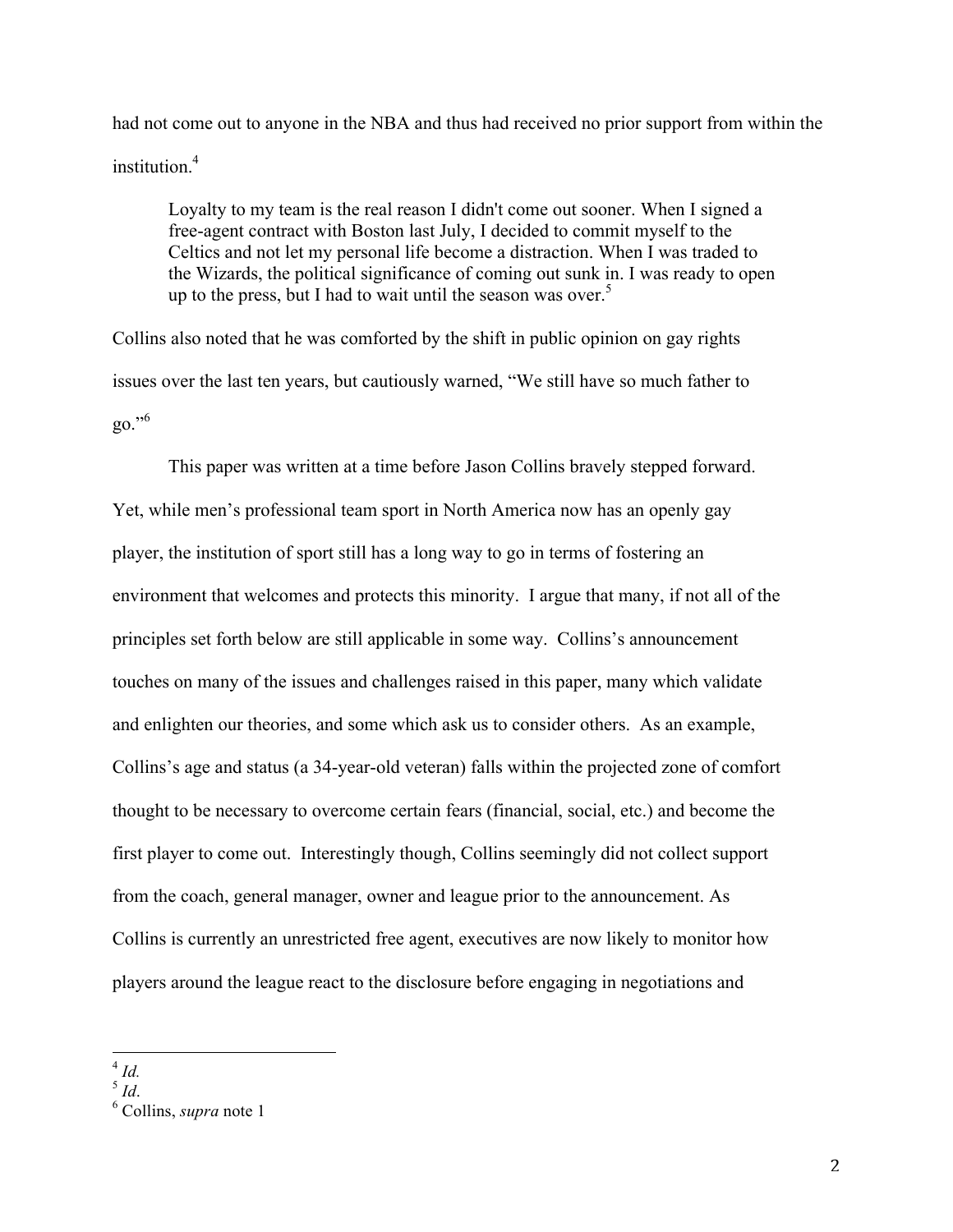had not come out to anyone in the NBA and thus had received no prior support from within the institution.[4]

> Loyalty to my team is the real reason I didn't come out sooner. When I signed a free-agent contract with Boston last July, I decided to commit myself to the Celtics and not let my personal life become a distraction. When I was traded to the Wizards, the political significance of coming out sunk in. I was ready to open up to the press, but I had to wait until the season was over.[5]

Collins also noted that he was comforted by the shift in public opinion on gay rights issues over the last ten years, but cautiously warned, "We still have so much father to go."[6]

This paper was written at a time before Jason Collins bravely stepped forward. Yet, while men's professional team sport in North America now has an openly gay player, the institution of sport still has a long way to go in terms of fostering an environment that welcomes and protects this minority. I argue that many, if not all of the principles set forth below are still applicable in some way. Collins's announcement touches on many of the issues and challenges raised in this paper, many which validate and enlighten our theories, and some which ask us to consider others. As an example, Collins's age and status (a 34-year-old veteran) falls within the projected zone of comfort thought to be necessary to overcome certain fears (financial, social, etc.) and become the first player to come out. Interestingly though, Collins seemingly did not collect support from the coach, general manager, owner and league prior to the announcement. As Collins is currently an unrestricted free agent, executives are now likely to monitor how players around the league react to the disclosure before engaging in negotiations and

---

[4] *Id.*

[5] *Id*.

[6] Collins, *supra* note 1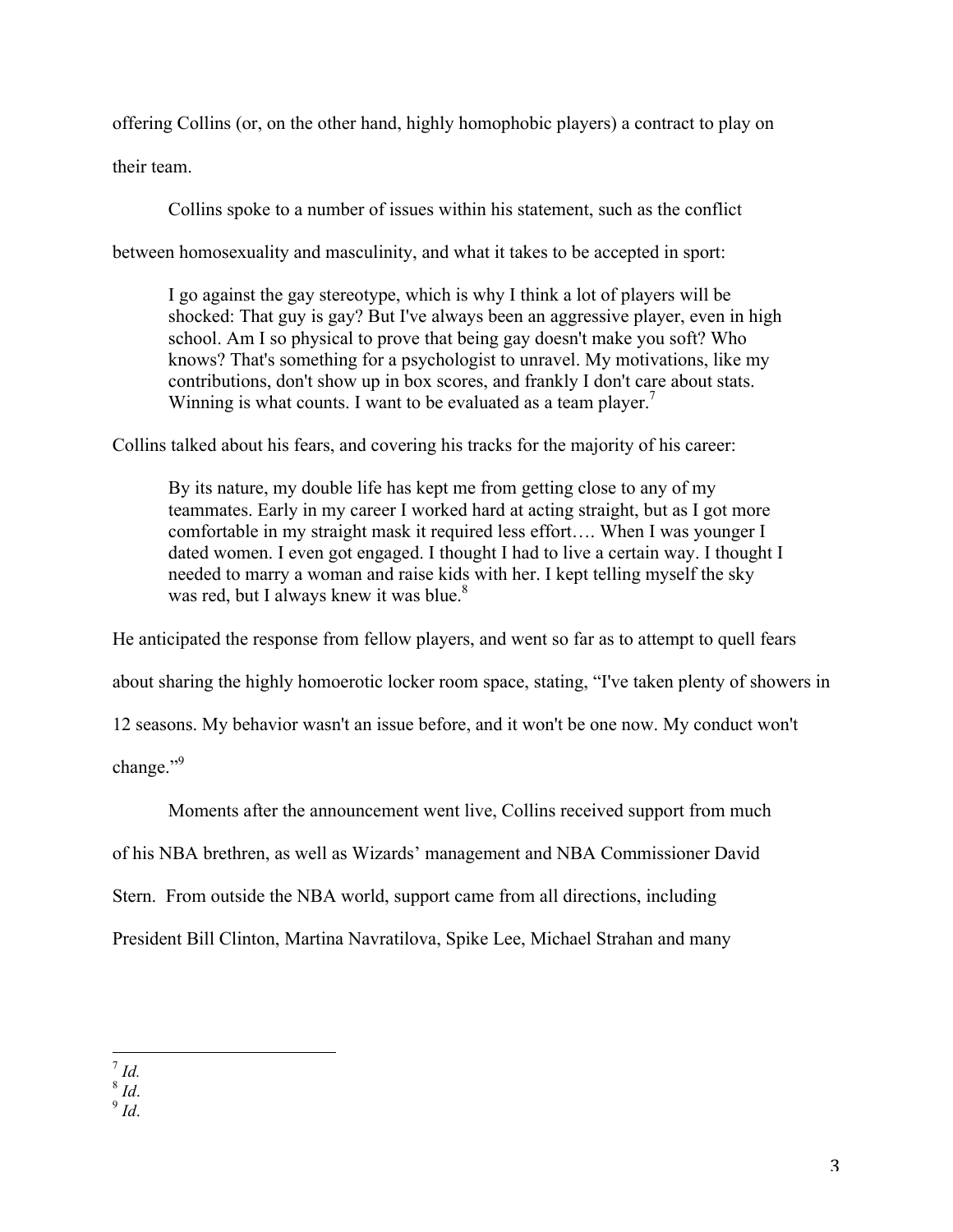offering Collins (or, on the other hand, highly homophobic players) a contract to play on their team.

Collins spoke to a number of issues within his statement, such as the conflict between homosexuality and masculinity, and what it takes to be accepted in sport:

> I go against the gay stereotype, which is why I think a lot of players will be shocked: That guy is gay? But I've always been an aggressive player, even in high school. Am I so physical to prove that being gay doesn't make you soft? Who knows? That's something for a psychologist to unravel. My motivations, like my contributions, don't show up in box scores, and frankly I don't care about stats. Winning is what counts. I want to be evaluated as a team player.[7]

Collins talked about his fears, and covering his tracks for the majority of his career:

> By its nature, my double life has kept me from getting close to any of my teammates. Early in my career I worked hard at acting straight, but as I got more comfortable in my straight mask it required less effort…. When I was younger I dated women. I even got engaged. I thought I had to live a certain way. I thought I needed to marry a woman and raise kids with her. I kept telling myself the sky was red, but I always knew it was blue.[8]

He anticipated the response from fellow players, and went so far as to attempt to quell fears about sharing the highly homoerotic locker room space, stating, "I've taken plenty of showers in 12 seasons. My behavior wasn't an issue before, and it won't be one now. My conduct won't change."[9]

Moments after the announcement went live, Collins received support from much of his NBA brethren, as well as Wizards' management and NBA Commissioner David Stern. From outside the NBA world, support came from all directions, including President Bill Clinton, Martina Navratilova, Spike Lee, Michael Strahan and many

---

[7] *Id.*

[8] *Id*.

[9] *Id*.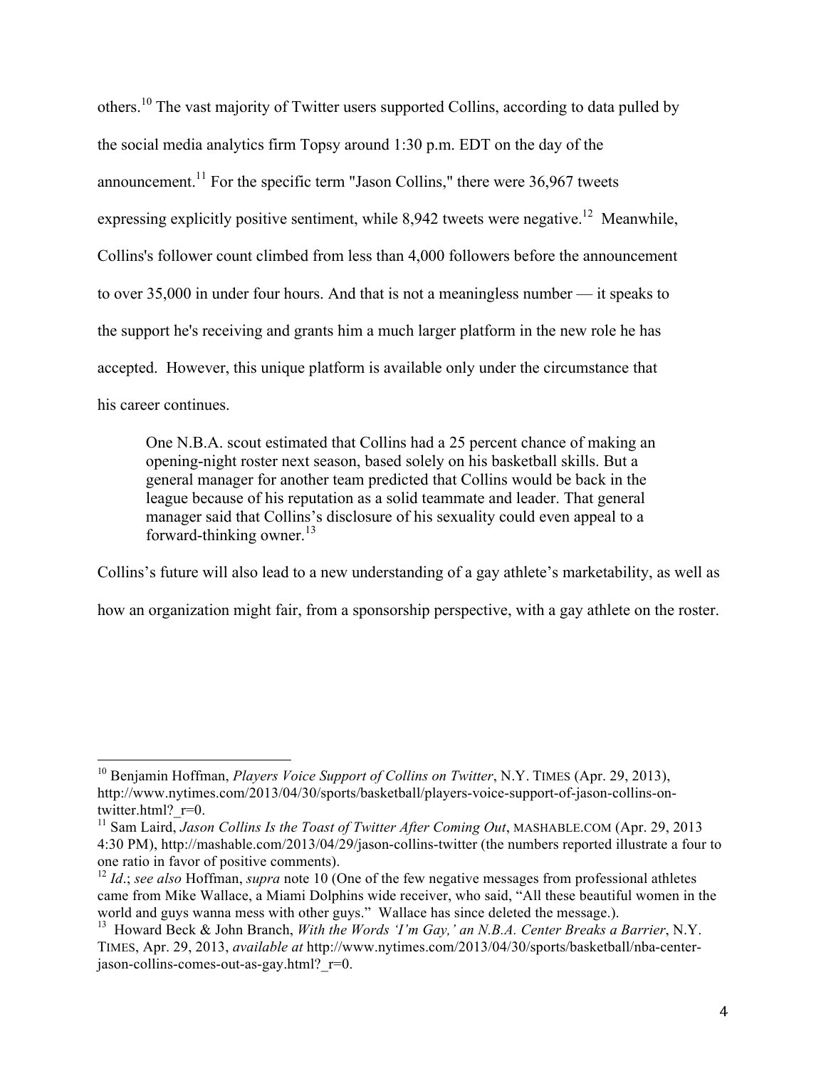others.[10] The vast majority of Twitter users supported Collins, according to data pulled by the social media analytics firm Topsy around 1:30 p.m. EDT on the day of the announcement.[11] For the specific term "Jason Collins," there were 36,967 tweets expressing explicitly positive sentiment, while 8,942 tweets were negative.[12] Meanwhile, Collins's follower count climbed from less than 4,000 followers before the announcement to over 35,000 in under four hours. And that is not a meaningless number — it speaks to the support he's receiving and grants him a much larger platform in the new role he has accepted. However, this unique platform is available only under the circumstance that his career continues.

> One N.B.A. scout estimated that Collins had a 25 percent chance of making an opening-night roster next season, based solely on his basketball skills. But a general manager for another team predicted that Collins would be back in the league because of his reputation as a solid teammate and leader. That general manager said that Collins's disclosure of his sexuality could even appeal to a forward-thinking owner.[13]

Collins's future will also lead to a new understanding of a gay athlete's marketability, as well as how an organization might fair, from a sponsorship perspective, with a gay athlete on the roster.

---

[10] Benjamin Hoffman, *Players Voice Support of Collins on Twitter*, N.Y. TIMES (Apr. 29, 2013), http://www.nytimes.com/2013/04/30/sports/basketball/players-voice-support-of-jason-collins-on-twitter.html?_r=0.

[11] Sam Laird, *Jason Collins Is the Toast of Twitter After Coming Out*, MASHABLE.COM (Apr. 29, 2013 4:30 PM), http://mashable.com/2013/04/29/jason-collins-twitter (the numbers reported illustrate a four to one ratio in favor of positive comments).

[12] *Id*.; *see also* Hoffman, *supra* note 10 (One of the few negative messages from professional athletes came from Mike Wallace, a Miami Dolphins wide receiver, who said, "All these beautiful women in the world and guys wanna mess with other guys." Wallace has since deleted the message.).

[13] Howard Beck & John Branch, *With the Words 'I'm Gay,' an N.B.A. Center Breaks a Barrier*, N.Y. TIMES, Apr. 29, 2013, *available at* http://www.nytimes.com/2013/04/30/sports/basketball/nba-center-jason-collins-comes-out-as-gay.html?_r=0.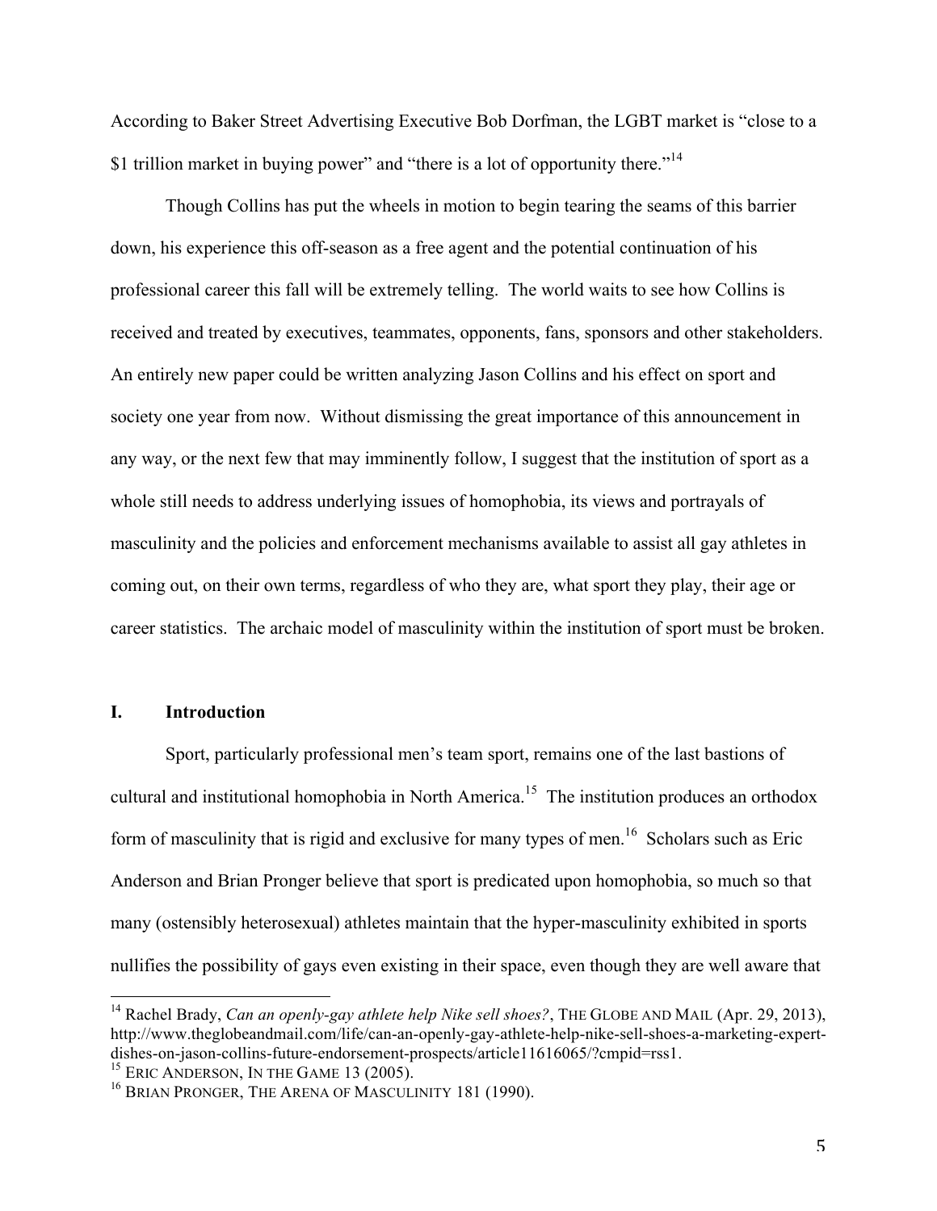According to Baker Street Advertising Executive Bob Dorfman, the LGBT market is "close to a $1 trillion market in buying power" and "there is a lot of opportunity there."[14]

Though Collins has put the wheels in motion to begin tearing the seams of this barrier down, his experience this off-season as a free agent and the potential continuation of his professional career this fall will be extremely telling. The world waits to see how Collins is received and treated by executives, teammates, opponents, fans, sponsors and other stakeholders. An entirely new paper could be written analyzing Jason Collins and his effect on sport and society one year from now. Without dismissing the great importance of this announcement in any way, or the next few that may imminently follow, I suggest that the institution of sport as a whole still needs to address underlying issues of homophobia, its views and portrayals of masculinity and the policies and enforcement mechanisms available to assist all gay athletes in coming out, on their own terms, regardless of who they are, what sport they play, their age or career statistics. The archaic model of masculinity within the institution of sport must be broken.

## I. Introduction

Sport, particularly professional men's team sport, remains one of the last bastions of cultural and institutional homophobia in North America.[15] The institution produces an orthodox form of masculinity that is rigid and exclusive for many types of men.[16] Scholars such as Eric Anderson and Brian Pronger believe that sport is predicated upon homophobia, so much so that many (ostensibly heterosexual) athletes maintain that the hyper-masculinity exhibited in sports nullifies the possibility of gays even existing in their space, even though they are well aware that

---

[14] Rachel Brady, *Can an openly-gay athlete help Nike sell shoes?*, THE GLOBE AND MAIL (Apr. 29, 2013), http://www.theglobeandmail.com/life/can-an-openly-gay-athlete-help-nike-sell-shoes-a-marketing-expert-dishes-on-jason-collins-future-endorsement-prospects/article11616065/?cmpid=rss1.

[15] ERIC ANDERSON, IN THE GAME 13 (2005).

[16] BRIAN PRONGER, THE ARENA OF MASCULINITY 181 (1990).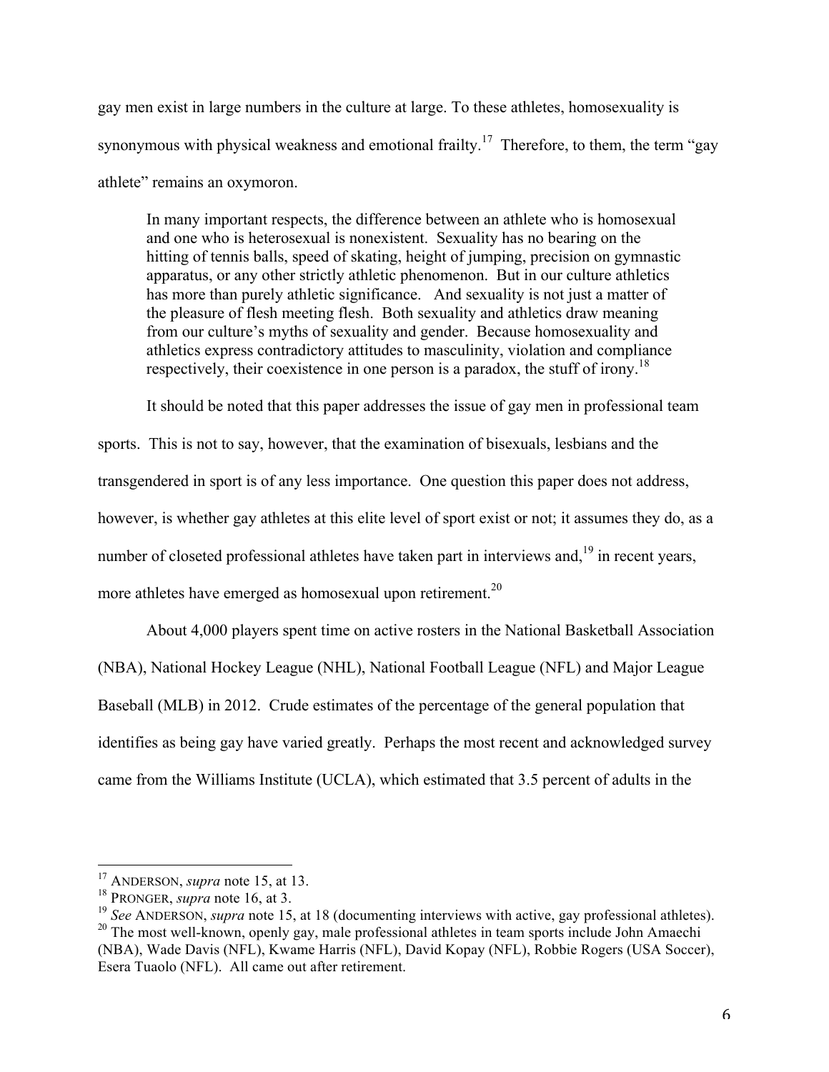gay men exist in large numbers in the culture at large. To these athletes, homosexuality is synonymous with physical weakness and emotional frailty.[17] Therefore, to them, the term "gay athlete" remains an oxymoron.

> In many important respects, the difference between an athlete who is homosexual and one who is heterosexual is nonexistent. Sexuality has no bearing on the hitting of tennis balls, speed of skating, height of jumping, precision on gymnastic apparatus, or any other strictly athletic phenomenon. But in our culture athletics has more than purely athletic significance. And sexuality is not just a matter of the pleasure of flesh meeting flesh. Both sexuality and athletics draw meaning from our culture's myths of sexuality and gender. Because homosexuality and athletics express contradictory attitudes to masculinity, violation and compliance respectively, their coexistence in one person is a paradox, the stuff of irony.[18]

It should be noted that this paper addresses the issue of gay men in professional team sports. This is not to say, however, that the examination of bisexuals, lesbians and the transgendered in sport is of any less importance. One question this paper does not address, however, is whether gay athletes at this elite level of sport exist or not; it assumes they do, as a number of closeted professional athletes have taken part in interviews and,[19] in recent years, more athletes have emerged as homosexual upon retirement.[20]

About 4,000 players spent time on active rosters in the National Basketball Association (NBA), National Hockey League (NHL), National Football League (NFL) and Major League Baseball (MLB) in 2012. Crude estimates of the percentage of the general population that identifies as being gay have varied greatly. Perhaps the most recent and acknowledged survey came from the Williams Institute (UCLA), which estimated that 3.5 percent of adults in the

---

[17] ANDERSON, *supra* note 15, at 13.

[18] PRONGER, *supra* note 16, at 3.

[19] *See* ANDERSON, *supra* note 15, at 18 (documenting interviews with active, gay professional athletes).

[20] The most well-known, openly gay, male professional athletes in team sports include John Amaechi (NBA), Wade Davis (NFL), Kwame Harris (NFL), David Kopay (NFL), Robbie Rogers (USA Soccer), Esera Tuaolo (NFL). All came out after retirement.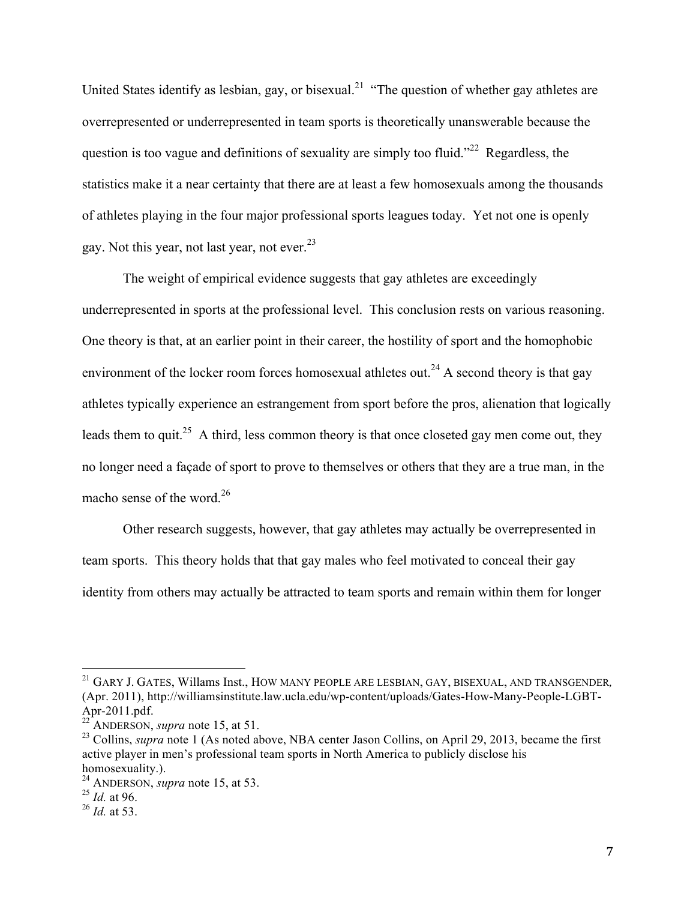United States identify as lesbian, gay, or bisexual.[21] "The question of whether gay athletes are overrepresented or underrepresented in team sports is theoretically unanswerable because the question is too vague and definitions of sexuality are simply too fluid."[22] Regardless, the statistics make it a near certainty that there are at least a few homosexuals among the thousands of athletes playing in the four major professional sports leagues today. Yet not one is openly gay. Not this year, not last year, not ever.[23]

The weight of empirical evidence suggests that gay athletes are exceedingly underrepresented in sports at the professional level. This conclusion rests on various reasoning. One theory is that, at an earlier point in their career, the hostility of sport and the homophobic environment of the locker room forces homosexual athletes out.[24] A second theory is that gay athletes typically experience an estrangement from sport before the pros, alienation that logically leads them to quit.[25] A third, less common theory is that once closeted gay men come out, they no longer need a façade of sport to prove to themselves or others that they are a true man, in the macho sense of the word.[26]

Other research suggests, however, that gay athletes may actually be overrepresented in team sports. This theory holds that that gay males who feel motivated to conceal their gay identity from others may actually be attracted to team sports and remain within them for longer

---

[21] GARY J. GATES, Willams Inst., HOW MANY PEOPLE ARE LESBIAN, GAY, BISEXUAL, AND TRANSGENDER, (Apr. 2011), http://williamsinstitute.law.ucla.edu/wp-content/uploads/Gates-How-Many-People-LGBT-Apr-2011.pdf.

[22] ANDERSON, *supra* note 15, at 51.

[23] Collins, *supra* note 1 (As noted above, NBA center Jason Collins, on April 29, 2013, became the first active player in men's professional team sports in North America to publicly disclose his homosexuality.).

[24] ANDERSON, *supra* note 15, at 53.

[25] *Id.* at 96.

[26] *Id.* at 53.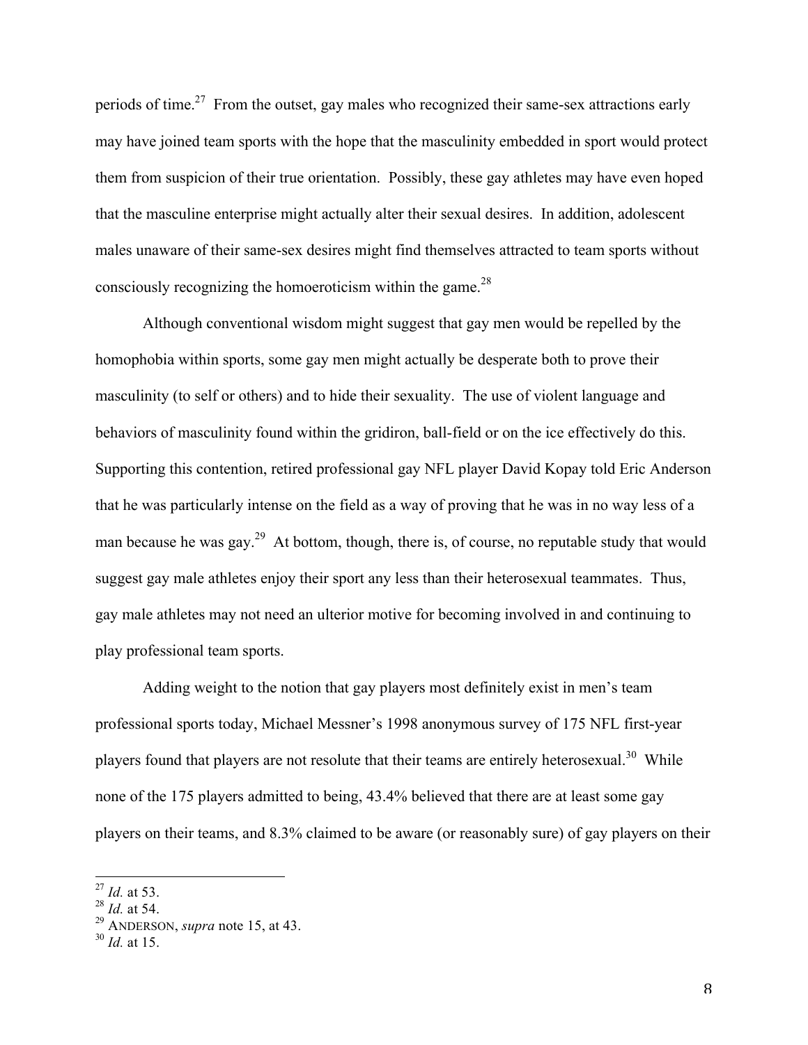periods of time.[27] From the outset, gay males who recognized their same-sex attractions early may have joined team sports with the hope that the masculinity embedded in sport would protect them from suspicion of their true orientation. Possibly, these gay athletes may have even hoped that the masculine enterprise might actually alter their sexual desires. In addition, adolescent males unaware of their same-sex desires might find themselves attracted to team sports without consciously recognizing the homoeroticism within the game.[28]

Although conventional wisdom might suggest that gay men would be repelled by the homophobia within sports, some gay men might actually be desperate both to prove their masculinity (to self or others) and to hide their sexuality. The use of violent language and behaviors of masculinity found within the gridiron, ball-field or on the ice effectively do this. Supporting this contention, retired professional gay NFL player David Kopay told Eric Anderson that he was particularly intense on the field as a way of proving that he was in no way less of a man because he was gay.[29] At bottom, though, there is, of course, no reputable study that would suggest gay male athletes enjoy their sport any less than their heterosexual teammates. Thus, gay male athletes may not need an ulterior motive for becoming involved in and continuing to play professional team sports.

Adding weight to the notion that gay players most definitely exist in men's team professional sports today, Michael Messner's 1998 anonymous survey of 175 NFL first-year players found that players are not resolute that their teams are entirely heterosexual.[30] While none of the 175 players admitted to being, 43.4% believed that there are at least some gay players on their teams, and 8.3% claimed to be aware (or reasonably sure) of gay players on their

---

[27] *Id.* at 53.
[28] *Id.* at 54.
[29] ANDERSON, *supra* note 15, at 43.
[30] *Id.* at 15.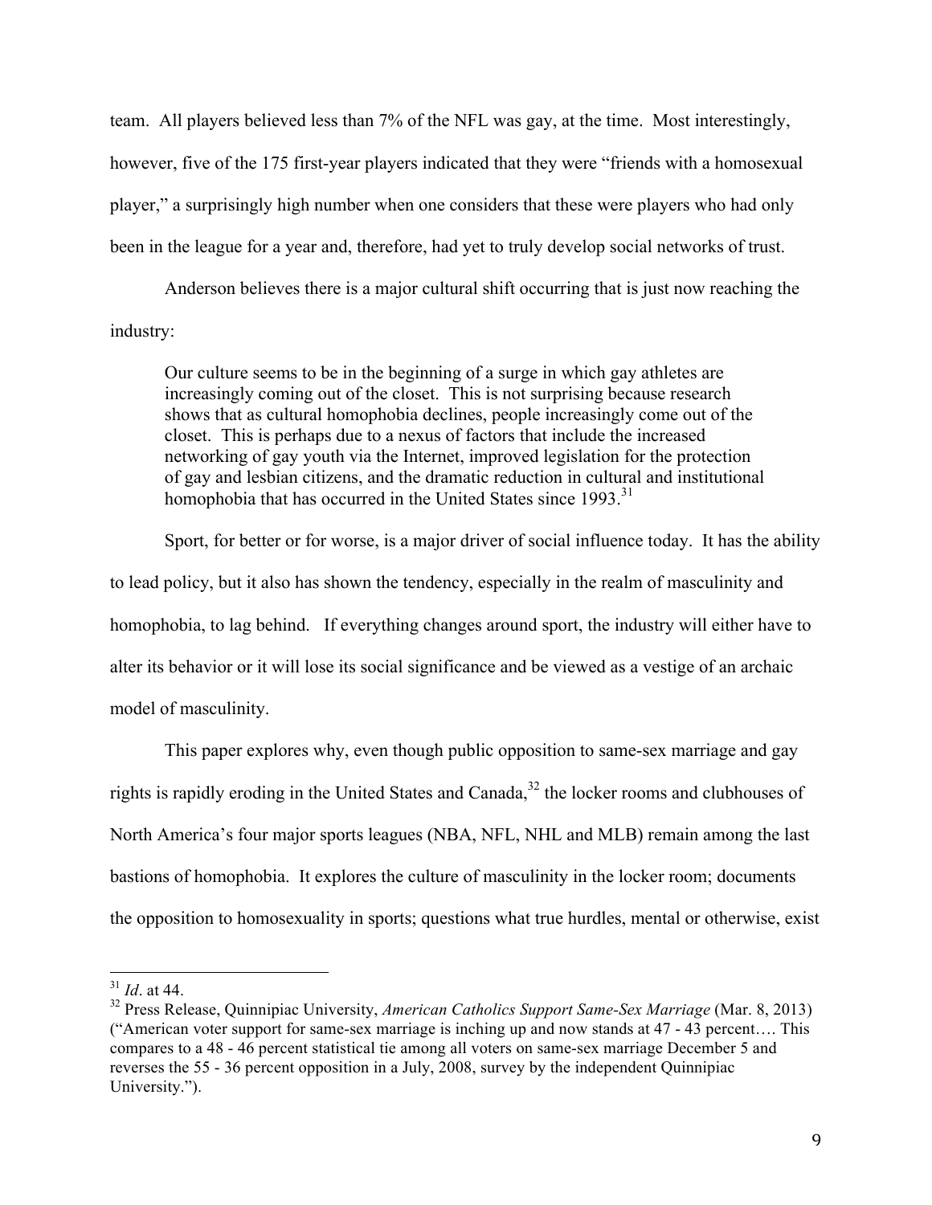team. All players believed less than 7% of the NFL was gay, at the time. Most interestingly, however, five of the 175 first-year players indicated that they were "friends with a homosexual player," a surprisingly high number when one considers that these were players who had only been in the league for a year and, therefore, had yet to truly develop social networks of trust.

Anderson believes there is a major cultural shift occurring that is just now reaching the industry:

> Our culture seems to be in the beginning of a surge in which gay athletes are increasingly coming out of the closet. This is not surprising because research shows that as cultural homophobia declines, people increasingly come out of the closet. This is perhaps due to a nexus of factors that include the increased networking of gay youth via the Internet, improved legislation for the protection of gay and lesbian citizens, and the dramatic reduction in cultural and institutional homophobia that has occurred in the United States since 1993.[31]

Sport, for better or for worse, is a major driver of social influence today. It has the ability to lead policy, but it also has shown the tendency, especially in the realm of masculinity and homophobia, to lag behind. If everything changes around sport, the industry will either have to alter its behavior or it will lose its social significance and be viewed as a vestige of an archaic model of masculinity.

This paper explores why, even though public opposition to same-sex marriage and gay rights is rapidly eroding in the United States and Canada,[32] the locker rooms and clubhouses of North America's four major sports leagues (NBA, NFL, NHL and MLB) remain among the last bastions of homophobia. It explores the culture of masculinity in the locker room; documents the opposition to homosexuality in sports; questions what true hurdles, mental or otherwise, exist

---

[31] *Id*. at 44.

[32] Press Release, Quinnipiac University, *American Catholics Support Same-Sex Marriage* (Mar. 8, 2013) ("American voter support for same-sex marriage is inching up and now stands at 47 - 43 percent…. This compares to a 48 - 46 percent statistical tie among all voters on same-sex marriage December 5 and reverses the 55 - 36 percent opposition in a July, 2008, survey by the independent Quinnipiac University.").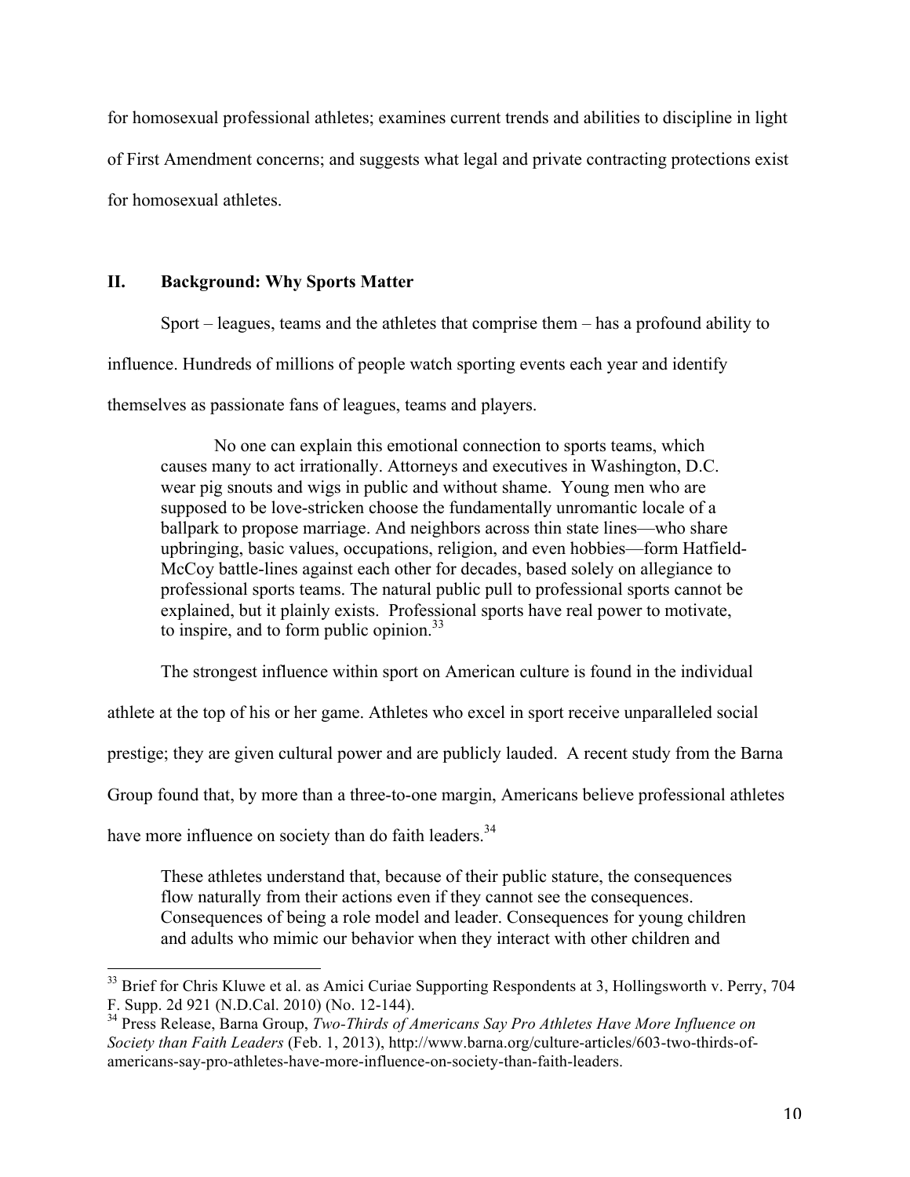for homosexual professional athletes; examines current trends and abilities to discipline in light of First Amendment concerns; and suggests what legal and private contracting protections exist for homosexual athletes.

## II. Background: Why Sports Matter

Sport – leagues, teams and the athletes that comprise them – has a profound ability to influence. Hundreds of millions of people watch sporting events each year and identify themselves as passionate fans of leagues, teams and players.

> No one can explain this emotional connection to sports teams, which causes many to act irrationally. Attorneys and executives in Washington, D.C. wear pig snouts and wigs in public and without shame. Young men who are supposed to be love-stricken choose the fundamentally unromantic locale of a ballpark to propose marriage. And neighbors across thin state lines—who share upbringing, basic values, occupations, religion, and even hobbies—form Hatfield-McCoy battle-lines against each other for decades, based solely on allegiance to professional sports teams. The natural public pull to professional sports cannot be explained, but it plainly exists. Professional sports have real power to motivate, to inspire, and to form public opinion.[33]

The strongest influence within sport on American culture is found in the individual athlete at the top of his or her game. Athletes who excel in sport receive unparalleled social prestige; they are given cultural power and are publicly lauded. A recent study from the Barna Group found that, by more than a three-to-one margin, Americans believe professional athletes have more influence on society than do faith leaders.[34]

> These athletes understand that, because of their public stature, the consequences flow naturally from their actions even if they cannot see the consequences. Consequences of being a role model and leader. Consequences for young children and adults who mimic our behavior when they interact with other children and

---

[33] Brief for Chris Kluwe et al. as Amici Curiae Supporting Respondents at 3, Hollingsworth v. Perry, 704 F. Supp. 2d 921 (N.D.Cal. 2010) (No. 12-144).

[34] Press Release, Barna Group, *Two-Thirds of Americans Say Pro Athletes Have More Influence on Society than Faith Leaders* (Feb. 1, 2013), http://www.barna.org/culture-articles/603-two-thirds-of-americans-say-pro-athletes-have-more-influence-on-society-than-faith-leaders.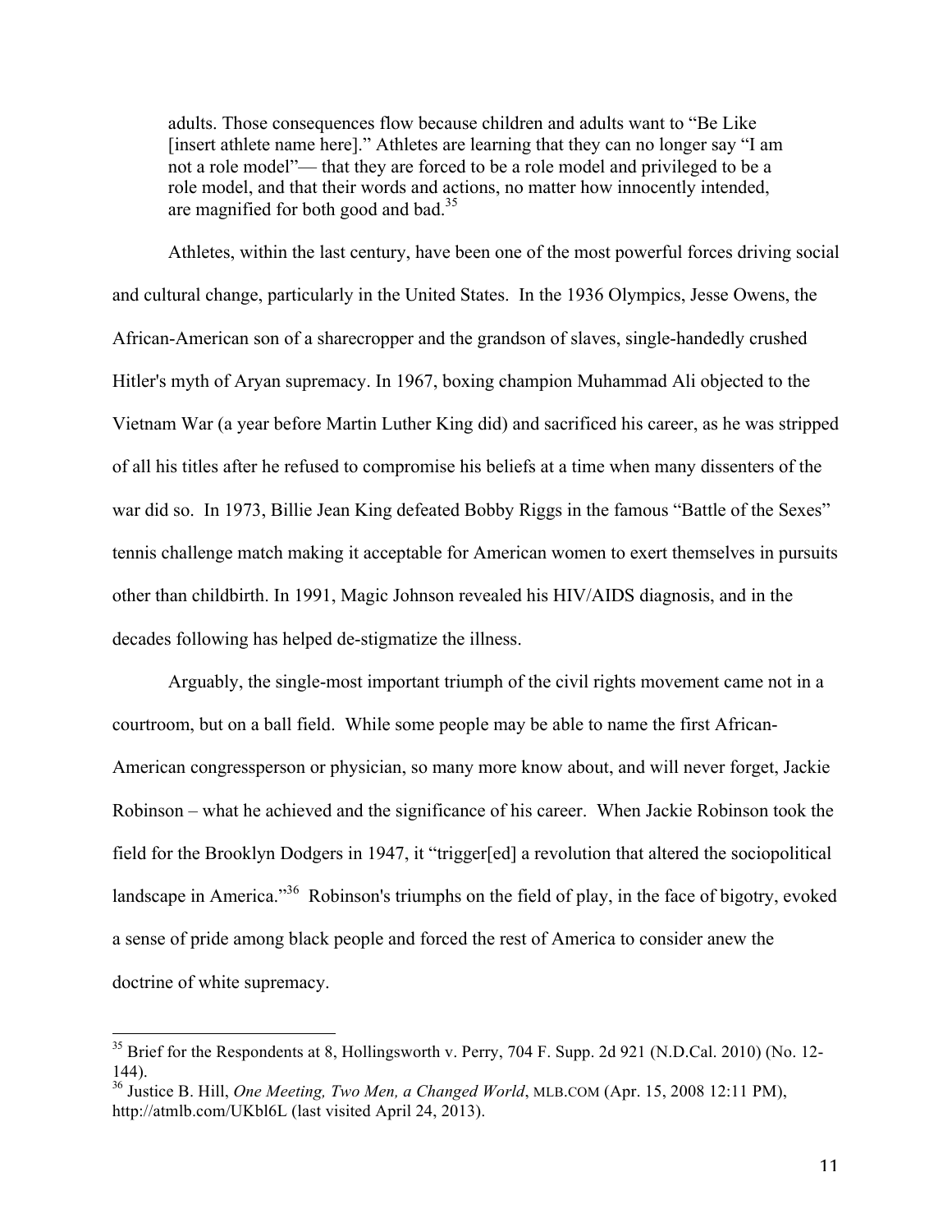> adults. Those consequences flow because children and adults want to "Be Like [insert athlete name here]." Athletes are learning that they can no longer say "I am not a role model"— that they are forced to be a role model and privileged to be a role model, and that their words and actions, no matter how innocently intended, are magnified for both good and bad.[35]

Athletes, within the last century, have been one of the most powerful forces driving social and cultural change, particularly in the United States. In the 1936 Olympics, Jesse Owens, the African-American son of a sharecropper and the grandson of slaves, single-handedly crushed Hitler's myth of Aryan supremacy. In 1967, boxing champion Muhammad Ali objected to the Vietnam War (a year before Martin Luther King did) and sacrificed his career, as he was stripped of all his titles after he refused to compromise his beliefs at a time when many dissenters of the war did so. In 1973, Billie Jean King defeated Bobby Riggs in the famous "Battle of the Sexes" tennis challenge match making it acceptable for American women to exert themselves in pursuits other than childbirth. In 1991, Magic Johnson revealed his HIV/AIDS diagnosis, and in the decades following has helped de-stigmatize the illness.

Arguably, the single-most important triumph of the civil rights movement came not in a courtroom, but on a ball field. While some people may be able to name the first African-American congressperson or physician, so many more know about, and will never forget, Jackie Robinson – what he achieved and the significance of his career. When Jackie Robinson took the field for the Brooklyn Dodgers in 1947, it "trigger[ed] a revolution that altered the sociopolitical landscape in America."[36] Robinson's triumphs on the field of play, in the face of bigotry, evoked a sense of pride among black people and forced the rest of America to consider anew the doctrine of white supremacy.

---

[35] Brief for the Respondents at 8, Hollingsworth v. Perry, 704 F. Supp. 2d 921 (N.D.Cal. 2010) (No. 12-144).

[36] Justice B. Hill, *One Meeting, Two Men, a Changed World*, MLB.COM (Apr. 15, 2008 12:11 PM), http://atmlb.com/UKbl6L (last visited April 24, 2013).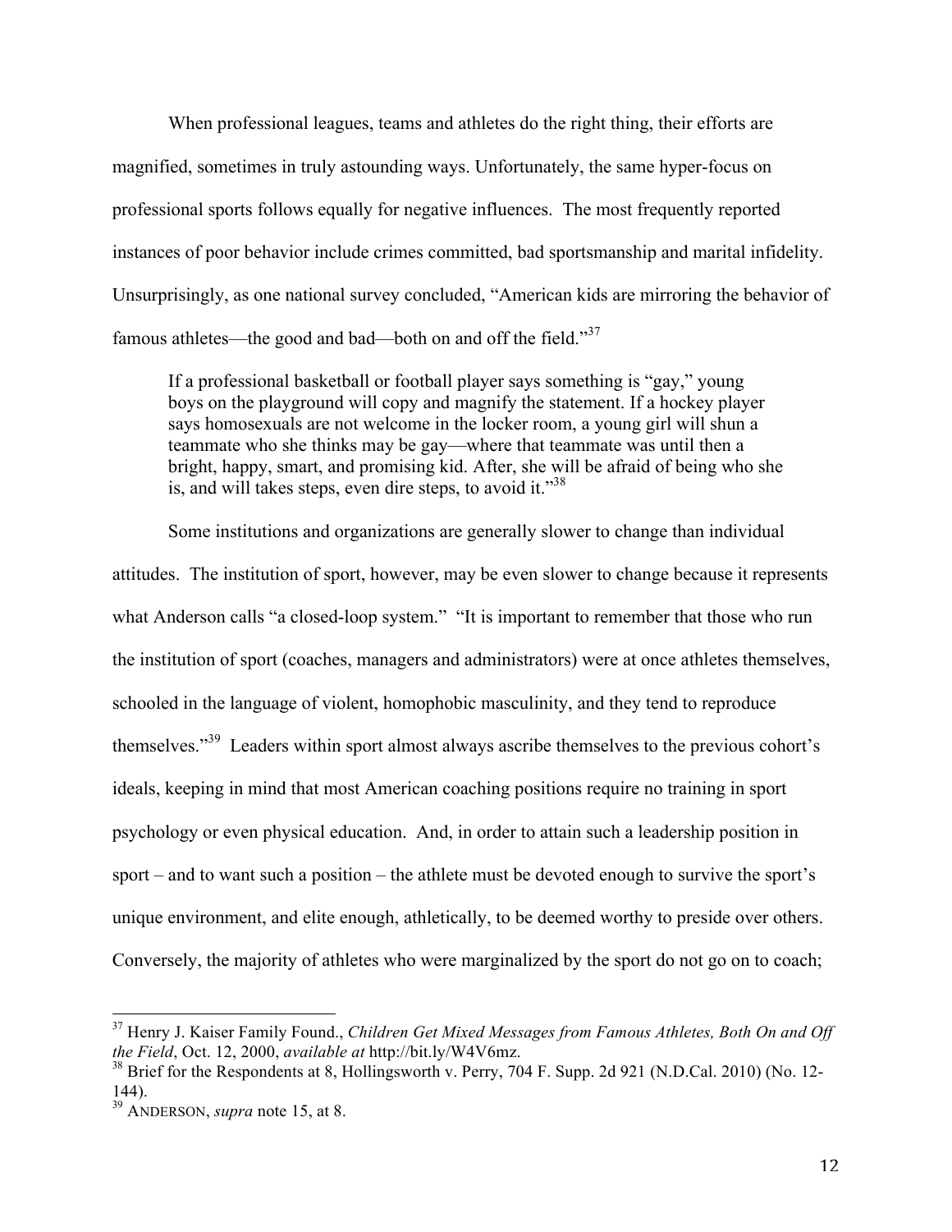When professional leagues, teams and athletes do the right thing, their efforts are magnified, sometimes in truly astounding ways. Unfortunately, the same hyper-focus on professional sports follows equally for negative influences. The most frequently reported instances of poor behavior include crimes committed, bad sportsmanship and marital infidelity. Unsurprisingly, as one national survey concluded, "American kids are mirroring the behavior of famous athletes—the good and bad—both on and off the field."[37]

> If a professional basketball or football player says something is "gay," young boys on the playground will copy and magnify the statement. If a hockey player says homosexuals are not welcome in the locker room, a young girl will shun a teammate who she thinks may be gay—where that teammate was until then a bright, happy, smart, and promising kid. After, she will be afraid of being who she is, and will takes steps, even dire steps, to avoid it."[38]

Some institutions and organizations are generally slower to change than individual attitudes. The institution of sport, however, may be even slower to change because it represents what Anderson calls "a closed-loop system." "It is important to remember that those who run the institution of sport (coaches, managers and administrators) were at once athletes themselves, schooled in the language of violent, homophobic masculinity, and they tend to reproduce themselves."[39] Leaders within sport almost always ascribe themselves to the previous cohort's ideals, keeping in mind that most American coaching positions require no training in sport psychology or even physical education. And, in order to attain such a leadership position in sport – and to want such a position – the athlete must be devoted enough to survive the sport's unique environment, and elite enough, athletically, to be deemed worthy to preside over others. Conversely, the majority of athletes who were marginalized by the sport do not go on to coach;

---

[37] Henry J. Kaiser Family Found., *Children Get Mixed Messages from Famous Athletes, Both On and Off the Field*, Oct. 12, 2000, *available at* http://bit.ly/W4V6mz.

[38] Brief for the Respondents at 8, Hollingsworth v. Perry, 704 F. Supp. 2d 921 (N.D.Cal. 2010) (No. 12-144).

[39] ANDERSON, *supra* note 15, at 8.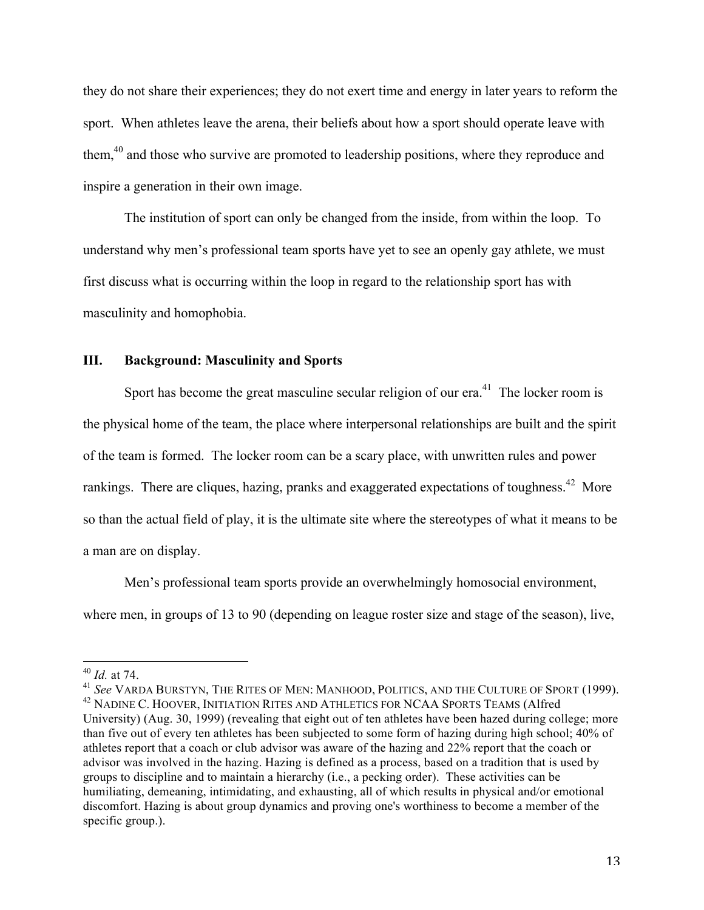they do not share their experiences; they do not exert time and energy in later years to reform the sport. When athletes leave the arena, their beliefs about how a sport should operate leave with them,[40] and those who survive are promoted to leadership positions, where they reproduce and inspire a generation in their own image.

The institution of sport can only be changed from the inside, from within the loop. To understand why men's professional team sports have yet to see an openly gay athlete, we must first discuss what is occurring within the loop in regard to the relationship sport has with masculinity and homophobia.

## III. Background: Masculinity and Sports

Sport has become the great masculine secular religion of our era.[41] The locker room is the physical home of the team, the place where interpersonal relationships are built and the spirit of the team is formed. The locker room can be a scary place, with unwritten rules and power rankings. There are cliques, hazing, pranks and exaggerated expectations of toughness.[42] More so than the actual field of play, it is the ultimate site where the stereotypes of what it means to be a man are on display.

Men's professional team sports provide an overwhelmingly homosocial environment, where men, in groups of 13 to 90 (depending on league roster size and stage of the season), live,

---

[40] *Id.* at 74.

[41] *See* VARDA BURSTYN, THE RITES OF MEN: MANHOOD, POLITICS, AND THE CULTURE OF SPORT (1999).

[42] NADINE C. HOOVER, INITIATION RITES AND ATHLETICS FOR NCAA SPORTS TEAMS (Alfred University) (Aug. 30, 1999) (revealing that eight out of ten athletes have been hazed during college; more than five out of every ten athletes has been subjected to some form of hazing during high school; 40% of athletes report that a coach or club advisor was aware of the hazing and 22% report that the coach or advisor was involved in the hazing. Hazing is defined as a process, based on a tradition that is used by groups to discipline and to maintain a hierarchy (i.e., a pecking order). These activities can be humiliating, demeaning, intimidating, and exhausting, all of which results in physical and/or emotional discomfort. Hazing is about group dynamics and proving one's worthiness to become a member of the specific group.).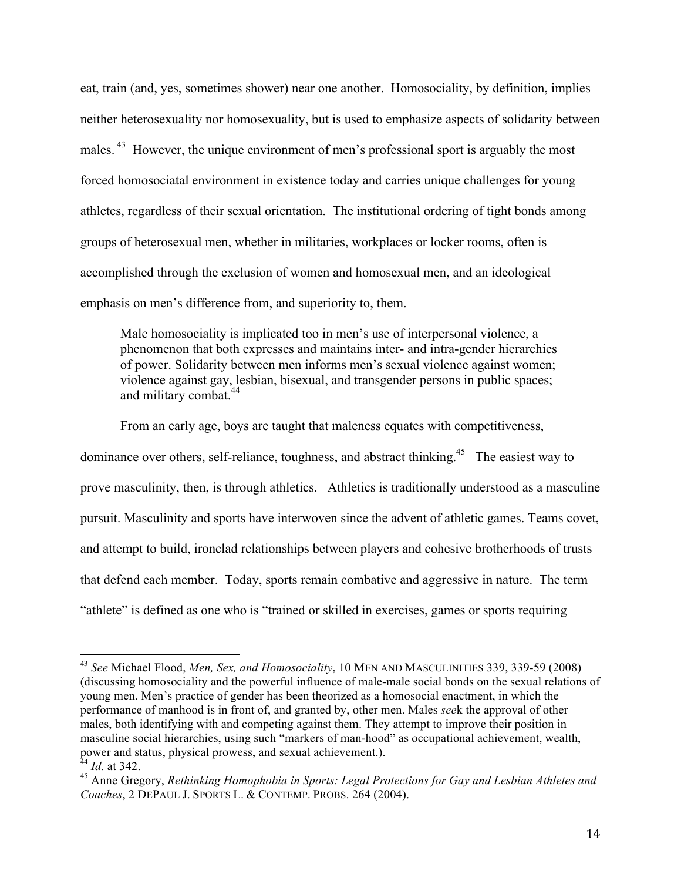eat, train (and, yes, sometimes shower) near one another. Homosociality, by definition, implies neither heterosexuality nor homosexuality, but is used to emphasize aspects of solidarity between males.[43] However, the unique environment of men's professional sport is arguably the most forced homosociatal environment in existence today and carries unique challenges for young athletes, regardless of their sexual orientation. The institutional ordering of tight bonds among groups of heterosexual men, whether in militaries, workplaces or locker rooms, often is accomplished through the exclusion of women and homosexual men, and an ideological emphasis on men's difference from, and superiority to, them.

> Male homosociality is implicated too in men's use of interpersonal violence, a phenomenon that both expresses and maintains inter- and intra-gender hierarchies of power. Solidarity between men informs men's sexual violence against women; violence against gay, lesbian, bisexual, and transgender persons in public spaces; and military combat.[44]

From an early age, boys are taught that maleness equates with competitiveness, dominance over others, self-reliance, toughness, and abstract thinking.[45] The easiest way to prove masculinity, then, is through athletics. Athletics is traditionally understood as a masculine pursuit. Masculinity and sports have interwoven since the advent of athletic games. Teams covet, and attempt to build, ironclad relationships between players and cohesive brotherhoods of trusts that defend each member. Today, sports remain combative and aggressive in nature. The term "athlete" is defined as one who is "trained or skilled in exercises, games or sports requiring

---

[43] *See* Michael Flood, *Men, Sex, and Homosociality*, 10 MEN AND MASCULINITIES 339, 339-59 (2008) (discussing homosociality and the powerful influence of male-male social bonds on the sexual relations of young men. Men's practice of gender has been theorized as a homosocial enactment, in which the performance of manhood is in front of, and granted by, other men. Males *see*k the approval of other males, both identifying with and competing against them. They attempt to improve their position in masculine social hierarchies, using such "markers of man-hood" as occupational achievement, wealth, power and status, physical prowess, and sexual achievement.).

[44] *Id.* at 342.

[45] Anne Gregory, *Rethinking Homophobia in Sports: Legal Protections for Gay and Lesbian Athletes and Coaches*, 2 DEPAUL J. SPORTS L. & CONTEMP. PROBS. 264 (2004).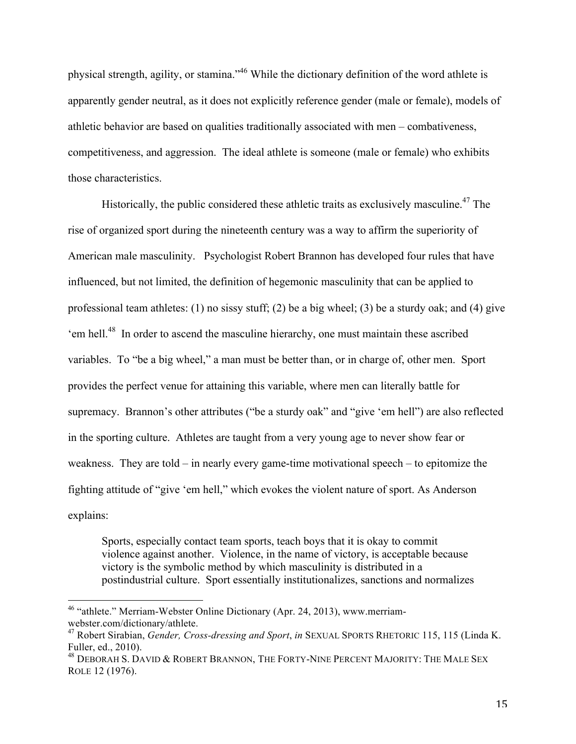physical strength, agility, or stamina."[46] While the dictionary definition of the word athlete is apparently gender neutral, as it does not explicitly reference gender (male or female), models of athletic behavior are based on qualities traditionally associated with men – combativeness, competitiveness, and aggression. The ideal athlete is someone (male or female) who exhibits those characteristics.

Historically, the public considered these athletic traits as exclusively masculine.[47] The rise of organized sport during the nineteenth century was a way to affirm the superiority of American male masculinity. Psychologist Robert Brannon has developed four rules that have influenced, but not limited, the definition of hegemonic masculinity that can be applied to professional team athletes: (1) no sissy stuff; (2) be a big wheel; (3) be a sturdy oak; and (4) give 'em hell.[48] In order to ascend the masculine hierarchy, one must maintain these ascribed variables. To "be a big wheel," a man must be better than, or in charge of, other men. Sport provides the perfect venue for attaining this variable, where men can literally battle for supremacy. Brannon's other attributes ("be a sturdy oak" and "give 'em hell") are also reflected in the sporting culture. Athletes are taught from a very young age to never show fear or weakness. They are told – in nearly every game-time motivational speech – to epitomize the fighting attitude of "give 'em hell," which evokes the violent nature of sport. As Anderson explains:

> Sports, especially contact team sports, teach boys that it is okay to commit violence against another. Violence, in the name of victory, is acceptable because victory is the symbolic method by which masculinity is distributed in a postindustrial culture. Sport essentially institutionalizes, sanctions and normalizes

---

[46] "athlete." Merriam-Webster Online Dictionary (Apr. 24, 2013), www.merriam-webster.com/dictionary/athlete.

[47] Robert Sirabian, *Gender, Cross-dressing and Sport*, *in* SEXUAL SPORTS RHETORIC 115, 115 (Linda K. Fuller, ed., 2010).

[48] DEBORAH S. DAVID & ROBERT BRANNON, THE FORTY-NINE PERCENT MAJORITY: THE MALE SEX ROLE 12 (1976).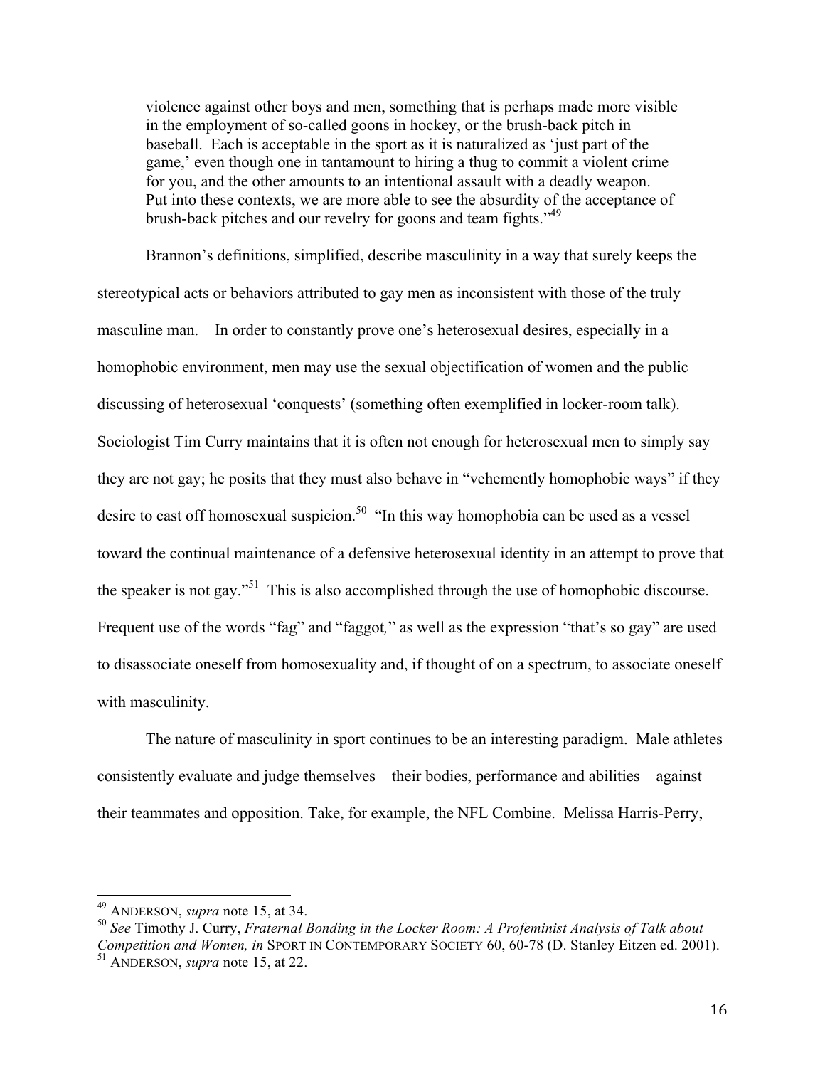> violence against other boys and men, something that is perhaps made more visible in the employment of so-called goons in hockey, or the brush-back pitch in baseball. Each is acceptable in the sport as it is naturalized as 'just part of the game,' even though one in tantamount to hiring a thug to commit a violent crime for you, and the other amounts to an intentional assault with a deadly weapon. Put into these contexts, we are more able to see the absurdity of the acceptance of brush-back pitches and our revelry for goons and team fights."[49]

Brannon's definitions, simplified, describe masculinity in a way that surely keeps the stereotypical acts or behaviors attributed to gay men as inconsistent with those of the truly masculine man. In order to constantly prove one's heterosexual desires, especially in a homophobic environment, men may use the sexual objectification of women and the public discussing of heterosexual 'conquests' (something often exemplified in locker-room talk). Sociologist Tim Curry maintains that it is often not enough for heterosexual men to simply say they are not gay; he posits that they must also behave in "vehemently homophobic ways" if they desire to cast off homosexual suspicion.[50] "In this way homophobia can be used as a vessel toward the continual maintenance of a defensive heterosexual identity in an attempt to prove that the speaker is not gay."[51] This is also accomplished through the use of homophobic discourse. Frequent use of the words "fag" and "faggot," as well as the expression "that's so gay" are used to disassociate oneself from homosexuality and, if thought of on a spectrum, to associate oneself with masculinity.

The nature of masculinity in sport continues to be an interesting paradigm. Male athletes consistently evaluate and judge themselves – their bodies, performance and abilities – against their teammates and opposition. Take, for example, the NFL Combine. Melissa Harris-Perry,

---

[49] ANDERSON, *supra* note 15, at 34.

[50] *See* Timothy J. Curry, *Fraternal Bonding in the Locker Room: A Profeminist Analysis of Talk about Competition and Women, in* SPORT IN CONTEMPORARY SOCIETY 60, 60-78 (D. Stanley Eitzen ed. 2001).

[51] ANDERSON, *supra* note 15, at 22.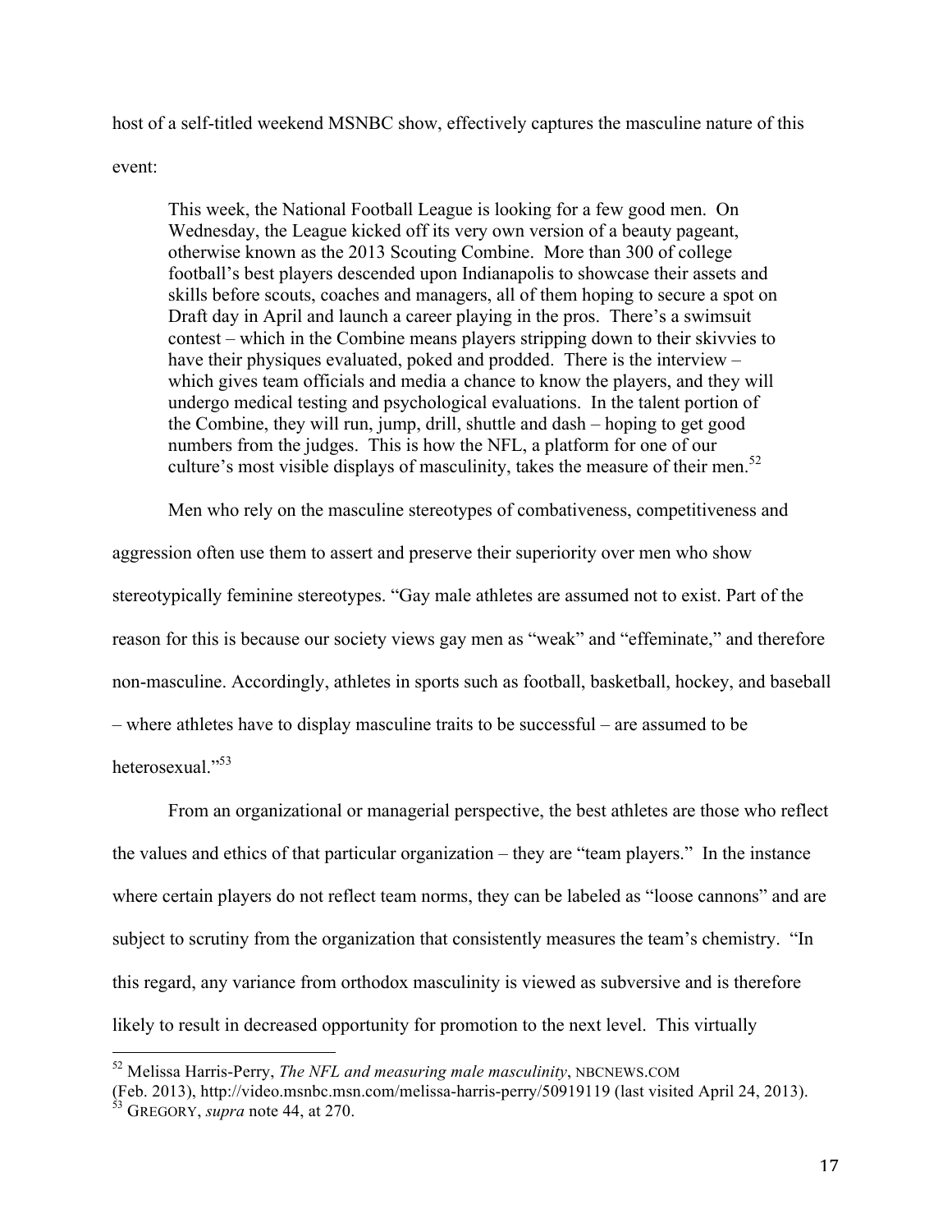host of a self-titled weekend MSNBC show, effectively captures the masculine nature of this event:

> This week, the National Football League is looking for a few good men. On Wednesday, the League kicked off its very own version of a beauty pageant, otherwise known as the 2013 Scouting Combine. More than 300 of college football's best players descended upon Indianapolis to showcase their assets and skills before scouts, coaches and managers, all of them hoping to secure a spot on Draft day in April and launch a career playing in the pros. There's a swimsuit contest – which in the Combine means players stripping down to their skivvies to have their physiques evaluated, poked and prodded. There is the interview – which gives team officials and media a chance to know the players, and they will undergo medical testing and psychological evaluations. In the talent portion of the Combine, they will run, jump, drill, shuttle and dash – hoping to get good numbers from the judges. This is how the NFL, a platform for one of our culture's most visible displays of masculinity, takes the measure of their men.[52]

Men who rely on the masculine stereotypes of combativeness, competitiveness and aggression often use them to assert and preserve their superiority over men who show stereotypically feminine stereotypes. "Gay male athletes are assumed not to exist. Part of the reason for this is because our society views gay men as "weak" and "effeminate," and therefore non-masculine. Accordingly, athletes in sports such as football, basketball, hockey, and baseball – where athletes have to display masculine traits to be successful – are assumed to be heterosexual."[53]

From an organizational or managerial perspective, the best athletes are those who reflect the values and ethics of that particular organization – they are "team players." In the instance where certain players do not reflect team norms, they can be labeled as "loose cannons" and are subject to scrutiny from the organization that consistently measures the team's chemistry. "In this regard, any variance from orthodox masculinity is viewed as subversive and is therefore likely to result in decreased opportunity for promotion to the next level. This virtually

---

[52] Melissa Harris-Perry, *The NFL and measuring male masculinity*, NBCNEWS.COM (Feb. 2013), http://video.msnbc.msn.com/melissa-harris-perry/50919119 (last visited April 24, 2013).

[53] GREGORY, *supra* note 44, at 270.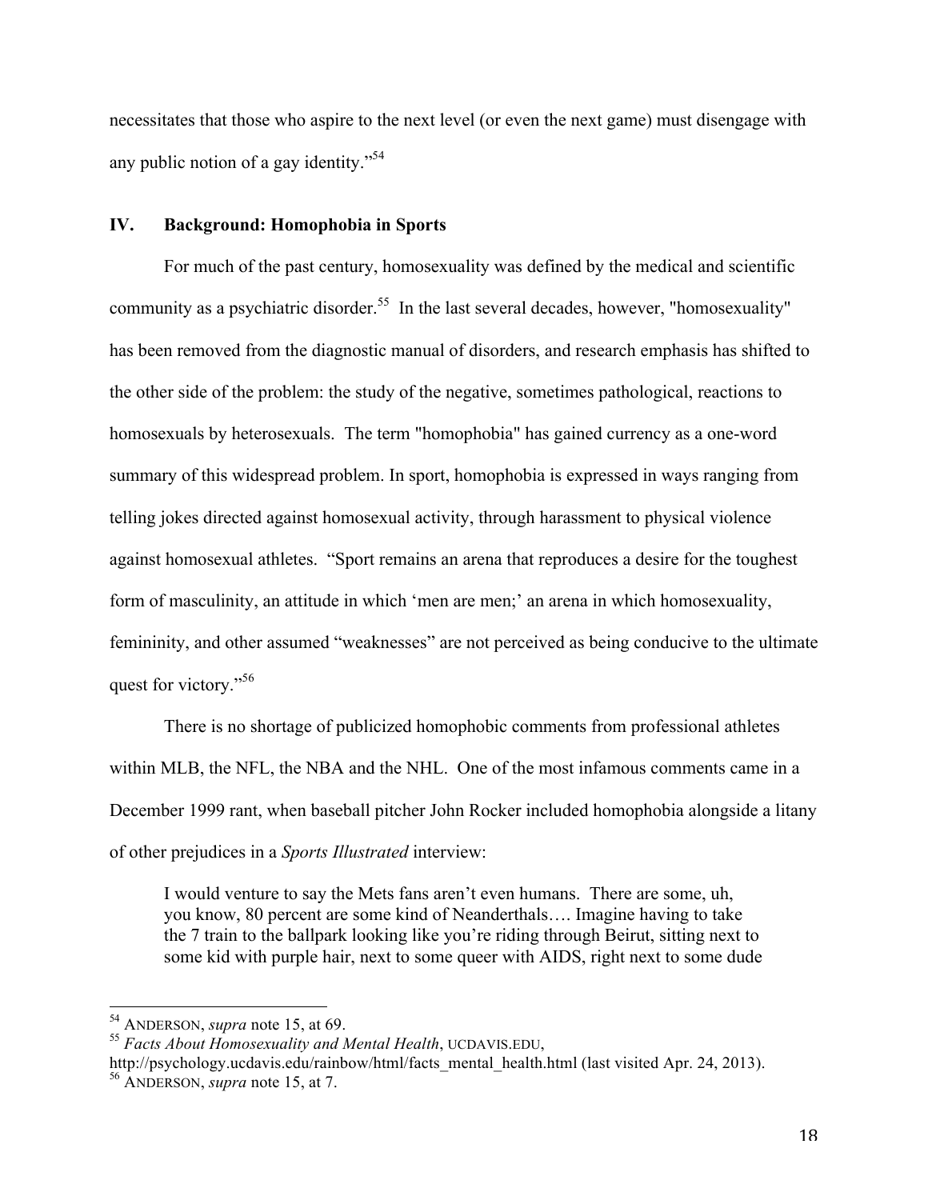necessitates that those who aspire to the next level (or even the next game) must disengage with any public notion of a gay identity."[54]

## IV. Background: Homophobia in Sports

For much of the past century, homosexuality was defined by the medical and scientific community as a psychiatric disorder.[55] In the last several decades, however, "homosexuality" has been removed from the diagnostic manual of disorders, and research emphasis has shifted to the other side of the problem: the study of the negative, sometimes pathological, reactions to homosexuals by heterosexuals. The term "homophobia" has gained currency as a one-word summary of this widespread problem. In sport, homophobia is expressed in ways ranging from telling jokes directed against homosexual activity, through harassment to physical violence against homosexual athletes. "Sport remains an arena that reproduces a desire for the toughest form of masculinity, an attitude in which 'men are men;' an arena in which homosexuality, femininity, and other assumed "weaknesses" are not perceived as being conducive to the ultimate quest for victory."[56]

There is no shortage of publicized homophobic comments from professional athletes within MLB, the NFL, the NBA and the NHL. One of the most infamous comments came in a December 1999 rant, when baseball pitcher John Rocker included homophobia alongside a litany of other prejudices in a *Sports Illustrated* interview:

> I would venture to say the Mets fans aren't even humans. There are some, uh, you know, 80 percent are some kind of Neanderthals…. Imagine having to take the 7 train to the ballpark looking like you're riding through Beirut, sitting next to some kid with purple hair, next to some queer with AIDS, right next to some dude

---

[54] ANDERSON, *supra* note 15, at 69.

[55] *Facts About Homosexuality and Mental Health*, UCDAVIS.EDU, http://psychology.ucdavis.edu/rainbow/html/facts_mental_health.html (last visited Apr. 24, 2013).

[56] ANDERSON, *supra* note 15, at 7.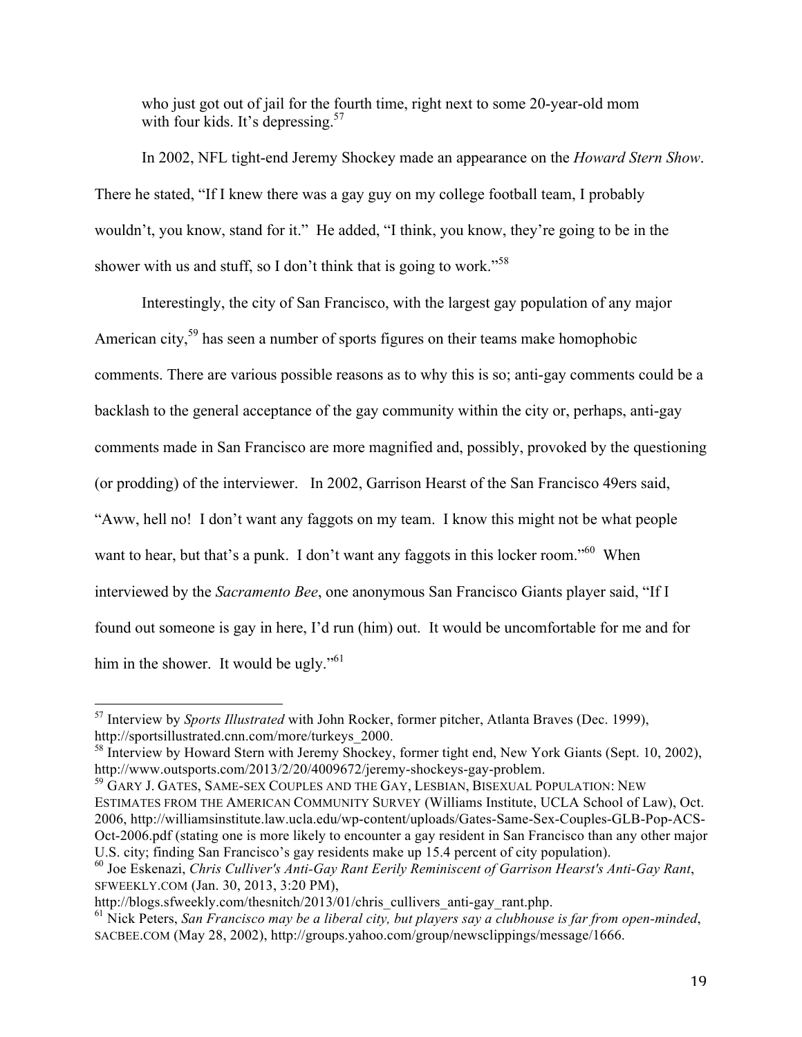> who just got out of jail for the fourth time, right next to some 20-year-old mom with four kids. It's depressing.[57]

In 2002, NFL tight-end Jeremy Shockey made an appearance on the *Howard Stern Show*. There he stated, "If I knew there was a gay guy on my college football team, I probably wouldn't, you know, stand for it." He added, "I think, you know, they're going to be in the shower with us and stuff, so I don't think that is going to work."[58]

Interestingly, the city of San Francisco, with the largest gay population of any major American city,[59] has seen a number of sports figures on their teams make homophobic comments. There are various possible reasons as to why this is so; anti-gay comments could be a backlash to the general acceptance of the gay community within the city or, perhaps, anti-gay comments made in San Francisco are more magnified and, possibly, provoked by the questioning (or prodding) of the interviewer. In 2002, Garrison Hearst of the San Francisco 49ers said, "Aww, hell no! I don't want any faggots on my team. I know this might not be what people want to hear, but that's a punk. I don't want any faggots in this locker room."[60] When interviewed by the *Sacramento Bee*, one anonymous San Francisco Giants player said, "If I found out someone is gay in here, I'd run (him) out. It would be uncomfortable for me and for him in the shower. It would be ugly."[61]

---

[57] Interview by *Sports Illustrated* with John Rocker, former pitcher, Atlanta Braves (Dec. 1999), http://sportsillustrated.cnn.com/more/turkeys_2000.

[58] Interview by Howard Stern with Jeremy Shockey, former tight end, New York Giants (Sept. 10, 2002), http://www.outsports.com/2013/2/20/4009672/jeremy-shockeys-gay-problem.

[59] GARY J. GATES, SAME-SEX COUPLES AND THE GAY, LESBIAN, BISEXUAL POPULATION: NEW ESTIMATES FROM THE AMERICAN COMMUNITY SURVEY (Williams Institute, UCLA School of Law), Oct. 2006, http://williamsinstitute.law.ucla.edu/wp-content/uploads/Gates-Same-Sex-Couples-GLB-Pop-ACS-Oct-2006.pdf (stating one is more likely to encounter a gay resident in San Francisco than any other major U.S. city; finding San Francisco's gay residents make up 15.4 percent of city population).

[60] Joe Eskenazi, *Chris Culliver's Anti-Gay Rant Eerily Reminiscent of Garrison Hearst's Anti-Gay Rant*, SFWEEKLY.COM (Jan. 30, 2013, 3:20 PM), http://blogs.sfweekly.com/thesnitch/2013/01/chris_cullivers_anti-gay_rant.php.

[61] Nick Peters, *San Francisco may be a liberal city, but players say a clubhouse is far from open-minded*, SACBEE.COM (May 28, 2002), http://groups.yahoo.com/group/newsclippings/message/1666.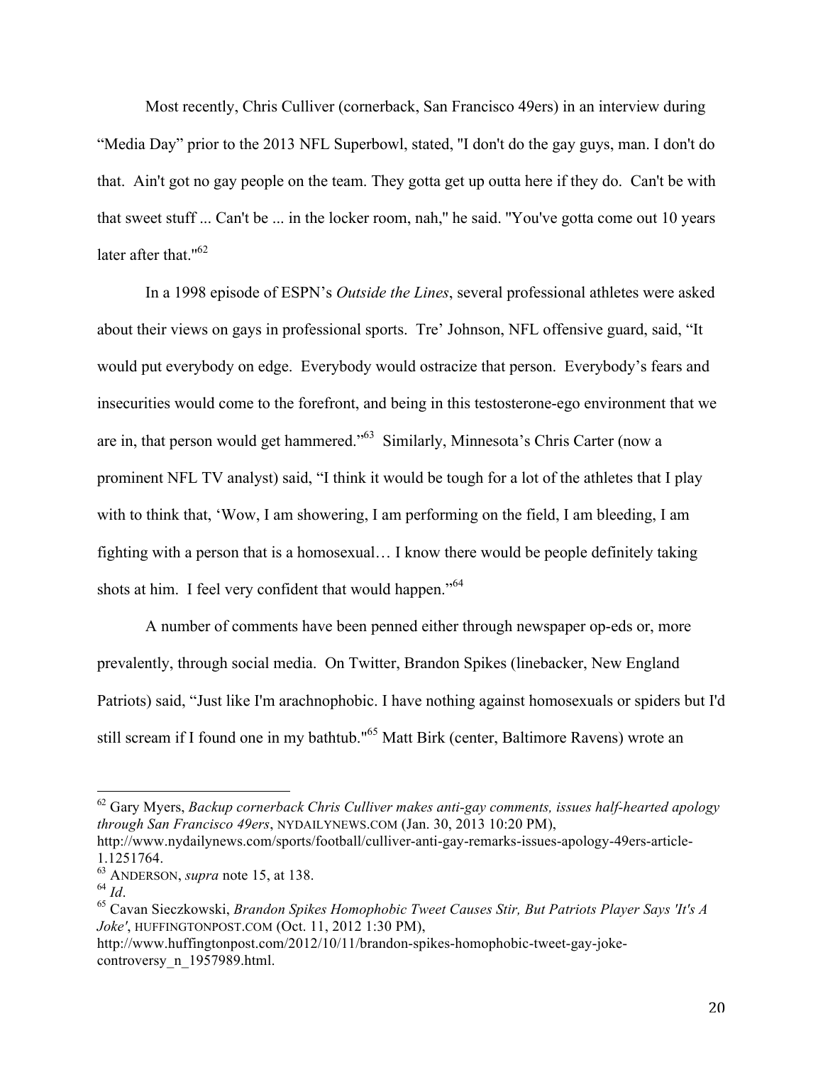Most recently, Chris Culliver (cornerback, San Francisco 49ers) in an interview during "Media Day" prior to the 2013 NFL Superbowl, stated, "I don't do the gay guys, man. I don't do that. Ain't got no gay people on the team. They gotta get up outta here if they do. Can't be with that sweet stuff ... Can't be ... in the locker room, nah," he said. "You've gotta come out 10 years later after that."[62]

In a 1998 episode of ESPN's *Outside the Lines*, several professional athletes were asked about their views on gays in professional sports. Tre' Johnson, NFL offensive guard, said, "It would put everybody on edge. Everybody would ostracize that person. Everybody's fears and insecurities would come to the forefront, and being in this testosterone-ego environment that we are in, that person would get hammered."[63] Similarly, Minnesota's Chris Carter (now a prominent NFL TV analyst) said, "I think it would be tough for a lot of the athletes that I play with to think that, 'Wow, I am showering, I am performing on the field, I am bleeding, I am fighting with a person that is a homosexual… I know there would be people definitely taking shots at him. I feel very confident that would happen."[64]

A number of comments have been penned either through newspaper op-eds or, more prevalently, through social media. On Twitter, Brandon Spikes (linebacker, New England Patriots) said, "Just like I'm arachnophobic. I have nothing against homosexuals or spiders but I'd still scream if I found one in my bathtub."[65] Matt Birk (center, Baltimore Ravens) wrote an

---

[62] Gary Myers, *Backup cornerback Chris Culliver makes anti-gay comments, issues half-hearted apology through San Francisco 49ers*, NYDAILYNEWS.COM (Jan. 30, 2013 10:20 PM), http://www.nydailynews.com/sports/football/culliver-anti-gay-remarks-issues-apology-49ers-article-1.1251764.

[63] ANDERSON, *supra* note 15, at 138.

[64] *Id*.

[65] Cavan Sieczkowski, *Brandon Spikes Homophobic Tweet Causes Stir, But Patriots Player Says 'It's A Joke'*, HUFFINGTONPOST.COM (Oct. 11, 2012 1:30 PM), http://www.huffingtonpost.com/2012/10/11/brandon-spikes-homophobic-tweet-gay-joke-controversy_n_1957989.html.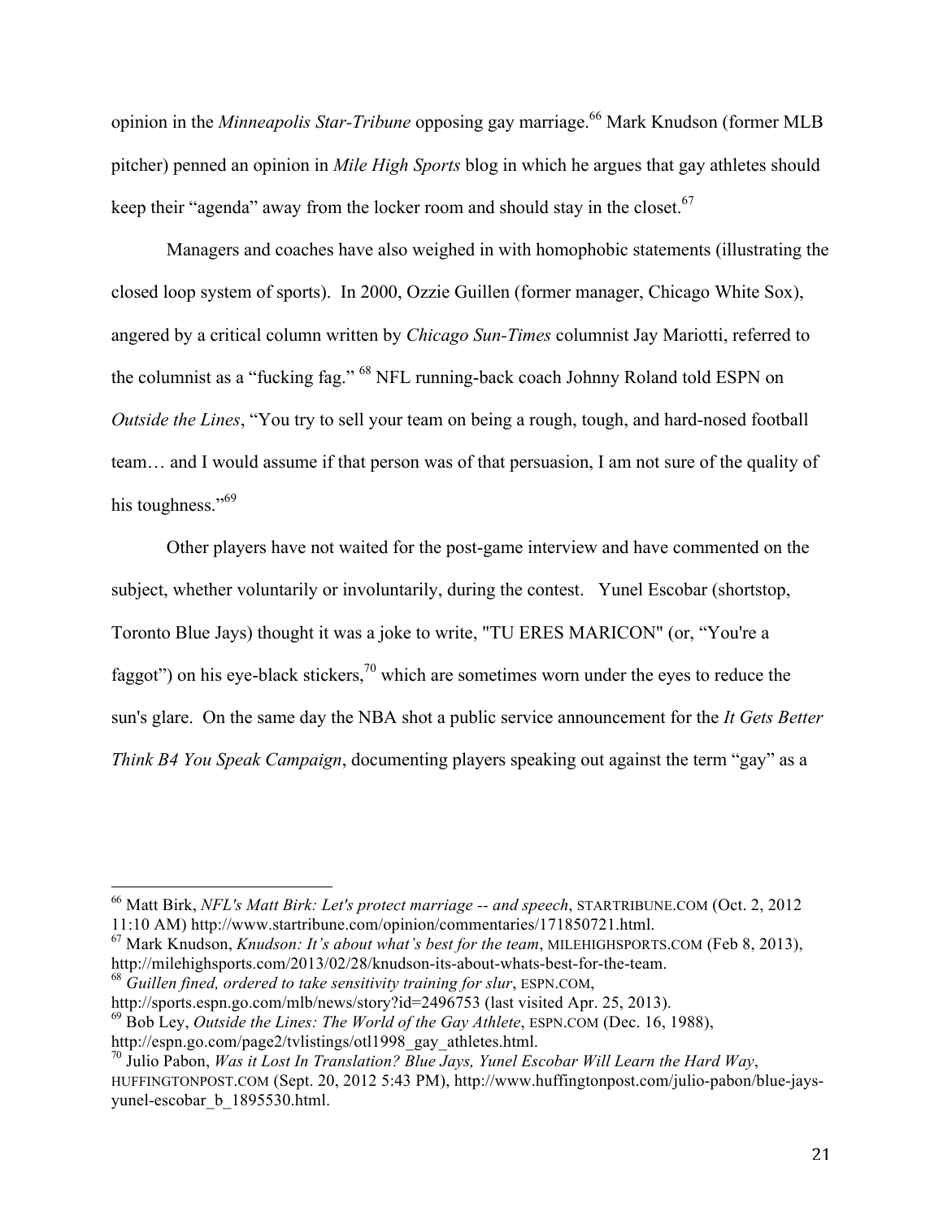opinion in the *Minneapolis Star-Tribune* opposing gay marriage.[66] Mark Knudson (former MLB pitcher) penned an opinion in *Mile High Sports* blog in which he argues that gay athletes should keep their "agenda" away from the locker room and should stay in the closet.[67]

Managers and coaches have also weighed in with homophobic statements (illustrating the closed loop system of sports). In 2000, Ozzie Guillen (former manager, Chicago White Sox), angered by a critical column written by *Chicago Sun-Times* columnist Jay Mariotti, referred to the columnist as a "fucking fag." [68] NFL running-back coach Johnny Roland told ESPN on *Outside the Lines*, "You try to sell your team on being a rough, tough, and hard-nosed football team… and I would assume if that person was of that persuasion, I am not sure of the quality of his toughness."[69]

Other players have not waited for the post-game interview and have commented on the subject, whether voluntarily or involuntarily, during the contest. Yunel Escobar (shortstop, Toronto Blue Jays) thought it was a joke to write, "TU ERES MARICON" (or, "You're a faggot") on his eye-black stickers,[70] which are sometimes worn under the eyes to reduce the sun's glare. On the same day the NBA shot a public service announcement for the *It Gets Better Think B4 You Speak Campaign*, documenting players speaking out against the term "gay" as a

---

[66] Matt Birk, *NFL's Matt Birk: Let's protect marriage -- and speech*, STARTRIBUNE.COM (Oct. 2, 2012 11:10 AM) http://www.startribune.com/opinion/commentaries/171850721.html.

[67] Mark Knudson, *Knudson: It's about what's best for the team*, MILEHIGHSPORTS.COM (Feb 8, 2013), http://milehighsports.com/2013/02/28/knudson-its-about-whats-best-for-the-team.

[68] *Guillen fined, ordered to take sensitivity training for slur*, ESPN.COM, http://sports.espn.go.com/mlb/news/story?id=2496753 (last visited Apr. 25, 2013).

[69] Bob Ley, *Outside the Lines: The World of the Gay Athlete*, ESPN.COM (Dec. 16, 1988), http://espn.go.com/page2/tvlistings/otl1998_gay_athletes.html.

[70] Julio Pabon, *Was it Lost In Translation? Blue Jays, Yunel Escobar Will Learn the Hard Way*, HUFFINGTONPOST.COM (Sept. 20, 2012 5:43 PM), http://www.huffingtonpost.com/julio-pabon/blue-jays-yunel-escobar_b_1895530.html.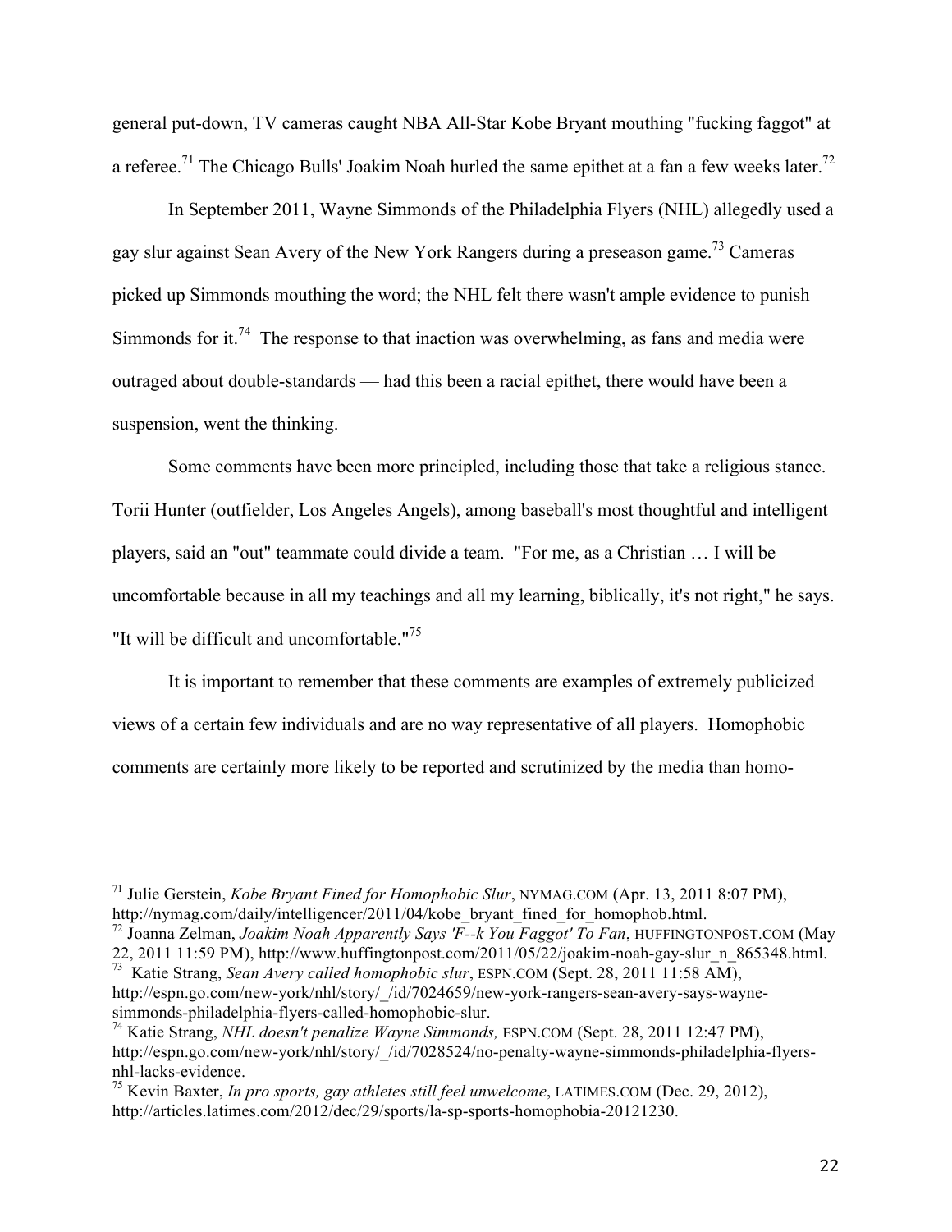general put-down, TV cameras caught NBA All-Star Kobe Bryant mouthing "fucking faggot" at a referee.[71] The Chicago Bulls' Joakim Noah hurled the same epithet at a fan a few weeks later.[72]

In September 2011, Wayne Simmonds of the Philadelphia Flyers (NHL) allegedly used a gay slur against Sean Avery of the New York Rangers during a preseason game.[73] Cameras picked up Simmonds mouthing the word; the NHL felt there wasn't ample evidence to punish Simmonds for it.[74] The response to that inaction was overwhelming, as fans and media were outraged about double-standards — had this been a racial epithet, there would have been a suspension, went the thinking.

Some comments have been more principled, including those that take a religious stance. Torii Hunter (outfielder, Los Angeles Angels), among baseball's most thoughtful and intelligent players, said an "out" teammate could divide a team. "For me, as a Christian … I will be uncomfortable because in all my teachings and all my learning, biblically, it's not right," he says. "It will be difficult and uncomfortable."[75]

It is important to remember that these comments are examples of extremely publicized views of a certain few individuals and are no way representative of all players. Homophobic comments are certainly more likely to be reported and scrutinized by the media than homo-

---

[71] Julie Gerstein, *Kobe Bryant Fined for Homophobic Slur*, NYMAG.COM (Apr. 13, 2011 8:07 PM), http://nymag.com/daily/intelligencer/2011/04/kobe_bryant_fined_for_homophob.html.

[72] Joanna Zelman, *Joakim Noah Apparently Says 'F--k You Faggot' To Fan*, HUFFINGTONPOST.COM (May 22, 2011 11:59 PM), http://www.huffingtonpost.com/2011/05/22/joakim-noah-gay-slur_n_865348.html.

[73] Katie Strang, *Sean Avery called homophobic slur*, ESPN.COM (Sept. 28, 2011 11:58 AM), http://espn.go.com/new-york/nhl/story/_/id/7024659/new-york-rangers-sean-avery-says-wayne-simmonds-philadelphia-flyers-called-homophobic-slur.

[74] Katie Strang, *NHL doesn't penalize Wayne Simmonds,* ESPN.COM (Sept. 28, 2011 12:47 PM), http://espn.go.com/new-york/nhl/story/_/id/7028524/no-penalty-wayne-simmonds-philadelphia-flyers-nhl-lacks-evidence.

[75] Kevin Baxter, *In pro sports, gay athletes still feel unwelcome*, LATIMES.COM (Dec. 29, 2012), http://articles.latimes.com/2012/dec/29/sports/la-sp-sports-homophobia-20121230.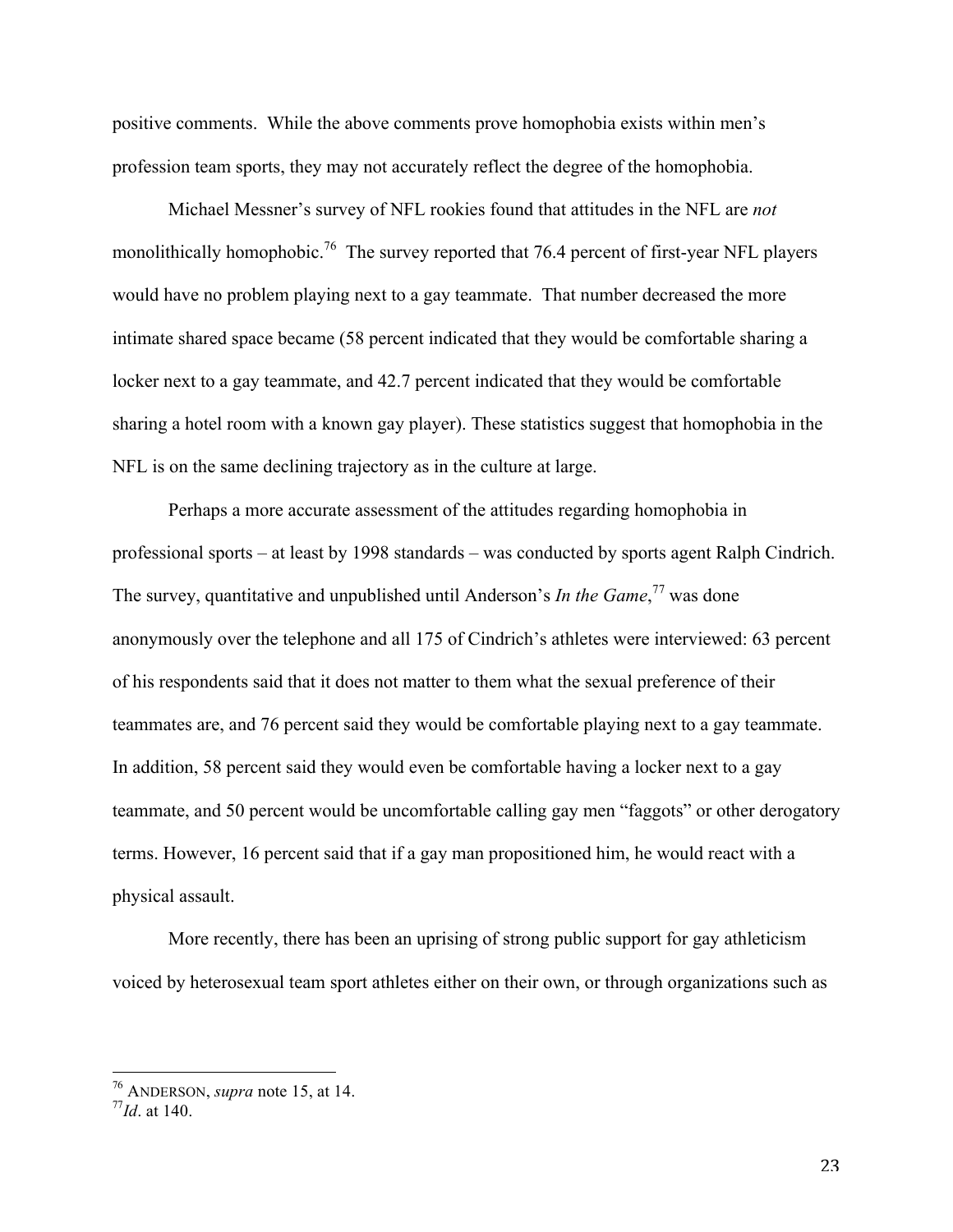positive comments. While the above comments prove homophobia exists within men's profession team sports, they may not accurately reflect the degree of the homophobia.

Michael Messner's survey of NFL rookies found that attitudes in the NFL are *not* monolithically homophobic.[76] The survey reported that 76.4 percent of first-year NFL players would have no problem playing next to a gay teammate. That number decreased the more intimate shared space became (58 percent indicated that they would be comfortable sharing a locker next to a gay teammate, and 42.7 percent indicated that they would be comfortable sharing a hotel room with a known gay player). These statistics suggest that homophobia in the NFL is on the same declining trajectory as in the culture at large.

Perhaps a more accurate assessment of the attitudes regarding homophobia in professional sports – at least by 1998 standards – was conducted by sports agent Ralph Cindrich. The survey, quantitative and unpublished until Anderson's *In the Game*,[77] was done anonymously over the telephone and all 175 of Cindrich's athletes were interviewed: 63 percent of his respondents said that it does not matter to them what the sexual preference of their teammates are, and 76 percent said they would be comfortable playing next to a gay teammate. In addition, 58 percent said they would even be comfortable having a locker next to a gay teammate, and 50 percent would be uncomfortable calling gay men "faggots" or other derogatory terms. However, 16 percent said that if a gay man propositioned him, he would react with a physical assault.

More recently, there has been an uprising of strong public support for gay athleticism voiced by heterosexual team sport athletes either on their own, or through organizations such as

---

[76] ANDERSON, *supra* note 15, at 14.

[77] *Id*. at 140.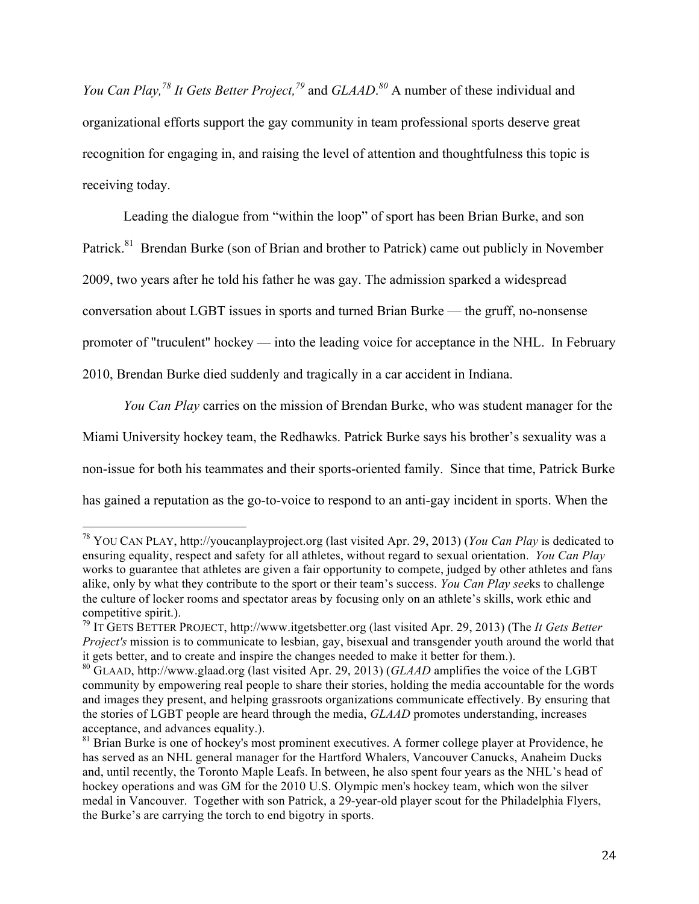*You Can Play,*[78] *It Gets Better Project,*[79] and *GLAAD*.[80] A number of these individual and organizational efforts support the gay community in team professional sports deserve great recognition for engaging in, and raising the level of attention and thoughtfulness this topic is receiving today.

Leading the dialogue from "within the loop" of sport has been Brian Burke, and son Patrick.[81] Brendan Burke (son of Brian and brother to Patrick) came out publicly in November 2009, two years after he told his father he was gay. The admission sparked a widespread conversation about LGBT issues in sports and turned Brian Burke — the gruff, no-nonsense promoter of "truculent" hockey — into the leading voice for acceptance in the NHL. In February 2010, Brendan Burke died suddenly and tragically in a car accident in Indiana.

*You Can Play* carries on the mission of Brendan Burke, who was student manager for the Miami University hockey team, the Redhawks. Patrick Burke says his brother's sexuality was a non-issue for both his teammates and their sports-oriented family. Since that time, Patrick Burke has gained a reputation as the go-to-voice to respond to an anti-gay incident in sports. When the

---

[78] YOU CAN PLAY, http://youcanplayproject.org (last visited Apr. 29, 2013) (*You Can Play* is dedicated to ensuring equality, respect and safety for all athletes, without regard to sexual orientation. *You Can Play* works to guarantee that athletes are given a fair opportunity to compete, judged by other athletes and fans alike, only by what they contribute to the sport or their team's success. *You Can Play see*ks to challenge the culture of locker rooms and spectator areas by focusing only on an athlete's skills, work ethic and competitive spirit.).

[79] IT GETS BETTER PROJECT, http://www.itgetsbetter.org (last visited Apr. 29, 2013) (The *It Gets Better Project's* mission is to communicate to lesbian, gay, bisexual and transgender youth around the world that it gets better, and to create and inspire the changes needed to make it better for them.).

[80] GLAAD, http://www.glaad.org (last visited Apr. 29, 2013) (*GLAAD* amplifies the voice of the LGBT community by empowering real people to share their stories, holding the media accountable for the words and images they present, and helping grassroots organizations communicate effectively. By ensuring that the stories of LGBT people are heard through the media, *GLAAD* promotes understanding, increases acceptance, and advances equality.).

[81] Brian Burke is one of hockey's most prominent executives. A former college player at Providence, he has served as an NHL general manager for the Hartford Whalers, Vancouver Canucks, Anaheim Ducks and, until recently, the Toronto Maple Leafs. In between, he also spent four years as the NHL's head of hockey operations and was GM for the 2010 U.S. Olympic men's hockey team, which won the silver medal in Vancouver. Together with son Patrick, a 29-year-old player scout for the Philadelphia Flyers, the Burke's are carrying the torch to end bigotry in sports.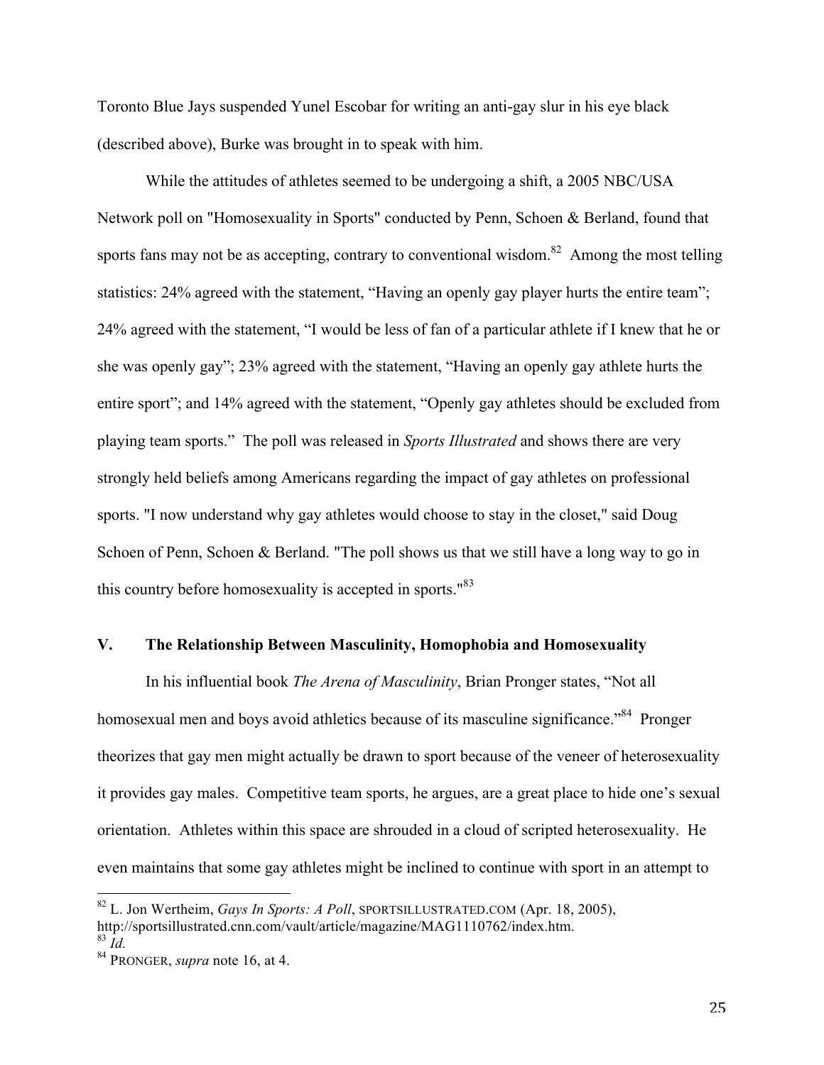Toronto Blue Jays suspended Yunel Escobar for writing an anti-gay slur in his eye black (described above), Burke was brought in to speak with him.

While the attitudes of athletes seemed to be undergoing a shift, a 2005 NBC/USA Network poll on "Homosexuality in Sports" conducted by Penn, Schoen & Berland, found that sports fans may not be as accepting, contrary to conventional wisdom.[82] Among the most telling statistics: 24% agreed with the statement, "Having an openly gay player hurts the entire team"; 24% agreed with the statement, "I would be less of fan of a particular athlete if I knew that he or she was openly gay"; 23% agreed with the statement, "Having an openly gay athlete hurts the entire sport"; and 14% agreed with the statement, "Openly gay athletes should be excluded from playing team sports." The poll was released in *Sports Illustrated* and shows there are very strongly held beliefs among Americans regarding the impact of gay athletes on professional sports. "I now understand why gay athletes would choose to stay in the closet," said Doug Schoen of Penn, Schoen & Berland. "The poll shows us that we still have a long way to go in this country before homosexuality is accepted in sports."[83]

## V. The Relationship Between Masculinity, Homophobia and Homosexuality

In his influential book *The Arena of Masculinity*, Brian Pronger states, "Not all homosexual men and boys avoid athletics because of its masculine significance."[84] Pronger theorizes that gay men might actually be drawn to sport because of the veneer of heterosexuality it provides gay males. Competitive team sports, he argues, are a great place to hide one's sexual orientation. Athletes within this space are shrouded in a cloud of scripted heterosexuality. He even maintains that some gay athletes might be inclined to continue with sport in an attempt to

---

[82] L. Jon Wertheim, *Gays In Sports: A Poll*, SPORTSILLUSTRATED.COM (Apr. 18, 2005), http://sportsillustrated.cnn.com/vault/article/magazine/MAG1110762/index.htm.

[83] *Id.*

[84] PRONGER, *supra* note 16, at 4.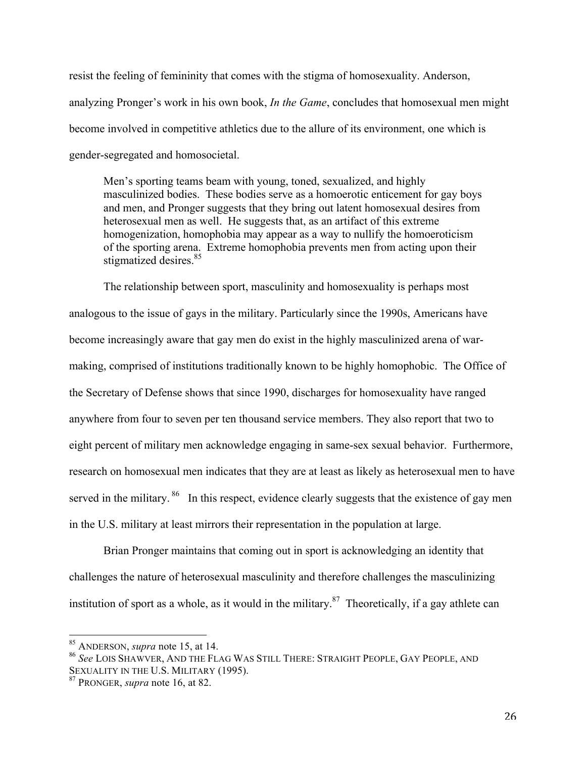resist the feeling of femininity that comes with the stigma of homosexuality. Anderson, analyzing Pronger's work in his own book, *In the Game*, concludes that homosexual men might become involved in competitive athletics due to the allure of its environment, one which is gender-segregated and homosocietal.

> Men's sporting teams beam with young, toned, sexualized, and highly masculinized bodies. These bodies serve as a homoerotic enticement for gay boys and men, and Pronger suggests that they bring out latent homosexual desires from heterosexual men as well. He suggests that, as an artifact of this extreme homogenization, homophobia may appear as a way to nullify the homoeroticism of the sporting arena. Extreme homophobia prevents men from acting upon their stigmatized desires.[85]

The relationship between sport, masculinity and homosexuality is perhaps most analogous to the issue of gays in the military. Particularly since the 1990s, Americans have become increasingly aware that gay men do exist in the highly masculinized arena of war-making, comprised of institutions traditionally known to be highly homophobic. The Office of the Secretary of Defense shows that since 1990, discharges for homosexuality have ranged anywhere from four to seven per ten thousand service members. They also report that two to eight percent of military men acknowledge engaging in same-sex sexual behavior. Furthermore, research on homosexual men indicates that they are at least as likely as heterosexual men to have served in the military.[86] In this respect, evidence clearly suggests that the existence of gay men in the U.S. military at least mirrors their representation in the population at large.

Brian Pronger maintains that coming out in sport is acknowledging an identity that challenges the nature of heterosexual masculinity and therefore challenges the masculinizing institution of sport as a whole, as it would in the military.[87] Theoretically, if a gay athlete can

---

[85] ANDERSON, *supra* note 15, at 14.

[86] *See* LOIS SHAWVER, AND THE FLAG WAS STILL THERE: STRAIGHT PEOPLE, GAY PEOPLE, AND SEXUALITY IN THE U.S. MILITARY (1995).

[87] PRONGER, *supra* note 16, at 82.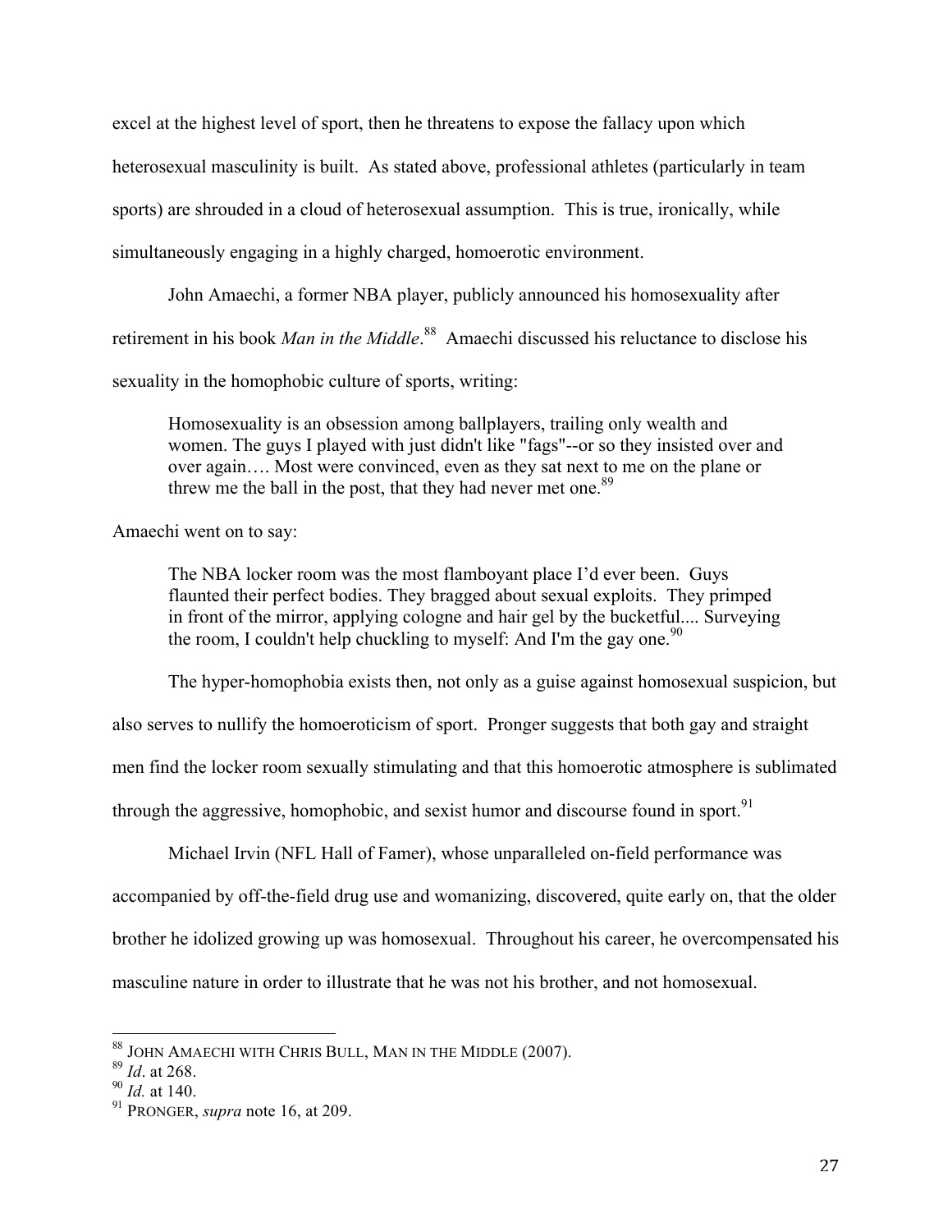excel at the highest level of sport, then he threatens to expose the fallacy upon which heterosexual masculinity is built. As stated above, professional athletes (particularly in team sports) are shrouded in a cloud of heterosexual assumption. This is true, ironically, while simultaneously engaging in a highly charged, homoerotic environment.

John Amaechi, a former NBA player, publicly announced his homosexuality after retirement in his book *Man in the Middle*.[88] Amaechi discussed his reluctance to disclose his sexuality in the homophobic culture of sports, writing:

> Homosexuality is an obsession among ballplayers, trailing only wealth and women. The guys I played with just didn't like "fags"--or so they insisted over and over again…. Most were convinced, even as they sat next to me on the plane or threw me the ball in the post, that they had never met one.[89]

Amaechi went on to say:

> The NBA locker room was the most flamboyant place I'd ever been. Guys flaunted their perfect bodies. They bragged about sexual exploits. They primped in front of the mirror, applying cologne and hair gel by the bucketful.... Surveying the room, I couldn't help chuckling to myself: And I'm the gay one.[90]

The hyper-homophobia exists then, not only as a guise against homosexual suspicion, but also serves to nullify the homoeroticism of sport. Pronger suggests that both gay and straight men find the locker room sexually stimulating and that this homoerotic atmosphere is sublimated through the aggressive, homophobic, and sexist humor and discourse found in sport.[91]

Michael Irvin (NFL Hall of Famer), whose unparalleled on-field performance was accompanied by off-the-field drug use and womanizing, discovered, quite early on, that the older brother he idolized growing up was homosexual. Throughout his career, he overcompensated his masculine nature in order to illustrate that he was not his brother, and not homosexual.

---

[88] JOHN AMAECHI WITH CHRIS BULL, MAN IN THE MIDDLE (2007).

[89] *Id*. at 268.

[90] *Id.* at 140.

[91] PRONGER, *supra* note 16, at 209.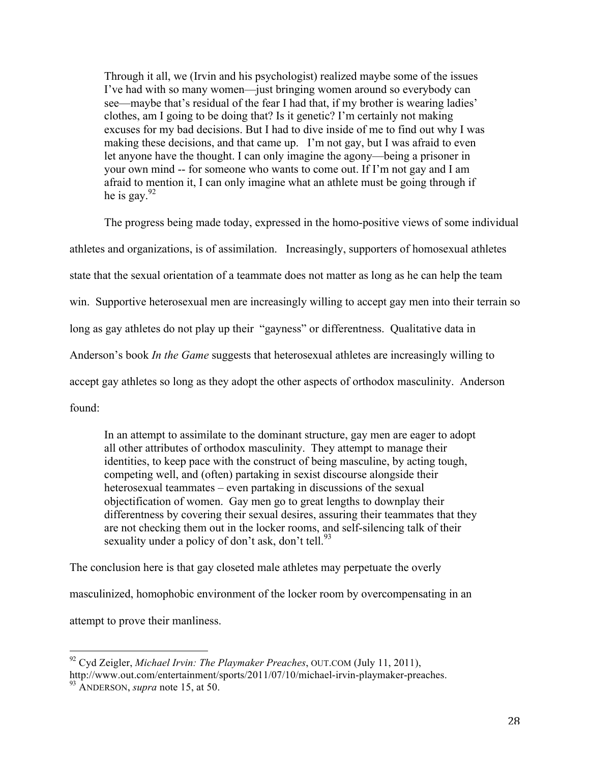> Through it all, we (Irvin and his psychologist) realized maybe some of the issues I've had with so many women—just bringing women around so everybody can see—maybe that's residual of the fear I had that, if my brother is wearing ladies' clothes, am I going to be doing that? Is it genetic? I'm certainly not making excuses for my bad decisions. But I had to dive inside of me to find out why I was making these decisions, and that came up. I'm not gay, but I was afraid to even let anyone have the thought. I can only imagine the agony—being a prisoner in your own mind -- for someone who wants to come out. If I'm not gay and I am afraid to mention it, I can only imagine what an athlete must be going through if he is gay.[92]

The progress being made today, expressed in the homo-positive views of some individual athletes and organizations, is of assimilation. Increasingly, supporters of homosexual athletes state that the sexual orientation of a teammate does not matter as long as he can help the team win. Supportive heterosexual men are increasingly willing to accept gay men into their terrain so long as gay athletes do not play up their "gayness" or differentness. Qualitative data in Anderson's book *In the Game* suggests that heterosexual athletes are increasingly willing to accept gay athletes so long as they adopt the other aspects of orthodox masculinity. Anderson found:

> In an attempt to assimilate to the dominant structure, gay men are eager to adopt all other attributes of orthodox masculinity. They attempt to manage their identities, to keep pace with the construct of being masculine, by acting tough, competing well, and (often) partaking in sexist discourse alongside their heterosexual teammates – even partaking in discussions of the sexual objectification of women. Gay men go to great lengths to downplay their differentness by covering their sexual desires, assuring their teammates that they are not checking them out in the locker rooms, and self-silencing talk of their sexuality under a policy of don't ask, don't tell.[93]

The conclusion here is that gay closeted male athletes may perpetuate the overly masculinized, homophobic environment of the locker room by overcompensating in an attempt to prove their manliness.

---

[92] Cyd Zeigler, *Michael Irvin: The Playmaker Preaches*, OUT.COM (July 11, 2011), http://www.out.com/entertainment/sports/2011/07/10/michael-irvin-playmaker-preaches.

[93] ANDERSON, *supra* note 15, at 50.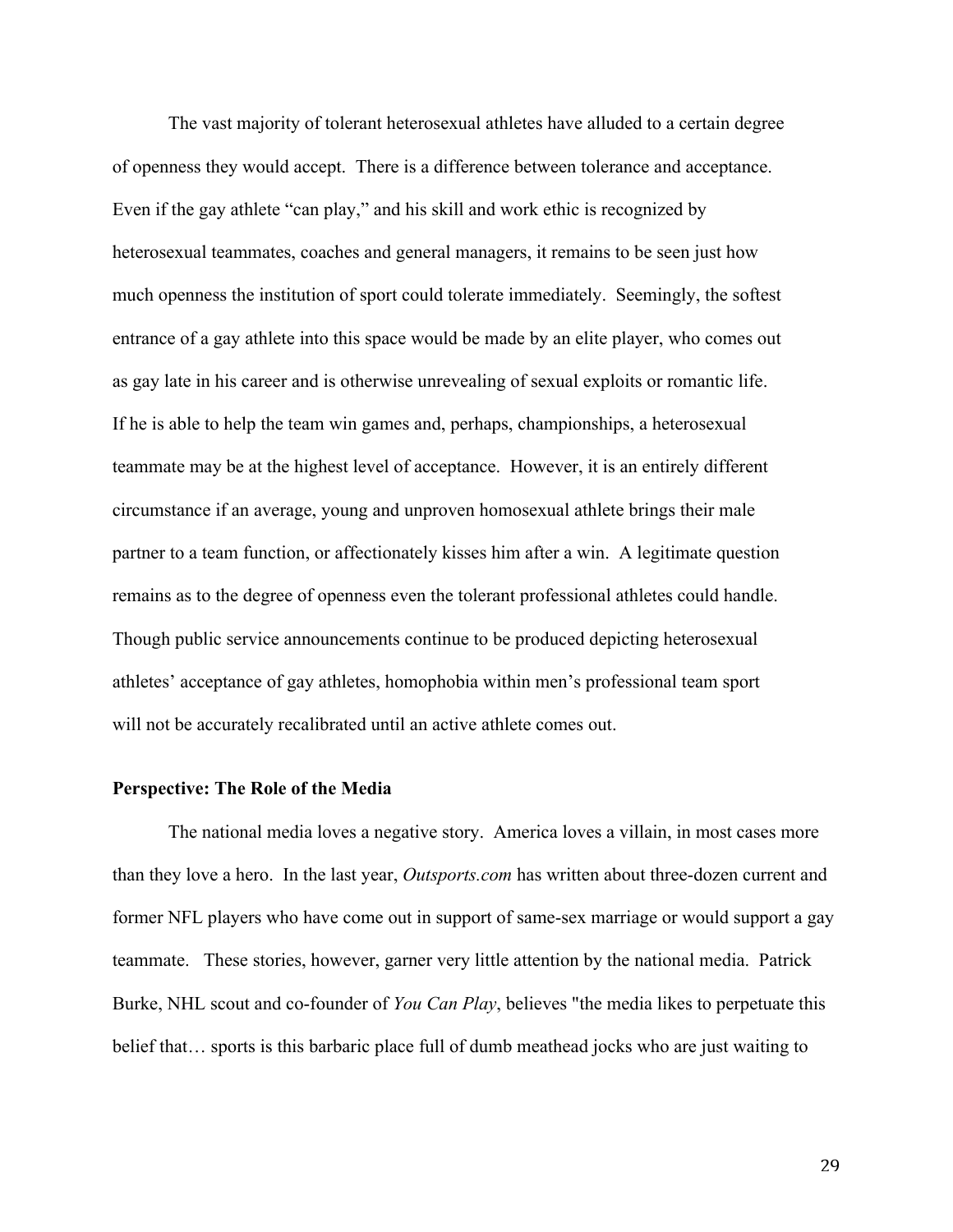The vast majority of tolerant heterosexual athletes have alluded to a certain degree of openness they would accept. There is a difference between tolerance and acceptance. Even if the gay athlete "can play," and his skill and work ethic is recognized by heterosexual teammates, coaches and general managers, it remains to be seen just how much openness the institution of sport could tolerate immediately. Seemingly, the softest entrance of a gay athlete into this space would be made by an elite player, who comes out as gay late in his career and is otherwise unrevealing of sexual exploits or romantic life. If he is able to help the team win games and, perhaps, championships, a heterosexual teammate may be at the highest level of acceptance. However, it is an entirely different circumstance if an average, young and unproven homosexual athlete brings their male partner to a team function, or affectionately kisses him after a win. A legitimate question remains as to the degree of openness even the tolerant professional athletes could handle. Though public service announcements continue to be produced depicting heterosexual athletes' acceptance of gay athletes, homophobia within men's professional team sport will not be accurately recalibrated until an active athlete comes out.

**Perspective: The Role of the Media**

The national media loves a negative story. America loves a villain, in most cases more than they love a hero. In the last year, *Outsports.com* has written about three-dozen current and former NFL players who have come out in support of same-sex marriage or would support a gay teammate. These stories, however, garner very little attention by the national media. Patrick Burke, NHL scout and co-founder of *You Can Play*, believes "the media likes to perpetuate this belief that… sports is this barbaric place full of dumb meathead jocks who are just waiting to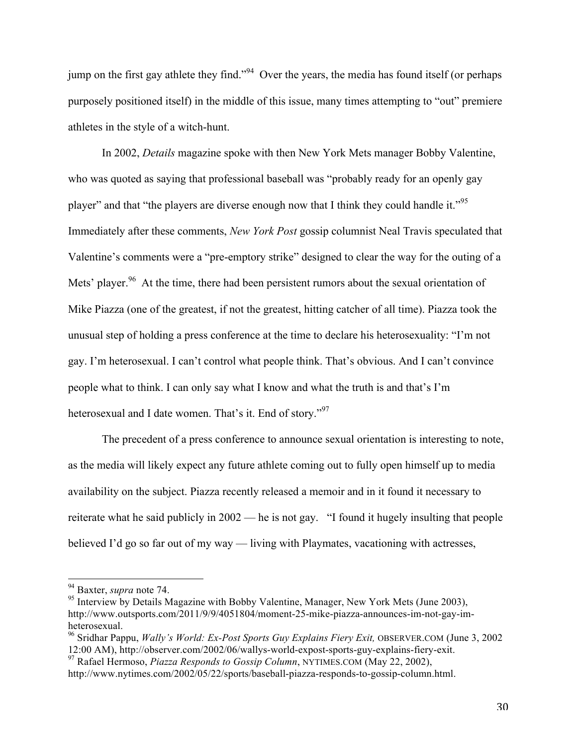jump on the first gay athlete they find."[94] Over the years, the media has found itself (or perhaps purposely positioned itself) in the middle of this issue, many times attempting to "out" premiere athletes in the style of a witch-hunt.

In 2002, *Details* magazine spoke with then New York Mets manager Bobby Valentine, who was quoted as saying that professional baseball was "probably ready for an openly gay player" and that "the players are diverse enough now that I think they could handle it."[95] Immediately after these comments, *New York Post* gossip columnist Neal Travis speculated that Valentine's comments were a "pre-emptory strike" designed to clear the way for the outing of a Mets' player.[96] At the time, there had been persistent rumors about the sexual orientation of Mike Piazza (one of the greatest, if not the greatest, hitting catcher of all time). Piazza took the unusual step of holding a press conference at the time to declare his heterosexuality: "I'm not gay. I'm heterosexual. I can't control what people think. That's obvious. And I can't convince people what to think. I can only say what I know and what the truth is and that's I'm heterosexual and I date women. That's it. End of story."[97]

The precedent of a press conference to announce sexual orientation is interesting to note, as the media will likely expect any future athlete coming out to fully open himself up to media availability on the subject. Piazza recently released a memoir and in it found it necessary to reiterate what he said publicly in 2002 — he is not gay. "I found it hugely insulting that people believed I'd go so far out of my way — living with Playmates, vacationing with actresses,

---

[94] Baxter, *supra* note 74.

[95] Interview by Details Magazine with Bobby Valentine, Manager, New York Mets (June 2003), http://www.outsports.com/2011/9/9/4051804/moment-25-mike-piazza-announces-im-not-gay-im-heterosexual.

[96] Sridhar Pappu, *Wally's World: Ex-Post Sports Guy Explains Fiery Exit,* OBSERVER.COM (June 3, 2002 12:00 AM), http://observer.com/2002/06/wallys-world-expost-sports-guy-explains-fiery-exit.

[97] Rafael Hermoso, *Piazza Responds to Gossip Column*, NYTIMES.COM (May 22, 2002), http://www.nytimes.com/2002/05/22/sports/baseball-piazza-responds-to-gossip-column.html.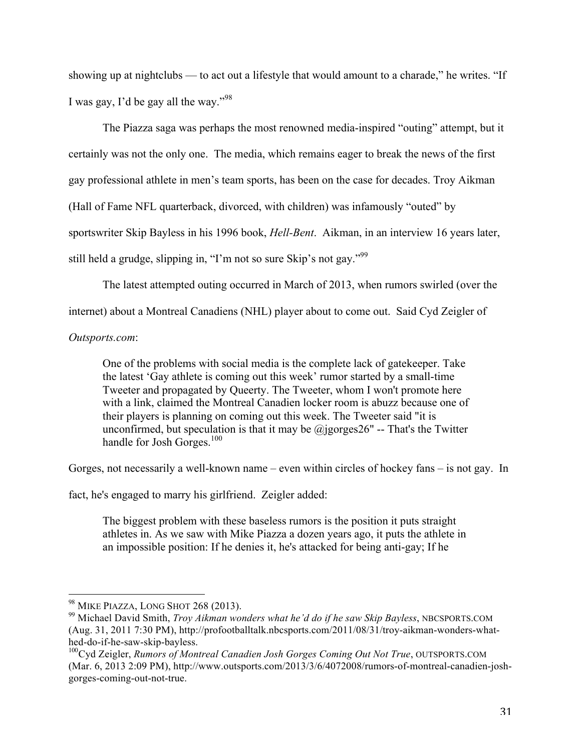showing up at nightclubs — to act out a lifestyle that would amount to a charade," he writes. "If I was gay, I'd be gay all the way."[98]

The Piazza saga was perhaps the most renowned media-inspired "outing" attempt, but it certainly was not the only one. The media, which remains eager to break the news of the first gay professional athlete in men's team sports, has been on the case for decades. Troy Aikman (Hall of Fame NFL quarterback, divorced, with children) was infamously "outed" by sportswriter Skip Bayless in his 1996 book, *Hell-Bent*. Aikman, in an interview 16 years later, still held a grudge, slipping in, "I'm not so sure Skip's not gay."[99]

The latest attempted outing occurred in March of 2013, when rumors swirled (over the internet) about a Montreal Canadiens (NHL) player about to come out. Said Cyd Zeigler of *Outsports.com*:

> One of the problems with social media is the complete lack of gatekeeper. Take the latest 'Gay athlete is coming out this week' rumor started by a small-time Tweeter and propagated by Queerty. The Tweeter, whom I won't promote here with a link, claimed the Montreal Canadien locker room is abuzz because one of their players is planning on coming out this week. The Tweeter said "it is unconfirmed, but speculation is that it may be @jgorges26" -- That's the Twitter handle for Josh Gorges.[100]

Gorges, not necessarily a well-known name – even within circles of hockey fans – is not gay. In fact, he's engaged to marry his girlfriend. Zeigler added:

> The biggest problem with these baseless rumors is the position it puts straight athletes in. As we saw with Mike Piazza a dozen years ago, it puts the athlete in an impossible position: If he denies it, he's attacked for being anti-gay; If he

---

[98] MIKE PIAZZA, LONG SHOT 268 (2013).

[99] Michael David Smith, *Troy Aikman wonders what he'd do if he saw Skip Bayless*, NBCSPORTS.COM (Aug. 31, 2011 7:30 PM), http://profootballtalk.nbcsports.com/2011/08/31/troy-aikman-wonders-what-hed-do-if-he-saw-skip-bayless.

[100] Cyd Zeigler, *Rumors of Montreal Canadien Josh Gorges Coming Out Not True*, OUTSPORTS.COM (Mar. 6, 2013 2:09 PM), http://www.outsports.com/2013/3/6/4072008/rumors-of-montreal-canadien-josh-gorges-coming-out-not-true.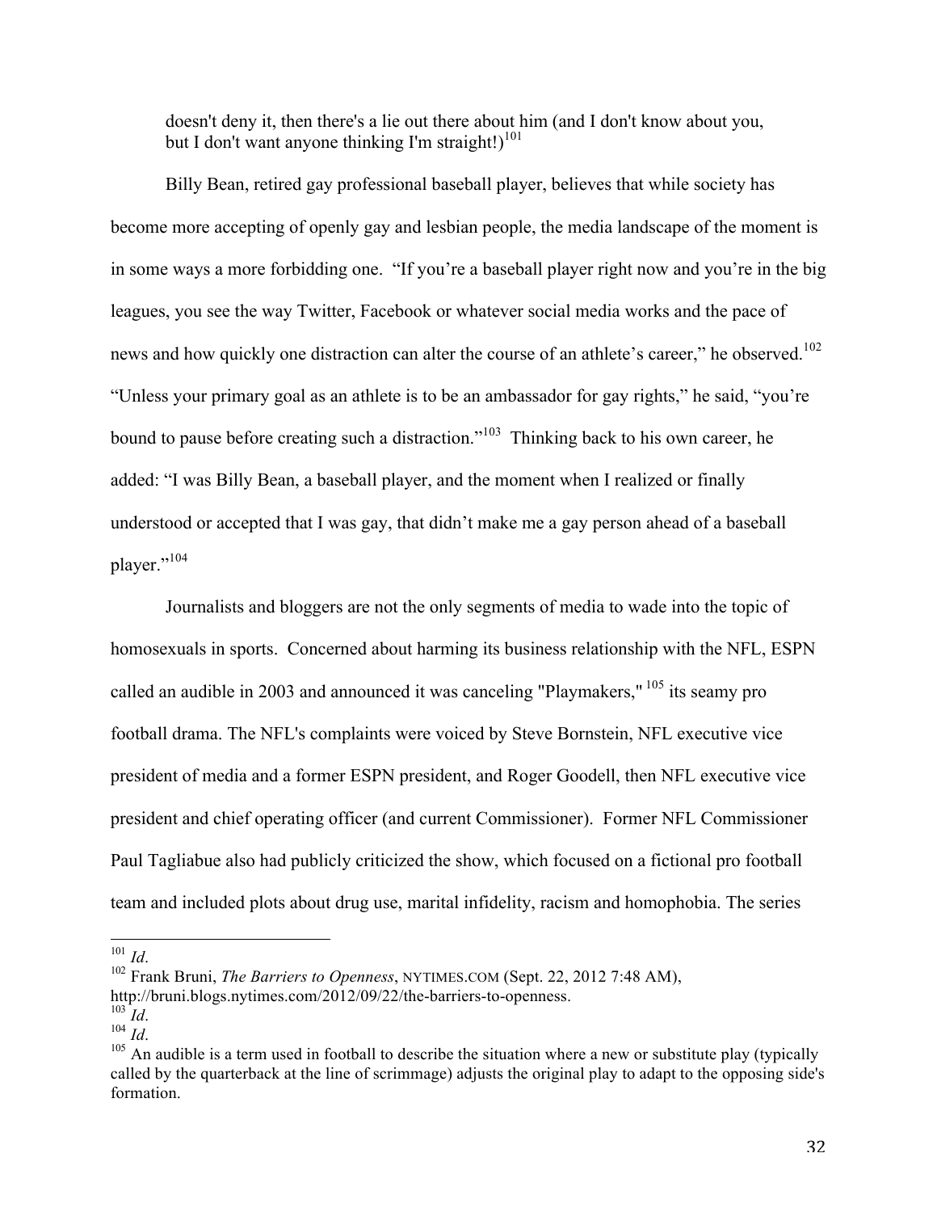> doesn't deny it, then there's a lie out there about him (and I don't know about you, but I don't want anyone thinking I'm straight!)[101]

Billy Bean, retired gay professional baseball player, believes that while society has become more accepting of openly gay and lesbian people, the media landscape of the moment is in some ways a more forbidding one. "If you're a baseball player right now and you're in the big leagues, you see the way Twitter, Facebook or whatever social media works and the pace of news and how quickly one distraction can alter the course of an athlete's career," he observed.[102] "Unless your primary goal as an athlete is to be an ambassador for gay rights," he said, "you're bound to pause before creating such a distraction."[103] Thinking back to his own career, he added: "I was Billy Bean, a baseball player, and the moment when I realized or finally understood or accepted that I was gay, that didn't make me a gay person ahead of a baseball player."[104]

Journalists and bloggers are not the only segments of media to wade into the topic of homosexuals in sports. Concerned about harming its business relationship with the NFL, ESPN called an audible in 2003 and announced it was canceling "Playmakers,"[105] its seamy pro football drama. The NFL's complaints were voiced by Steve Bornstein, NFL executive vice president of media and a former ESPN president, and Roger Goodell, then NFL executive vice president and chief operating officer (and current Commissioner). Former NFL Commissioner Paul Tagliabue also had publicly criticized the show, which focused on a fictional pro football team and included plots about drug use, marital infidelity, racism and homophobia. The series

---

[101] *Id*.

[102] Frank Bruni, *The Barriers to Openness*, NYTIMES.COM (Sept. 22, 2012 7:48 AM), http://bruni.blogs.nytimes.com/2012/09/22/the-barriers-to-openness.

[103] *Id*.

[104] *Id*.

[105] An audible is a term used in football to describe the situation where a new or substitute play (typically called by the quarterback at the line of scrimmage) adjusts the original play to adapt to the opposing side's formation.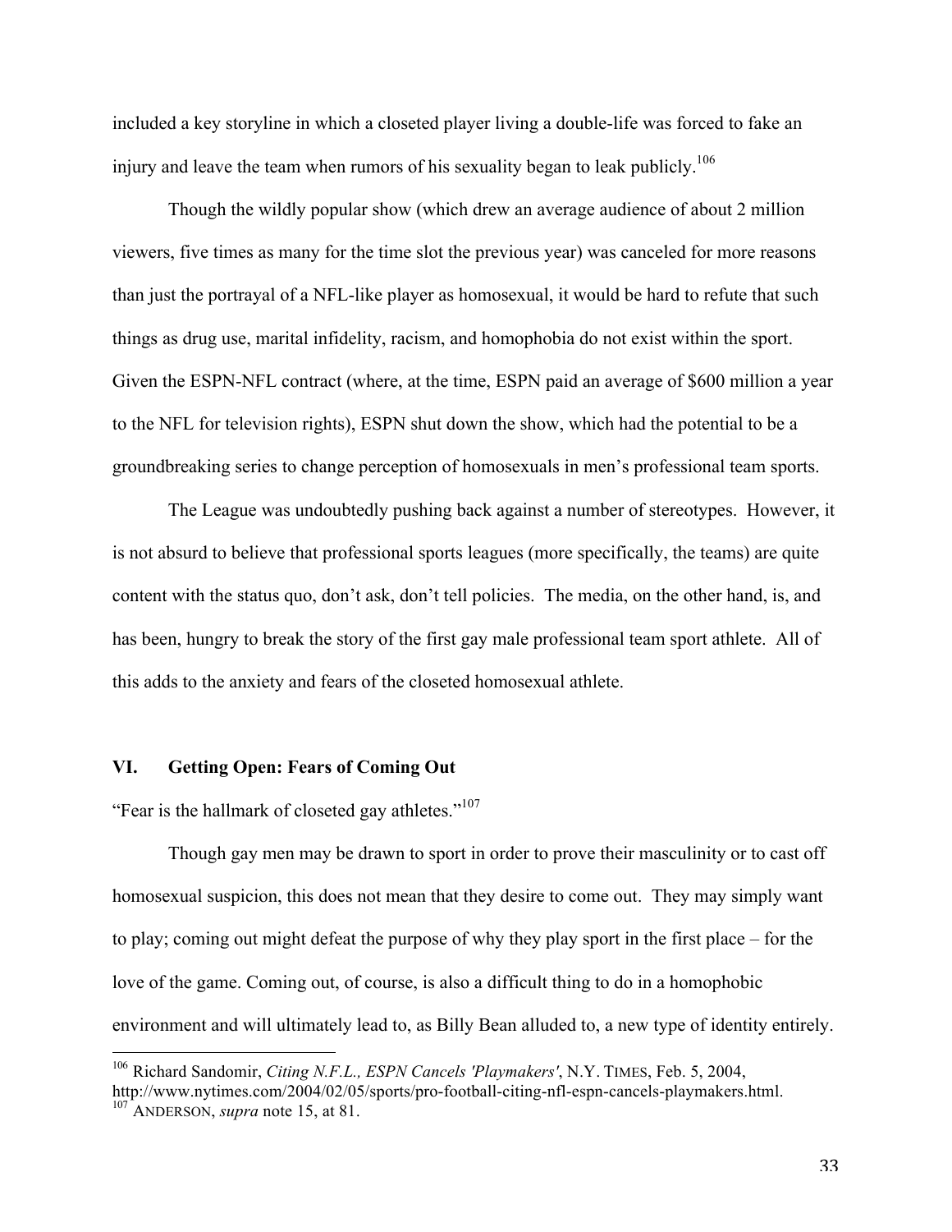included a key storyline in which a closeted player living a double-life was forced to fake an injury and leave the team when rumors of his sexuality began to leak publicly.[106]

Though the wildly popular show (which drew an average audience of about 2 million viewers, five times as many for the time slot the previous year) was canceled for more reasons than just the portrayal of a NFL-like player as homosexual, it would be hard to refute that such things as drug use, marital infidelity, racism, and homophobia do not exist within the sport. Given the ESPN-NFL contract (where, at the time, ESPN paid an average of $600 million a year to the NFL for television rights), ESPN shut down the show, which had the potential to be a groundbreaking series to change perception of homosexuals in men's professional team sports.

The League was undoubtedly pushing back against a number of stereotypes. However, it is not absurd to believe that professional sports leagues (more specifically, the teams) are quite content with the status quo, don't ask, don't tell policies. The media, on the other hand, is, and has been, hungry to break the story of the first gay male professional team sport athlete. All of this adds to the anxiety and fears of the closeted homosexual athlete.

## VI. Getting Open: Fears of Coming Out

"Fear is the hallmark of closeted gay athletes."[107]

Though gay men may be drawn to sport in order to prove their masculinity or to cast off homosexual suspicion, this does not mean that they desire to come out. They may simply want to play; coming out might defeat the purpose of why they play sport in the first place – for the love of the game. Coming out, of course, is also a difficult thing to do in a homophobic environment and will ultimately lead to, as Billy Bean alluded to, a new type of identity entirely.

---

[106] Richard Sandomir, *Citing N.F.L., ESPN Cancels 'Playmakers'*, N.Y. TIMES, Feb. 5, 2004, http://www.nytimes.com/2004/02/05/sports/pro-football-citing-nfl-espn-cancels-playmakers.html.

[107] ANDERSON, *supra* note 15, at 81.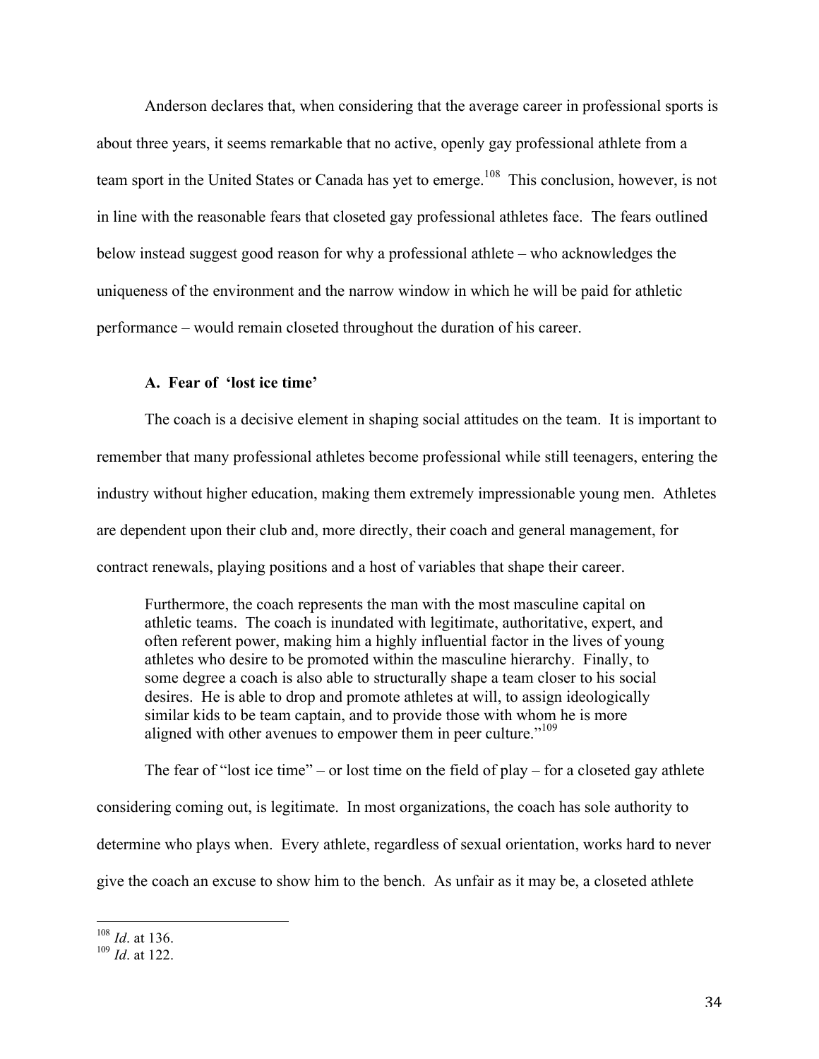Anderson declares that, when considering that the average career in professional sports is about three years, it seems remarkable that no active, openly gay professional athlete from a team sport in the United States or Canada has yet to emerge.[108] This conclusion, however, is not in line with the reasonable fears that closeted gay professional athletes face. The fears outlined below instead suggest good reason for why a professional athlete – who acknowledges the uniqueness of the environment and the narrow window in which he will be paid for athletic performance – would remain closeted throughout the duration of his career.

### A. Fear of 'lost ice time'

The coach is a decisive element in shaping social attitudes on the team. It is important to remember that many professional athletes become professional while still teenagers, entering the industry without higher education, making them extremely impressionable young men. Athletes are dependent upon their club and, more directly, their coach and general management, for contract renewals, playing positions and a host of variables that shape their career.

> Furthermore, the coach represents the man with the most masculine capital on athletic teams. The coach is inundated with legitimate, authoritative, expert, and often referent power, making him a highly influential factor in the lives of young athletes who desire to be promoted within the masculine hierarchy. Finally, to some degree a coach is also able to structurally shape a team closer to his social desires. He is able to drop and promote athletes at will, to assign ideologically similar kids to be team captain, and to provide those with whom he is more aligned with other avenues to empower them in peer culture."[109]

The fear of "lost ice time" – or lost time on the field of play – for a closeted gay athlete considering coming out, is legitimate. In most organizations, the coach has sole authority to determine who plays when. Every athlete, regardless of sexual orientation, works hard to never give the coach an excuse to show him to the bench. As unfair as it may be, a closeted athlete

---

[108] *Id*. at 136.

[109] *Id*. at 122.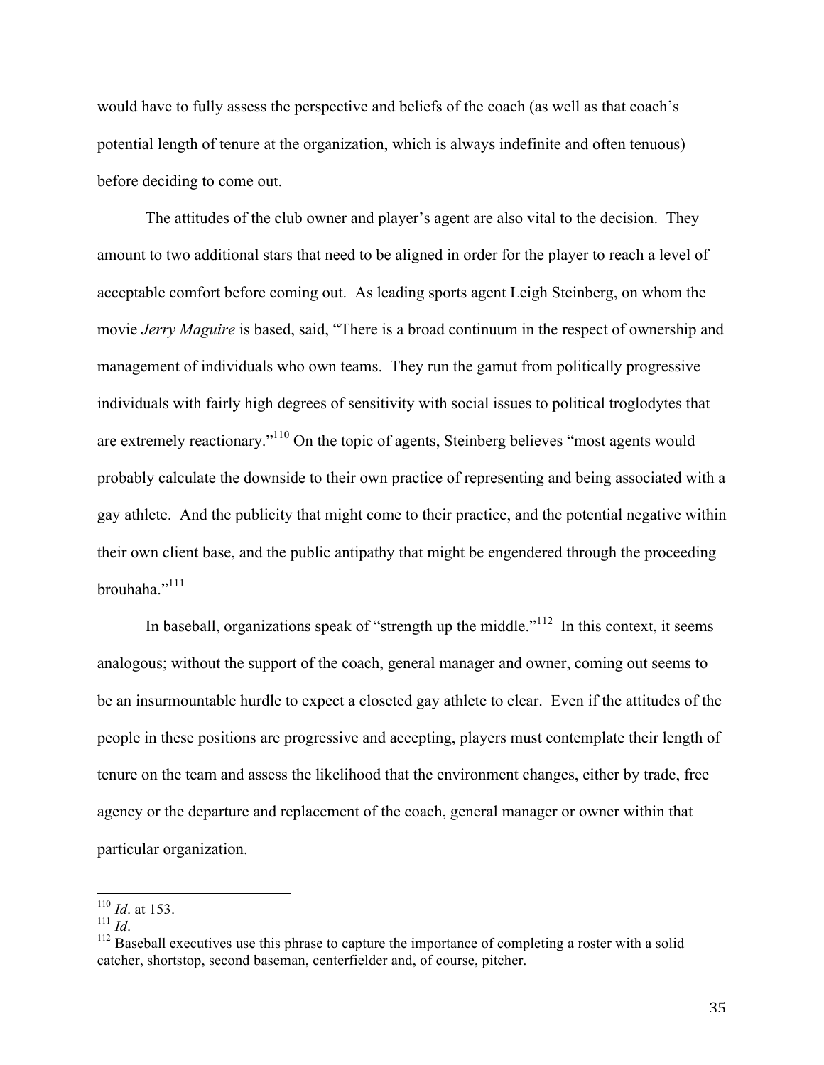would have to fully assess the perspective and beliefs of the coach (as well as that coach's potential length of tenure at the organization, which is always indefinite and often tenuous) before deciding to come out.

The attitudes of the club owner and player's agent are also vital to the decision. They amount to two additional stars that need to be aligned in order for the player to reach a level of acceptable comfort before coming out. As leading sports agent Leigh Steinberg, on whom the movie *Jerry Maguire* is based, said, "There is a broad continuum in the respect of ownership and management of individuals who own teams. They run the gamut from politically progressive individuals with fairly high degrees of sensitivity with social issues to political troglodytes that are extremely reactionary."[110] On the topic of agents, Steinberg believes "most agents would probably calculate the downside to their own practice of representing and being associated with a gay athlete. And the publicity that might come to their practice, and the potential negative within their own client base, and the public antipathy that might be engendered through the proceeding brouhaha."[111]

In baseball, organizations speak of "strength up the middle."[112] In this context, it seems analogous; without the support of the coach, general manager and owner, coming out seems to be an insurmountable hurdle to expect a closeted gay athlete to clear. Even if the attitudes of the people in these positions are progressive and accepting, players must contemplate their length of tenure on the team and assess the likelihood that the environment changes, either by trade, free agency or the departure and replacement of the coach, general manager or owner within that particular organization.

---

[110] *Id*. at 153.

[111] *Id*.

[112] Baseball executives use this phrase to capture the importance of completing a roster with a solid catcher, shortstop, second baseman, centerfielder and, of course, pitcher.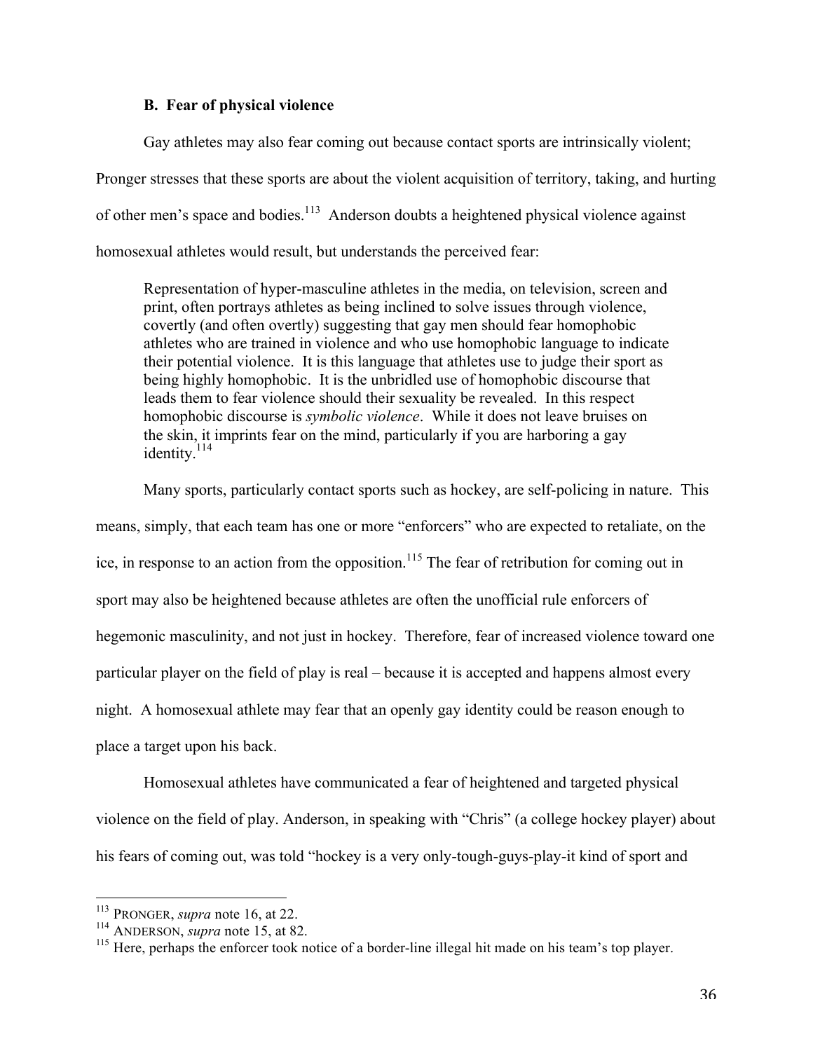### B. Fear of physical violence

Gay athletes may also fear coming out because contact sports are intrinsically violent; Pronger stresses that these sports are about the violent acquisition of territory, taking, and hurting of other men's space and bodies.[113] Anderson doubts a heightened physical violence against homosexual athletes would result, but understands the perceived fear:

> Representation of hyper-masculine athletes in the media, on television, screen and print, often portrays athletes as being inclined to solve issues through violence, covertly (and often overtly) suggesting that gay men should fear homophobic athletes who are trained in violence and who use homophobic language to indicate their potential violence. It is this language that athletes use to judge their sport as being highly homophobic. It is the unbridled use of homophobic discourse that leads them to fear violence should their sexuality be revealed. In this respect homophobic discourse is *symbolic violence*. While it does not leave bruises on the skin, it imprints fear on the mind, particularly if you are harboring a gay identity.[114]

Many sports, particularly contact sports such as hockey, are self-policing in nature. This means, simply, that each team has one or more "enforcers" who are expected to retaliate, on the ice, in response to an action from the opposition.[115] The fear of retribution for coming out in sport may also be heightened because athletes are often the unofficial rule enforcers of hegemonic masculinity, and not just in hockey. Therefore, fear of increased violence toward one particular player on the field of play is real – because it is accepted and happens almost every night. A homosexual athlete may fear that an openly gay identity could be reason enough to place a target upon his back.

Homosexual athletes have communicated a fear of heightened and targeted physical violence on the field of play. Anderson, in speaking with "Chris" (a college hockey player) about his fears of coming out, was told "hockey is a very only-tough-guys-play-it kind of sport and

---

[113] PRONGER, *supra* note 16, at 22.

[114] ANDERSON, *supra* note 15, at 82.

[115] Here, perhaps the enforcer took notice of a border-line illegal hit made on his team's top player.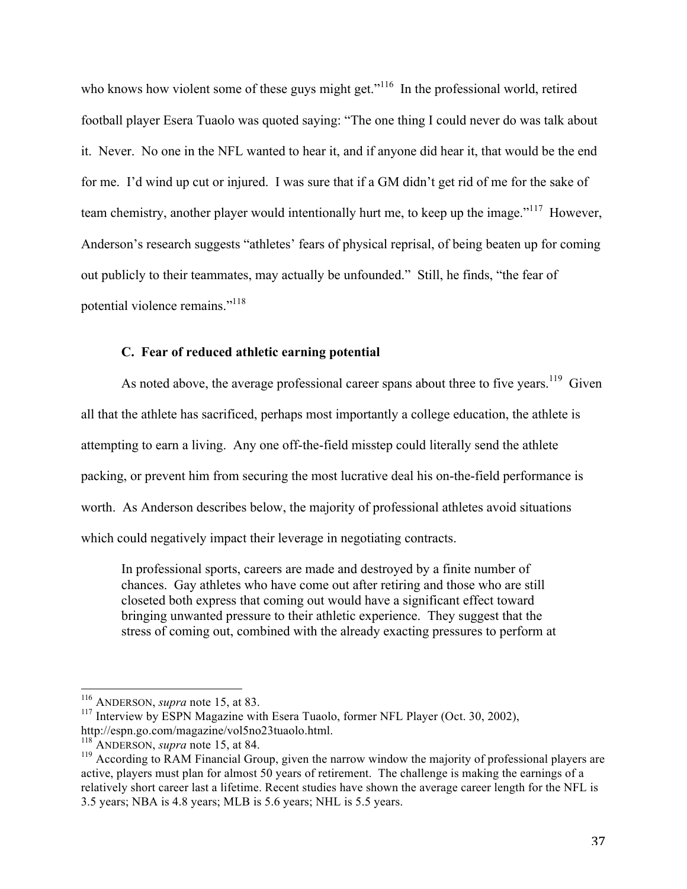who knows how violent some of these guys might get."[116] In the professional world, retired football player Esera Tuaolo was quoted saying: "The one thing I could never do was talk about it. Never. No one in the NFL wanted to hear it, and if anyone did hear it, that would be the end for me. I'd wind up cut or injured. I was sure that if a GM didn't get rid of me for the sake of team chemistry, another player would intentionally hurt me, to keep up the image."[117] However, Anderson's research suggests "athletes' fears of physical reprisal, of being beaten up for coming out publicly to their teammates, may actually be unfounded." Still, he finds, "the fear of potential violence remains."[118]

### C. Fear of reduced athletic earning potential

As noted above, the average professional career spans about three to five years.[119] Given all that the athlete has sacrificed, perhaps most importantly a college education, the athlete is attempting to earn a living. Any one off-the-field misstep could literally send the athlete packing, or prevent him from securing the most lucrative deal his on-the-field performance is worth. As Anderson describes below, the majority of professional athletes avoid situations which could negatively impact their leverage in negotiating contracts.

> In professional sports, careers are made and destroyed by a finite number of chances. Gay athletes who have come out after retiring and those who are still closeted both express that coming out would have a significant effect toward bringing unwanted pressure to their athletic experience. They suggest that the stress of coming out, combined with the already exacting pressures to perform at

---

[116] ANDERSON, *supra* note 15, at 83.

[117] Interview by ESPN Magazine with Esera Tuaolo, former NFL Player (Oct. 30, 2002), http://espn.go.com/magazine/vol5no23tuaolo.html.

[118] ANDERSON, *supra* note 15, at 84.

[119] According to RAM Financial Group, given the narrow window the majority of professional players are active, players must plan for almost 50 years of retirement. The challenge is making the earnings of a relatively short career last a lifetime. Recent studies have shown the average career length for the NFL is 3.5 years; NBA is 4.8 years; MLB is 5.6 years; NHL is 5.5 years.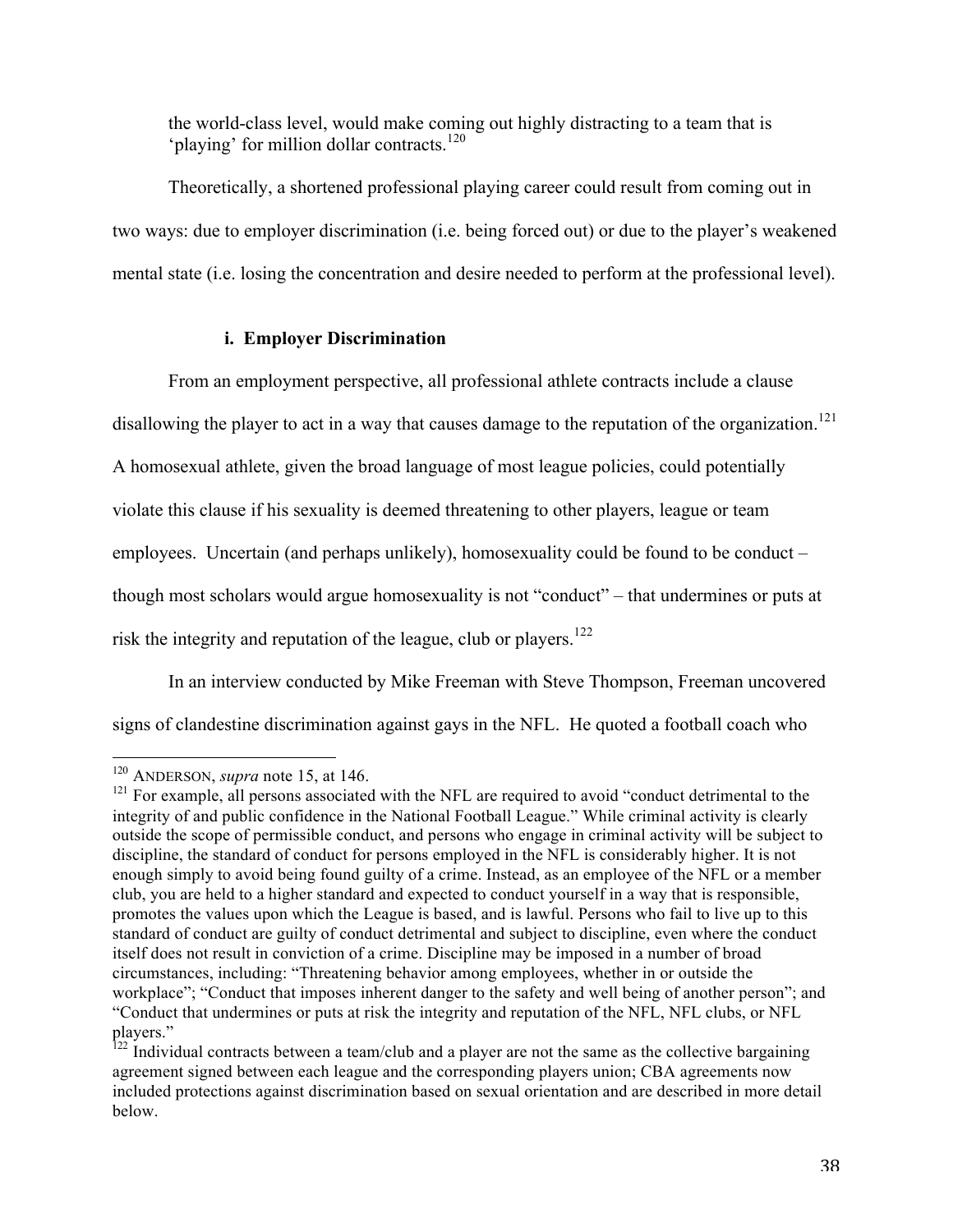the world-class level, would make coming out highly distracting to a team that is 'playing' for million dollar contracts.[120]

Theoretically, a shortened professional playing career could result from coming out in two ways: due to employer discrimination (i.e. being forced out) or due to the player's weakened mental state (i.e. losing the concentration and desire needed to perform at the professional level).

#### i. Employer Discrimination

From an employment perspective, all professional athlete contracts include a clause disallowing the player to act in a way that causes damage to the reputation of the organization.[121] A homosexual athlete, given the broad language of most league policies, could potentially violate this clause if his sexuality is deemed threatening to other players, league or team employees. Uncertain (and perhaps unlikely), homosexuality could be found to be conduct – though most scholars would argue homosexuality is not "conduct" – that undermines or puts at risk the integrity and reputation of the league, club or players.[122]

In an interview conducted by Mike Freeman with Steve Thompson, Freeman uncovered signs of clandestine discrimination against gays in the NFL. He quoted a football coach who

---

[120] ANDERSON, *supra* note 15, at 146.

[121] For example, all persons associated with the NFL are required to avoid "conduct detrimental to the integrity of and public confidence in the National Football League." While criminal activity is clearly outside the scope of permissible conduct, and persons who engage in criminal activity will be subject to discipline, the standard of conduct for persons employed in the NFL is considerably higher. It is not enough simply to avoid being found guilty of a crime. Instead, as an employee of the NFL or a member club, you are held to a higher standard and expected to conduct yourself in a way that is responsible, promotes the values upon which the League is based, and is lawful. Persons who fail to live up to this standard of conduct are guilty of conduct detrimental and subject to discipline, even where the conduct itself does not result in conviction of a crime. Discipline may be imposed in a number of broad circumstances, including: "Threatening behavior among employees, whether in or outside the workplace"; "Conduct that imposes inherent danger to the safety and well being of another person"; and "Conduct that undermines or puts at risk the integrity and reputation of the NFL, NFL clubs, or NFL players."

[122] Individual contracts between a team/club and a player are not the same as the collective bargaining agreement signed between each league and the corresponding players union; CBA agreements now included protections against discrimination based on sexual orientation and are described in more detail below.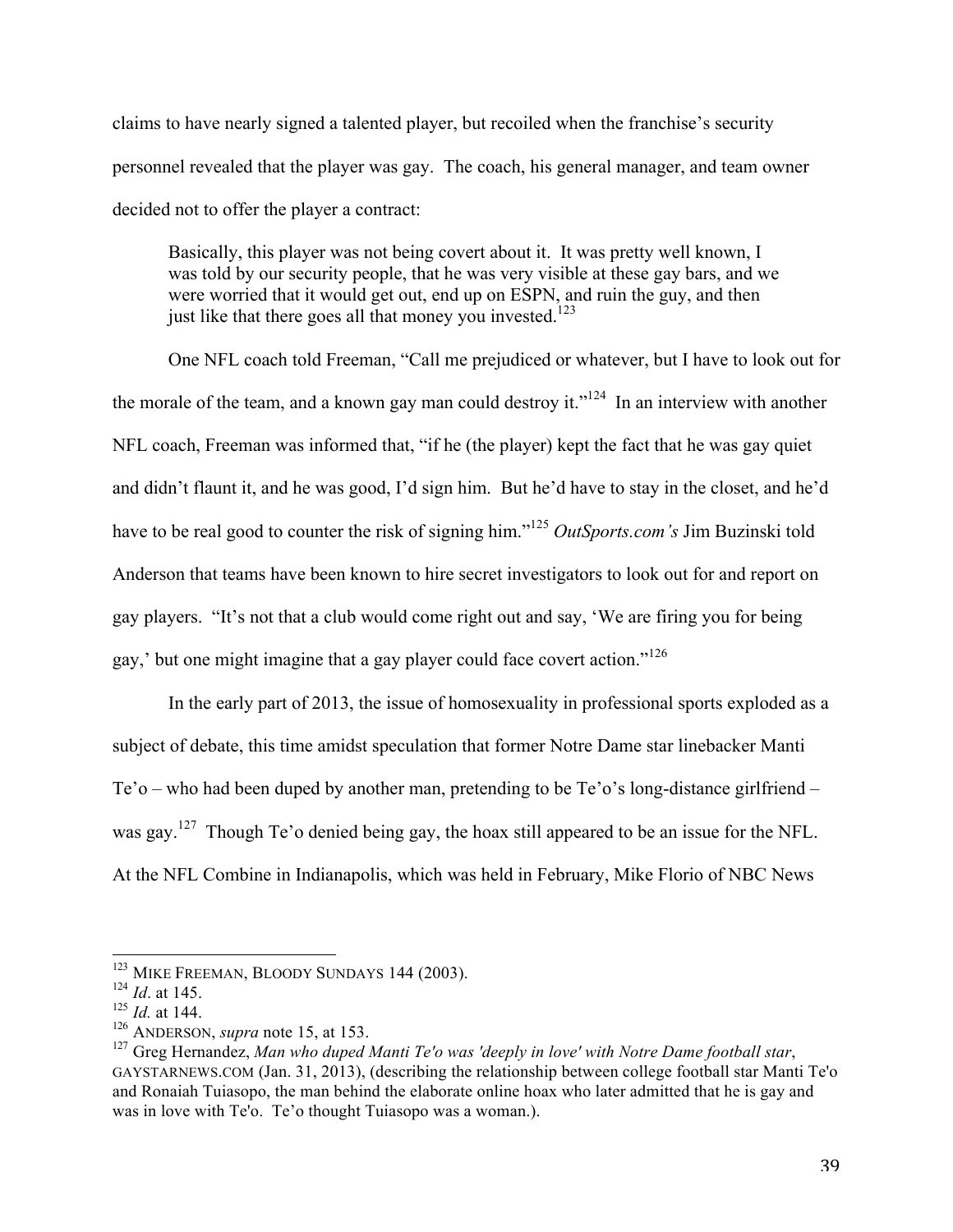claims to have nearly signed a talented player, but recoiled when the franchise's security personnel revealed that the player was gay. The coach, his general manager, and team owner decided not to offer the player a contract:

> Basically, this player was not being covert about it. It was pretty well known, I was told by our security people, that he was very visible at these gay bars, and we were worried that it would get out, end up on ESPN, and ruin the guy, and then just like that there goes all that money you invested.[123]

One NFL coach told Freeman, "Call me prejudiced or whatever, but I have to look out for the morale of the team, and a known gay man could destroy it."[124] In an interview with another NFL coach, Freeman was informed that, "if he (the player) kept the fact that he was gay quiet and didn't flaunt it, and he was good, I'd sign him. But he'd have to stay in the closet, and he'd have to be real good to counter the risk of signing him."[125] *OutSports.com's* Jim Buzinski told Anderson that teams have been known to hire secret investigators to look out for and report on gay players. "It's not that a club would come right out and say, 'We are firing you for being gay,' but one might imagine that a gay player could face covert action."[126]

In the early part of 2013, the issue of homosexuality in professional sports exploded as a subject of debate, this time amidst speculation that former Notre Dame star linebacker Manti Te'o – who had been duped by another man, pretending to be Te'o's long-distance girlfriend – was gay.[127] Though Te'o denied being gay, the hoax still appeared to be an issue for the NFL. At the NFL Combine in Indianapolis, which was held in February, Mike Florio of NBC News

---

[123] MIKE FREEMAN, BLOODY SUNDAYS 144 (2003).

[124] *Id*. at 145.

[125] *Id.* at 144.

[126] ANDERSON, *supra* note 15, at 153.

[127] Greg Hernandez, *Man who duped Manti Te'o was 'deeply in love' with Notre Dame football star*, GAYSTARNEWS.COM (Jan. 31, 2013), (describing the relationship between college football star Manti Te'o and Ronaiah Tuiasopo, the man behind the elaborate online hoax who later admitted that he is gay and was in love with Te'o. Te'o thought Tuiasopo was a woman.).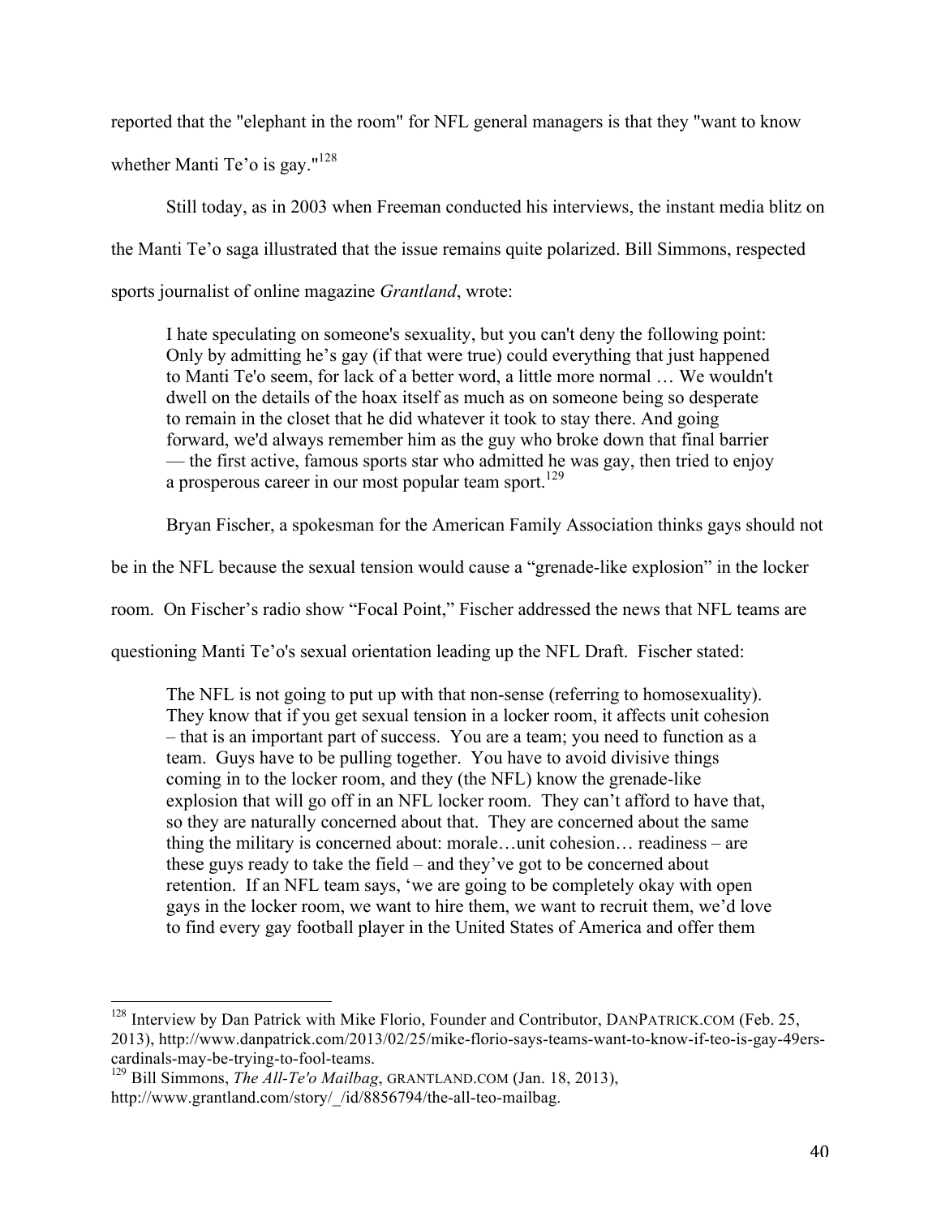reported that the "elephant in the room" for NFL general managers is that they "want to know whether Manti Te'o is gay."[128]

Still today, as in 2003 when Freeman conducted his interviews, the instant media blitz on the Manti Te'o saga illustrated that the issue remains quite polarized. Bill Simmons, respected sports journalist of online magazine *Grantland*, wrote:

> I hate speculating on someone's sexuality, but you can't deny the following point: Only by admitting he's gay (if that were true) could everything that just happened to Manti Te'o seem, for lack of a better word, a little more normal … We wouldn't dwell on the details of the hoax itself as much as on someone being so desperate to remain in the closet that he did whatever it took to stay there. And going forward, we'd always remember him as the guy who broke down that final barrier — the first active, famous sports star who admitted he was gay, then tried to enjoy a prosperous career in our most popular team sport.[129]

Bryan Fischer, a spokesman for the American Family Association thinks gays should not be in the NFL because the sexual tension would cause a "grenade-like explosion" in the locker room. On Fischer's radio show "Focal Point," Fischer addressed the news that NFL teams are questioning Manti Te'o's sexual orientation leading up the NFL Draft. Fischer stated:

> The NFL is not going to put up with that non-sense (referring to homosexuality). They know that if you get sexual tension in a locker room, it affects unit cohesion – that is an important part of success. You are a team; you need to function as a team. Guys have to be pulling together. You have to avoid divisive things coming in to the locker room, and they (the NFL) know the grenade-like explosion that will go off in an NFL locker room. They can't afford to have that, so they are naturally concerned about that. They are concerned about the same thing the military is concerned about: morale…unit cohesion… readiness – are these guys ready to take the field – and they've got to be concerned about retention. If an NFL team says, 'we are going to be completely okay with open gays in the locker room, we want to hire them, we want to recruit them, we'd love to find every gay football player in the United States of America and offer them

---

[128] Interview by Dan Patrick with Mike Florio, Founder and Contributor, DANPATRICK.COM (Feb. 25, 2013), http://www.danpatrick.com/2013/02/25/mike-florio-says-teams-want-to-know-if-teo-is-gay-49ers-cardinals-may-be-trying-to-fool-teams.

[129] Bill Simmons, *The All-Te'o Mailbag*, GRANTLAND.COM (Jan. 18, 2013), http://www.grantland.com/story/_/id/8856794/the-all-teo-mailbag.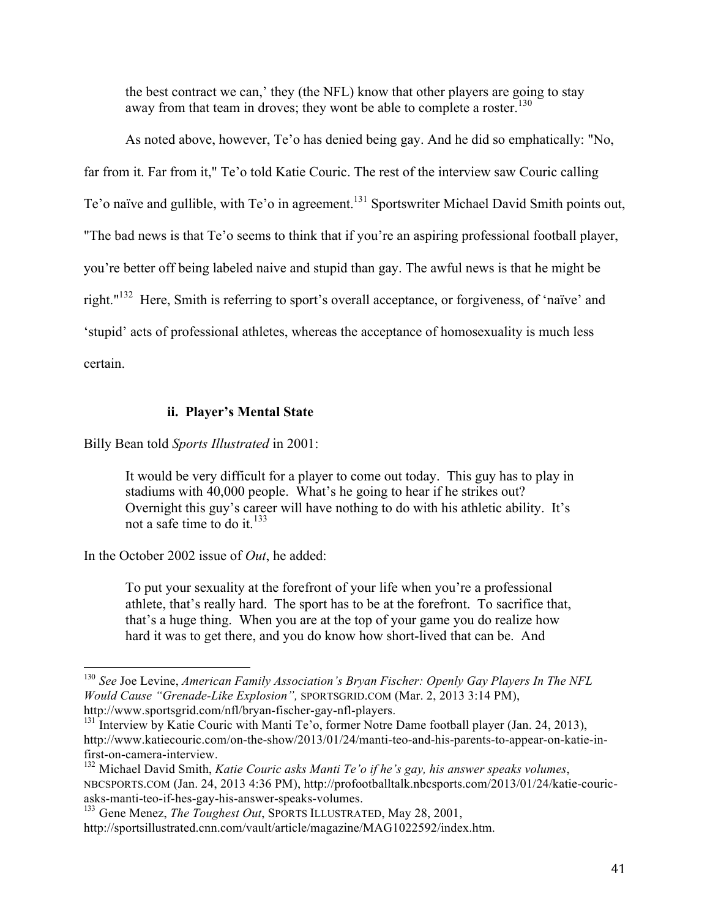> the best contract we can,' they (the NFL) know that other players are going to stay away from that team in droves; they wont be able to complete a roster.[130]

As noted above, however, Te'o has denied being gay. And he did so emphatically: "No, far from it. Far from it," Te'o told Katie Couric. The rest of the interview saw Couric calling Te'o naïve and gullible, with Te'o in agreement.[131] Sportswriter Michael David Smith points out, "The bad news is that Te'o seems to think that if you're an aspiring professional football player, you're better off being labeled naive and stupid than gay. The awful news is that he might be right."[132] Here, Smith is referring to sport's overall acceptance, or forgiveness, of 'naïve' and 'stupid' acts of professional athletes, whereas the acceptance of homosexuality is much less certain.

#### ii. Player's Mental State

Billy Bean told *Sports Illustrated* in 2001:

> It would be very difficult for a player to come out today. This guy has to play in stadiums with 40,000 people. What's he going to hear if he strikes out? Overnight this guy's career will have nothing to do with his athletic ability. It's not a safe time to do it.[133]

In the October 2002 issue of *Out*, he added:

> To put your sexuality at the forefront of your life when you're a professional athlete, that's really hard. The sport has to be at the forefront. To sacrifice that, that's a huge thing. When you are at the top of your game you do realize how hard it was to get there, and you do know how short-lived that can be. And

---

[130] *See* Joe Levine, *American Family Association's Bryan Fischer: Openly Gay Players In The NFL Would Cause "Grenade-Like Explosion",* SPORTSGRID.COM (Mar. 2, 2013 3:14 PM), http://www.sportsgrid.com/nfl/bryan-fischer-gay-nfl-players.

[131] Interview by Katie Couric with Manti Te'o, former Notre Dame football player (Jan. 24, 2013), http://www.katiecouric.com/on-the-show/2013/01/24/manti-teo-and-his-parents-to-appear-on-katie-in-first-on-camera-interview.

[132] Michael David Smith, *Katie Couric asks Manti Te'o if he's gay, his answer speaks volumes*, NBCSPORTS.COM (Jan. 24, 2013 4:36 PM), http://profootballtalk.nbcsports.com/2013/01/24/katie-couric-asks-manti-teo-if-hes-gay-his-answer-speaks-volumes.

[133] Gene Menez, *The Toughest Out*, SPORTS ILLUSTRATED, May 28, 2001, http://sportsillustrated.cnn.com/vault/article/magazine/MAG1022592/index.htm.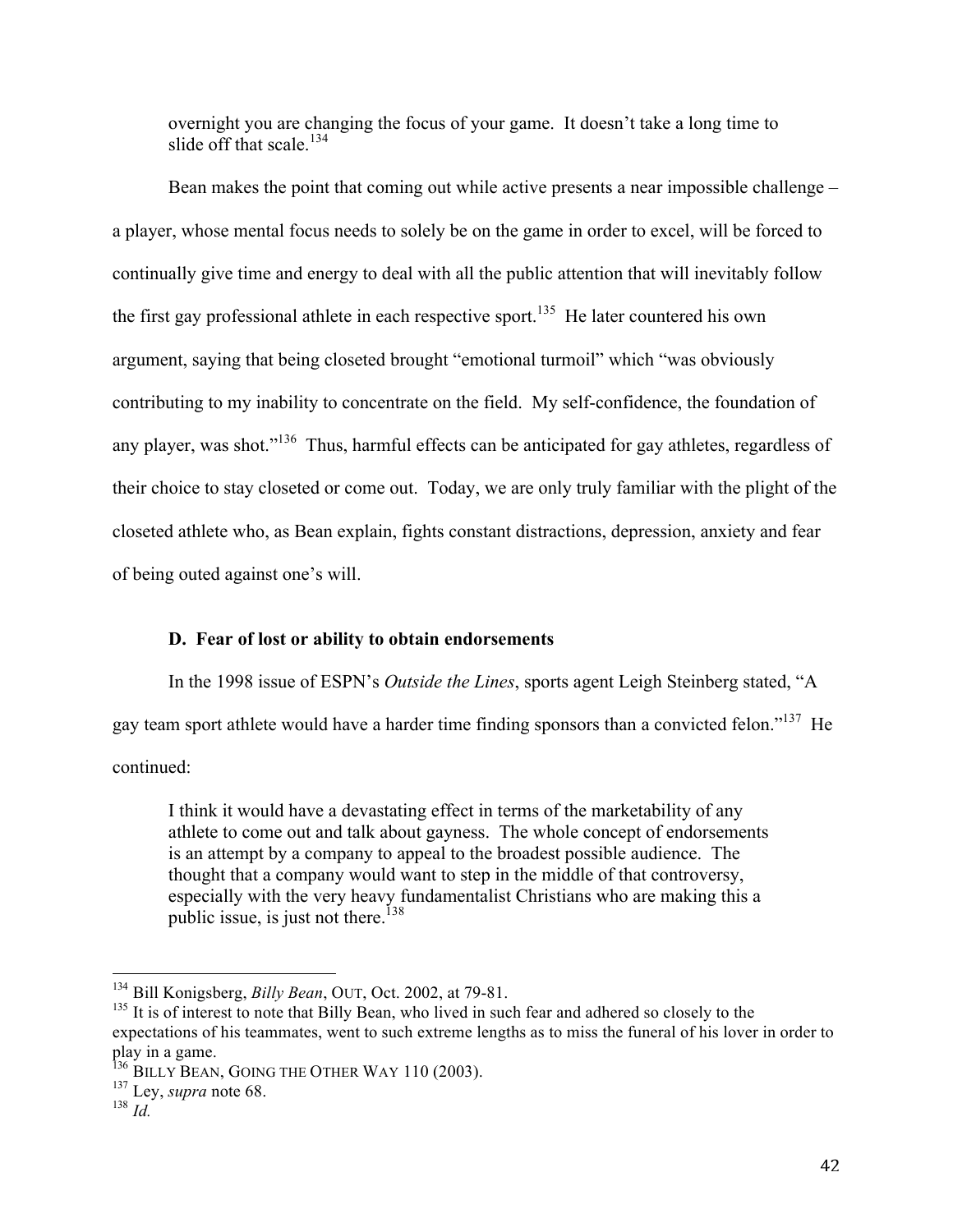> overnight you are changing the focus of your game. It doesn't take a long time to slide off that scale.[134]

Bean makes the point that coming out while active presents a near impossible challenge – a player, whose mental focus needs to solely be on the game in order to excel, will be forced to continually give time and energy to deal with all the public attention that will inevitably follow the first gay professional athlete in each respective sport.[135] He later countered his own argument, saying that being closeted brought "emotional turmoil" which "was obviously contributing to my inability to concentrate on the field. My self-confidence, the foundation of any player, was shot."[136] Thus, harmful effects can be anticipated for gay athletes, regardless of their choice to stay closeted or come out. Today, we are only truly familiar with the plight of the closeted athlete who, as Bean explain, fights constant distractions, depression, anxiety and fear of being outed against one's will.

### D. Fear of lost or ability to obtain endorsements

In the 1998 issue of ESPN's *Outside the Lines*, sports agent Leigh Steinberg stated, "A gay team sport athlete would have a harder time finding sponsors than a convicted felon."[137] He continued:

> I think it would have a devastating effect in terms of the marketability of any athlete to come out and talk about gayness. The whole concept of endorsements is an attempt by a company to appeal to the broadest possible audience. The thought that a company would want to step in the middle of that controversy, especially with the very heavy fundamentalist Christians who are making this a public issue, is just not there.[138]

---

[134] Bill Konigsberg, *Billy Bean*, OUT, Oct. 2002, at 79-81.

[135] It is of interest to note that Billy Bean, who lived in such fear and adhered so closely to the expectations of his teammates, went to such extreme lengths as to miss the funeral of his lover in order to play in a game.

[136] BILLY BEAN, GOING THE OTHER WAY 110 (2003).

[137] Ley, *supra* note 68.

[138] *Id.*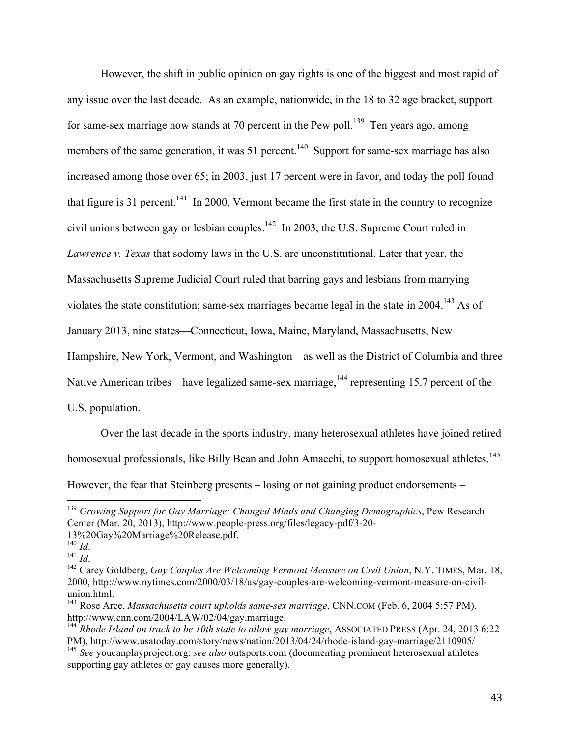However, the shift in public opinion on gay rights is one of the biggest and most rapid of any issue over the last decade. As an example, nationwide, in the 18 to 32 age bracket, support for same-sex marriage now stands at 70 percent in the Pew poll.[139] Ten years ago, among members of the same generation, it was 51 percent.[140] Support for same-sex marriage has also increased among those over 65; in 2003, just 17 percent were in favor, and today the poll found that figure is 31 percent.[141] In 2000, Vermont became the first state in the country to recognize civil unions between gay or lesbian couples.[142] In 2003, the U.S. Supreme Court ruled in *Lawrence v. Texas* that sodomy laws in the U.S. are unconstitutional. Later that year, the Massachusetts Supreme Judicial Court ruled that barring gays and lesbians from marrying violates the state constitution; same-sex marriages became legal in the state in 2004.[143] As of January 2013, nine states—Connecticut, Iowa, Maine, Maryland, Massachusetts, New Hampshire, New York, Vermont, and Washington – as well as the District of Columbia and three Native American tribes – have legalized same-sex marriage,[144] representing 15.7 percent of the U.S. population.

Over the last decade in the sports industry, many heterosexual athletes have joined retired homosexual professionals, like Billy Bean and John Amaechi, to support homosexual athletes.[145] However, the fear that Steinberg presents – losing or not gaining product endorsements –

---

[139] *Growing Support for Gay Marriage: Changed Minds and Changing Demographics*, Pew Research Center (Mar. 20, 2013), http://www.people-press.org/files/legacy-pdf/3-20-13%20Gay%20Marriage%20Release.pdf.

[140] *Id*.

[141] *Id*.

[142] Carey Goldberg, *Gay Couples Are Welcoming Vermont Measure on Civil Union*, N.Y. TIMES, Mar. 18, 2000, http://www.nytimes.com/2000/03/18/us/gay-couples-are-welcoming-vermont-measure-on-civil-union.html.

[143] Rose Arce, *Massachusetts court upholds same-sex marriage*, CNN.COM (Feb. 6, 2004 5:57 PM), http://www.cnn.com/2004/LAW/02/04/gay.marriage.

[144] *Rhode Island on track to be 10th state to allow gay marriage*, ASSOCIATED PRESS (Apr. 24, 2013 6:22 PM), http://www.usatoday.com/story/news/nation/2013/04/24/rhode-island-gay-marriage/2110905/

[145] *See* youcanplayproject.org; *see also* outsports.com (documenting prominent heterosexual athletes supporting gay athletes or gay causes more generally).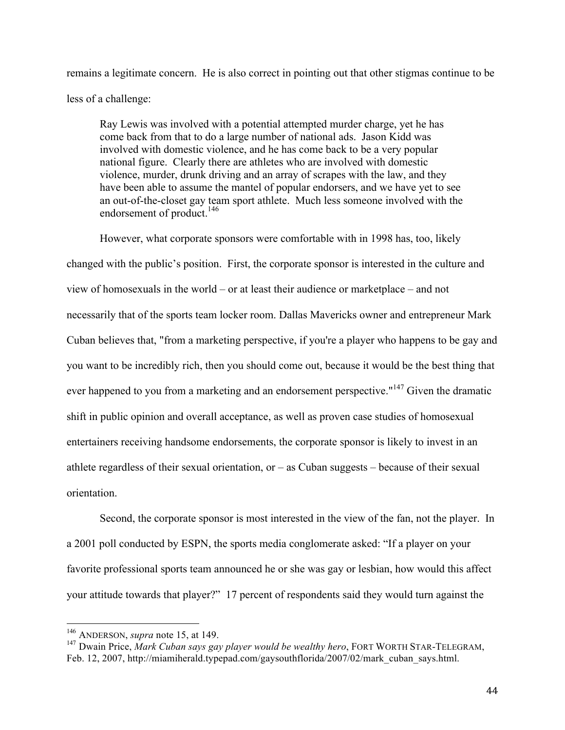remains a legitimate concern. He is also correct in pointing out that other stigmas continue to be less of a challenge:

> Ray Lewis was involved with a potential attempted murder charge, yet he has come back from that to do a large number of national ads. Jason Kidd was involved with domestic violence, and he has come back to be a very popular national figure. Clearly there are athletes who are involved with domestic violence, murder, drunk driving and an array of scrapes with the law, and they have been able to assume the mantel of popular endorsers, and we have yet to see an out-of-the-closet gay team sport athlete. Much less someone involved with the endorsement of product.[146]

However, what corporate sponsors were comfortable with in 1998 has, too, likely changed with the public's position. First, the corporate sponsor is interested in the culture and view of homosexuals in the world – or at least their audience or marketplace – and not necessarily that of the sports team locker room. Dallas Mavericks owner and entrepreneur Mark Cuban believes that, "from a marketing perspective, if you're a player who happens to be gay and you want to be incredibly rich, then you should come out, because it would be the best thing that ever happened to you from a marketing and an endorsement perspective."[147] Given the dramatic shift in public opinion and overall acceptance, as well as proven case studies of homosexual entertainers receiving handsome endorsements, the corporate sponsor is likely to invest in an athlete regardless of their sexual orientation, or – as Cuban suggests – because of their sexual orientation.

Second, the corporate sponsor is most interested in the view of the fan, not the player. In a 2001 poll conducted by ESPN, the sports media conglomerate asked: "If a player on your favorite professional sports team announced he or she was gay or lesbian, how would this affect your attitude towards that player?" 17 percent of respondents said they would turn against the

---

[146] ANDERSON, *supra* note 15, at 149.

[147] Dwain Price, *Mark Cuban says gay player would be wealthy hero*, FORT WORTH STAR-TELEGRAM, Feb. 12, 2007, http://miamiherald.typepad.com/gaysouthflorida/2007/02/mark_cuban_says.html.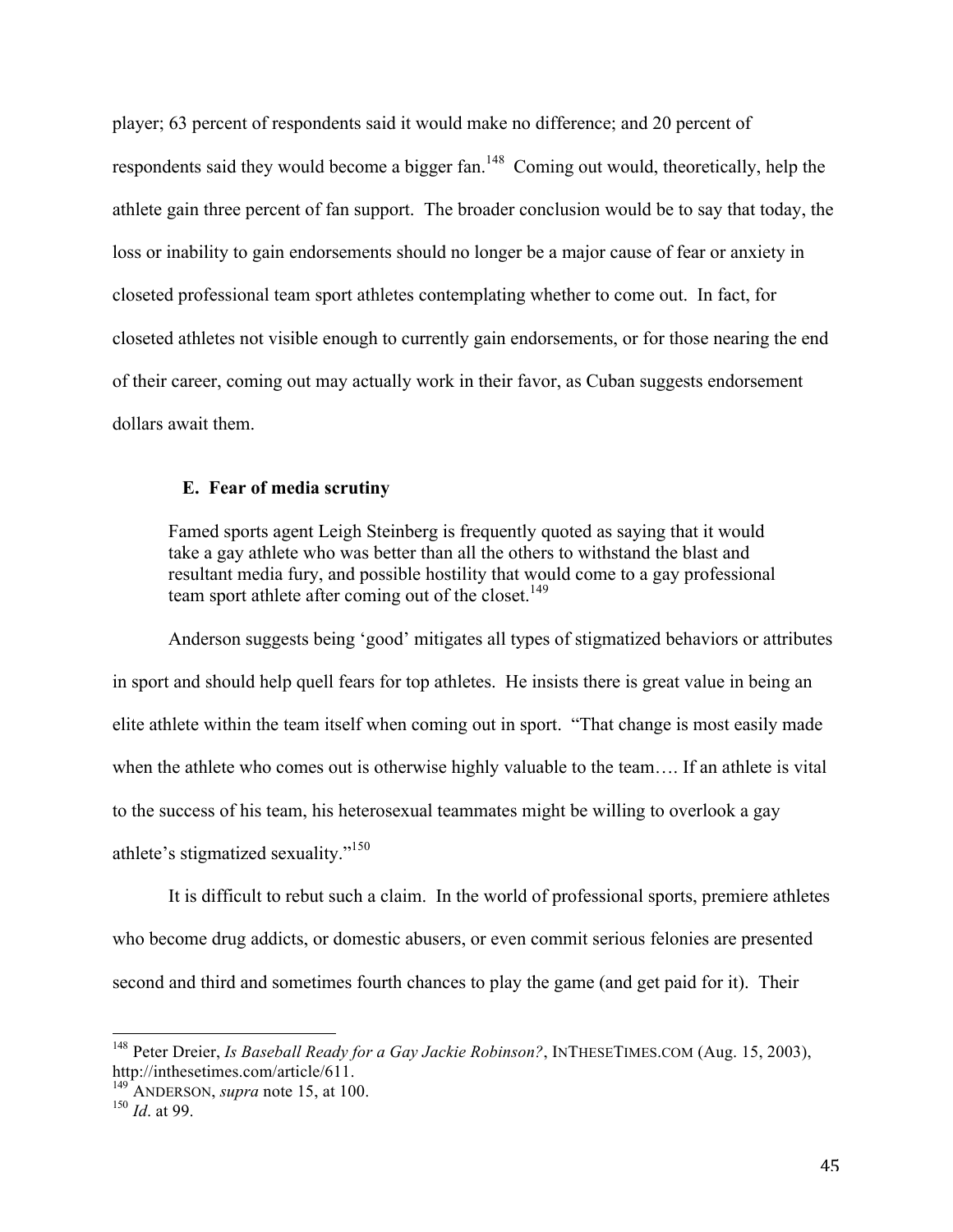player; 63 percent of respondents said it would make no difference; and 20 percent of respondents said they would become a bigger fan.[148] Coming out would, theoretically, help the athlete gain three percent of fan support. The broader conclusion would be to say that today, the loss or inability to gain endorsements should no longer be a major cause of fear or anxiety in closeted professional team sport athletes contemplating whether to come out. In fact, for closeted athletes not visible enough to currently gain endorsements, or for those nearing the end of their career, coming out may actually work in their favor, as Cuban suggests endorsement dollars await them.

### E. Fear of media scrutiny

> Famed sports agent Leigh Steinberg is frequently quoted as saying that it would take a gay athlete who was better than all the others to withstand the blast and resultant media fury, and possible hostility that would come to a gay professional team sport athlete after coming out of the closet.[149]

Anderson suggests being 'good' mitigates all types of stigmatized behaviors or attributes in sport and should help quell fears for top athletes. He insists there is great value in being an elite athlete within the team itself when coming out in sport. "That change is most easily made when the athlete who comes out is otherwise highly valuable to the team…. If an athlete is vital to the success of his team, his heterosexual teammates might be willing to overlook a gay athlete's stigmatized sexuality."[150]

It is difficult to rebut such a claim. In the world of professional sports, premiere athletes who become drug addicts, or domestic abusers, or even commit serious felonies are presented second and third and sometimes fourth chances to play the game (and get paid for it). Their

---

[148] Peter Dreier, *Is Baseball Ready for a Gay Jackie Robinson?*, INTHESETIMES.COM (Aug. 15, 2003), http://inthesetimes.com/article/611.

[149] ANDERSON, *supra* note 15, at 100.

[150] *Id*. at 99.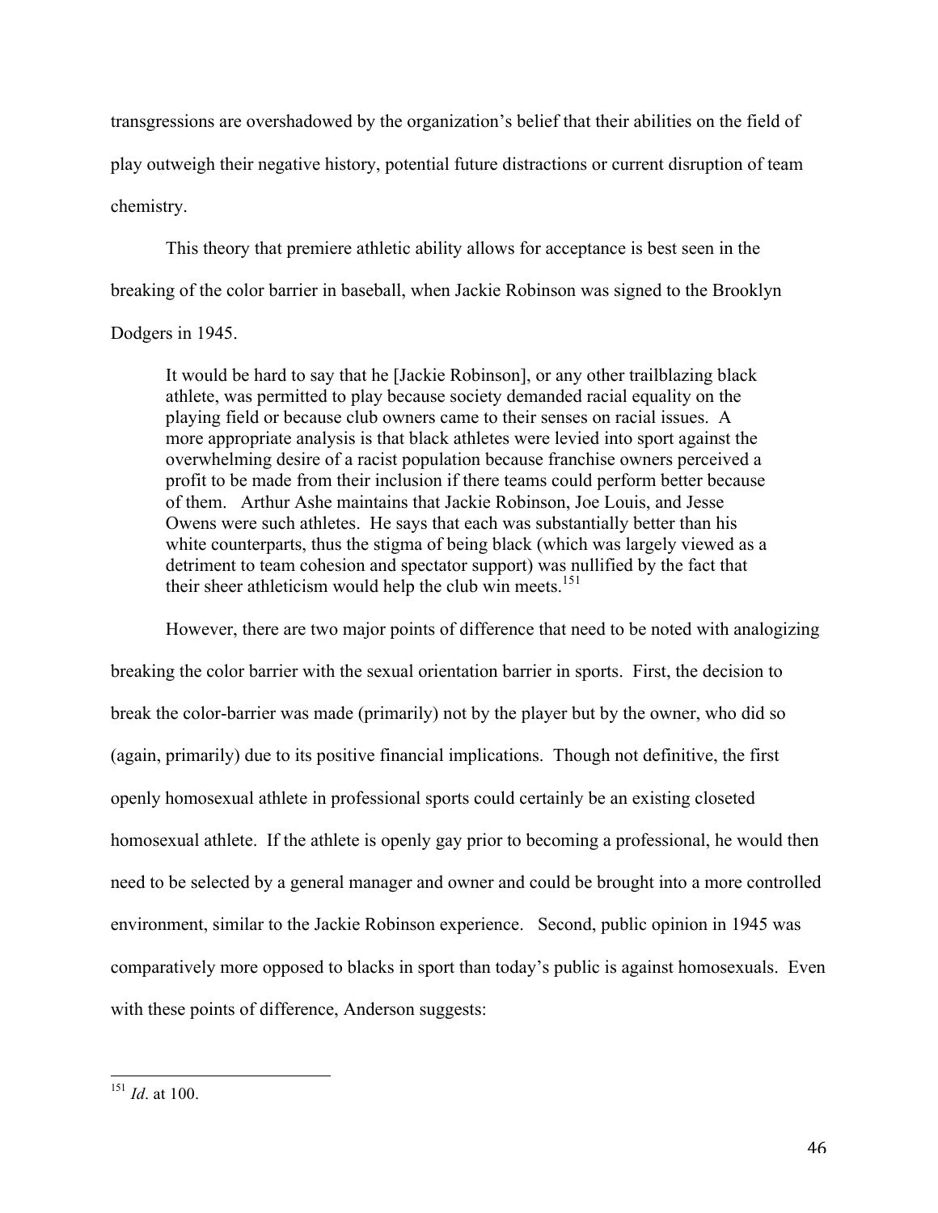transgressions are overshadowed by the organization's belief that their abilities on the field of play outweigh their negative history, potential future distractions or current disruption of team chemistry.

This theory that premiere athletic ability allows for acceptance is best seen in the breaking of the color barrier in baseball, when Jackie Robinson was signed to the Brooklyn Dodgers in 1945.

> It would be hard to say that he [Jackie Robinson], or any other trailblazing black athlete, was permitted to play because society demanded racial equality on the playing field or because club owners came to their senses on racial issues. A more appropriate analysis is that black athletes were levied into sport against the overwhelming desire of a racist population because franchise owners perceived a profit to be made from their inclusion if there teams could perform better because of them. Arthur Ashe maintains that Jackie Robinson, Joe Louis, and Jesse Owens were such athletes. He says that each was substantially better than his white counterparts, thus the stigma of being black (which was largely viewed as a detriment to team cohesion and spectator support) was nullified by the fact that their sheer athleticism would help the club win meets.[151]

However, there are two major points of difference that need to be noted with analogizing breaking the color barrier with the sexual orientation barrier in sports. First, the decision to break the color-barrier was made (primarily) not by the player but by the owner, who did so (again, primarily) due to its positive financial implications. Though not definitive, the first openly homosexual athlete in professional sports could certainly be an existing closeted homosexual athlete. If the athlete is openly gay prior to becoming a professional, he would then need to be selected by a general manager and owner and could be brought into a more controlled environment, similar to the Jackie Robinson experience. Second, public opinion in 1945 was comparatively more opposed to blacks in sport than today's public is against homosexuals. Even with these points of difference, Anderson suggests:

[151] *Id*. at 100.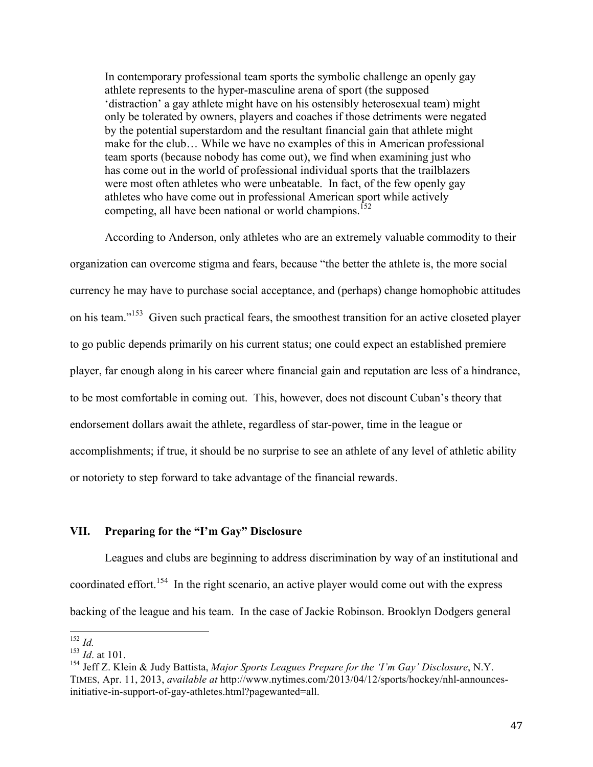> In contemporary professional team sports the symbolic challenge an openly gay athlete represents to the hyper-masculine arena of sport (the supposed 'distraction' a gay athlete might have on his ostensibly heterosexual team) might only be tolerated by owners, players and coaches if those detriments were negated by the potential superstardom and the resultant financial gain that athlete might make for the club… While we have no examples of this in American professional team sports (because nobody has come out), we find when examining just who has come out in the world of professional individual sports that the trailblazers were most often athletes who were unbeatable. In fact, of the few openly gay athletes who have come out in professional American sport while actively competing, all have been national or world champions.[152]

According to Anderson, only athletes who are an extremely valuable commodity to their organization can overcome stigma and fears, because "the better the athlete is, the more social currency he may have to purchase social acceptance, and (perhaps) change homophobic attitudes on his team."[153] Given such practical fears, the smoothest transition for an active closeted player to go public depends primarily on his current status; one could expect an established premiere player, far enough along in his career where financial gain and reputation are less of a hindrance, to be most comfortable in coming out. This, however, does not discount Cuban's theory that endorsement dollars await the athlete, regardless of star-power, time in the league or accomplishments; if true, it should be no surprise to see an athlete of any level of athletic ability or notoriety to step forward to take advantage of the financial rewards.

## VII. Preparing for the "I'm Gay" Disclosure

Leagues and clubs are beginning to address discrimination by way of an institutional and coordinated effort.[154] In the right scenario, an active player would come out with the express backing of the league and his team. In the case of Jackie Robinson. Brooklyn Dodgers general

---

[152] *Id.*

[153] *Id*. at 101.

[154] Jeff Z. Klein & Judy Battista, *Major Sports Leagues Prepare for the 'I'm Gay' Disclosure*, N.Y. TIMES, Apr. 11, 2013, *available at* http://www.nytimes.com/2013/04/12/sports/hockey/nhl-announces-initiative-in-support-of-gay-athletes.html?pagewanted=all.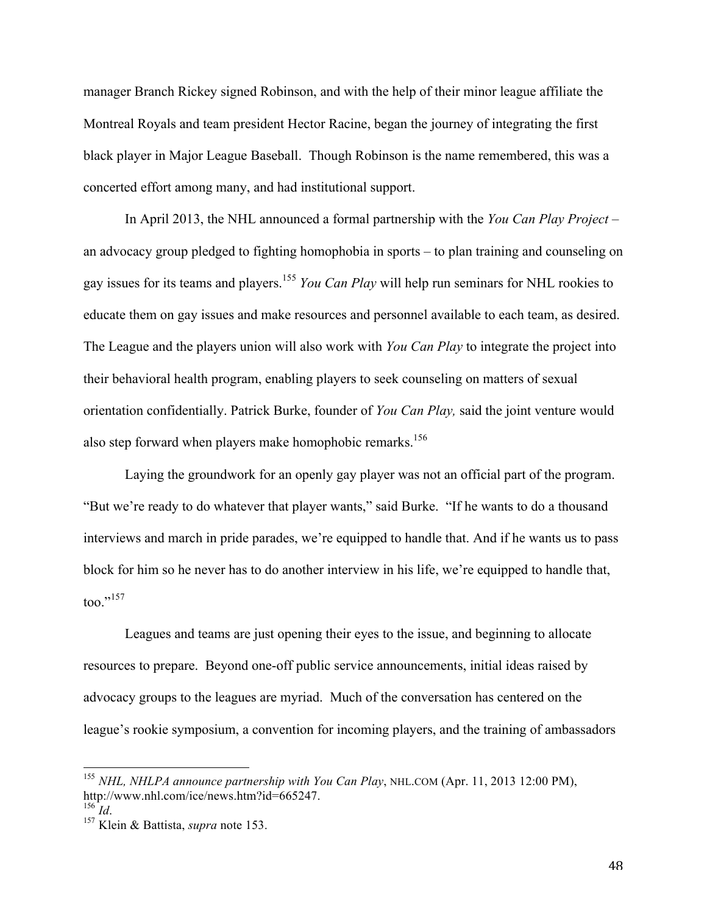manager Branch Rickey signed Robinson, and with the help of their minor league affiliate the Montreal Royals and team president Hector Racine, began the journey of integrating the first black player in Major League Baseball. Though Robinson is the name remembered, this was a concerted effort among many, and had institutional support.

In April 2013, the NHL announced a formal partnership with the *You Can Play Project* – an advocacy group pledged to fighting homophobia in sports – to plan training and counseling on gay issues for its teams and players.[155] *You Can Play* will help run seminars for NHL rookies to educate them on gay issues and make resources and personnel available to each team, as desired. The League and the players union will also work with *You Can Play* to integrate the project into their behavioral health program, enabling players to seek counseling on matters of sexual orientation confidentially. Patrick Burke, founder of *You Can Play,* said the joint venture would also step forward when players make homophobic remarks.[156]

Laying the groundwork for an openly gay player was not an official part of the program. "But we're ready to do whatever that player wants," said Burke. "If he wants to do a thousand interviews and march in pride parades, we're equipped to handle that. And if he wants us to pass block for him so he never has to do another interview in his life, we're equipped to handle that, too."[157]

Leagues and teams are just opening their eyes to the issue, and beginning to allocate resources to prepare. Beyond one-off public service announcements, initial ideas raised by advocacy groups to the leagues are myriad. Much of the conversation has centered on the league's rookie symposium, a convention for incoming players, and the training of ambassadors

---

[155] *NHL, NHLPA announce partnership with You Can Play*, NHL.COM (Apr. 11, 2013 12:00 PM), http://www.nhl.com/ice/news.htm?id=665247.

[156] *Id*.

[157] Klein & Battista, *supra* note 153.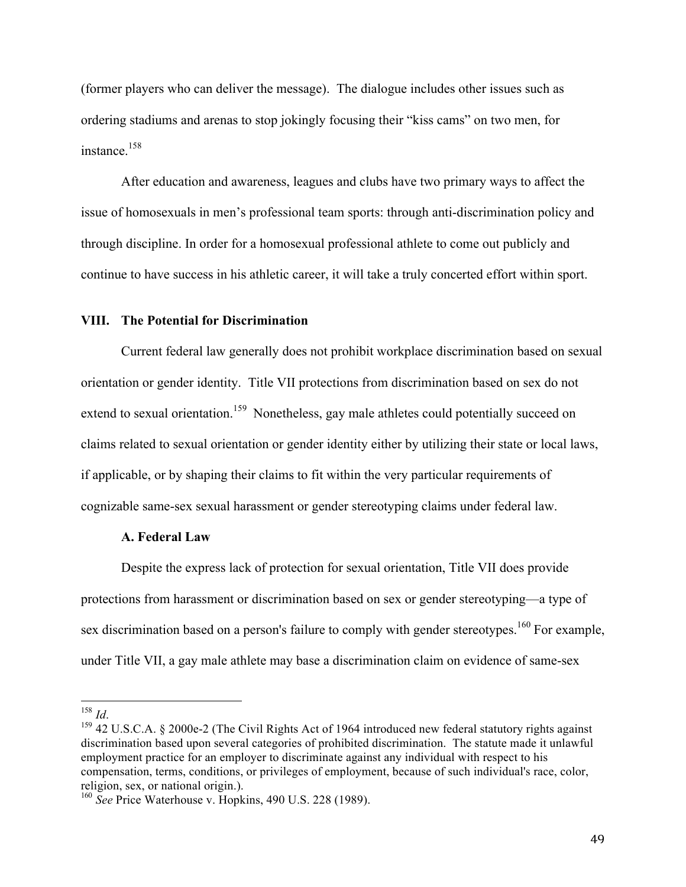(former players who can deliver the message). The dialogue includes other issues such as ordering stadiums and arenas to stop jokingly focusing their "kiss cams" on two men, for instance.[158]

After education and awareness, leagues and clubs have two primary ways to affect the issue of homosexuals in men's professional team sports: through anti-discrimination policy and through discipline. In order for a homosexual professional athlete to come out publicly and continue to have success in his athletic career, it will take a truly concerted effort within sport.

## VIII. The Potential for Discrimination

Current federal law generally does not prohibit workplace discrimination based on sexual orientation or gender identity. Title VII protections from discrimination based on sex do not extend to sexual orientation.[159] Nonetheless, gay male athletes could potentially succeed on claims related to sexual orientation or gender identity either by utilizing their state or local laws, if applicable, or by shaping their claims to fit within the very particular requirements of cognizable same-sex sexual harassment or gender stereotyping claims under federal law.

### A. Federal Law

Despite the express lack of protection for sexual orientation, Title VII does provide protections from harassment or discrimination based on sex or gender stereotyping—a type of sex discrimination based on a person's failure to comply with gender stereotypes.[160] For example, under Title VII, a gay male athlete may base a discrimination claim on evidence of same-sex

---

[158] *Id*.

[159] 42 U.S.C.A. § 2000e-2 (The Civil Rights Act of 1964 introduced new federal statutory rights against discrimination based upon several categories of prohibited discrimination. The statute made it unlawful employment practice for an employer to discriminate against any individual with respect to his compensation, terms, conditions, or privileges of employment, because of such individual's race, color, religion, sex, or national origin.).

[160] *See* Price Waterhouse v. Hopkins, 490 U.S. 228 (1989).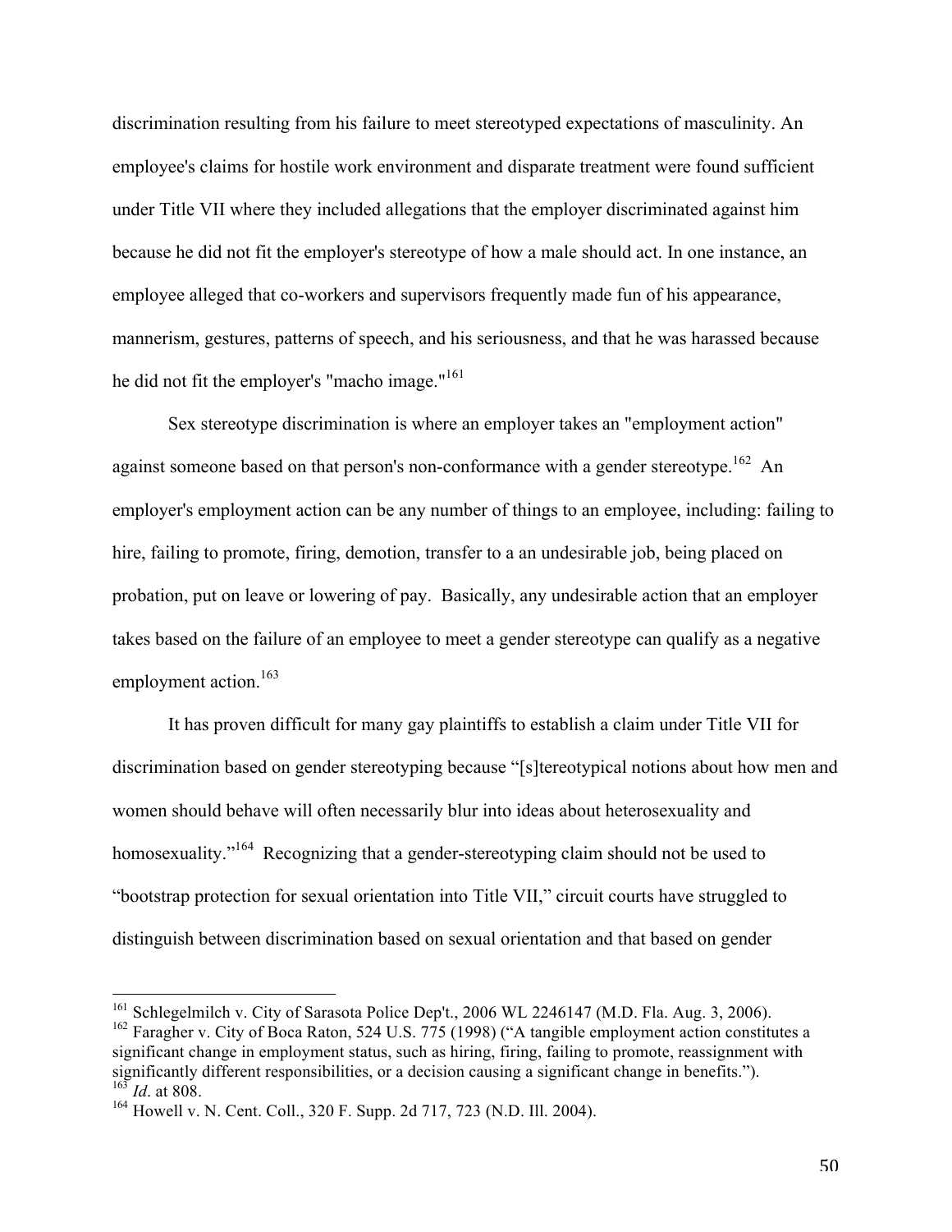discrimination resulting from his failure to meet stereotyped expectations of masculinity. An employee's claims for hostile work environment and disparate treatment were found sufficient under Title VII where they included allegations that the employer discriminated against him because he did not fit the employer's stereotype of how a male should act. In one instance, an employee alleged that co-workers and supervisors frequently made fun of his appearance, mannerism, gestures, patterns of speech, and his seriousness, and that he was harassed because he did not fit the employer's "macho image."[161]

Sex stereotype discrimination is where an employer takes an "employment action" against someone based on that person's non-conformance with a gender stereotype.[162] An employer's employment action can be any number of things to an employee, including: failing to hire, failing to promote, firing, demotion, transfer to a an undesirable job, being placed on probation, put on leave or lowering of pay. Basically, any undesirable action that an employer takes based on the failure of an employee to meet a gender stereotype can qualify as a negative employment action.[163]

It has proven difficult for many gay plaintiffs to establish a claim under Title VII for discrimination based on gender stereotyping because "[s]tereotypical notions about how men and women should behave will often necessarily blur into ideas about heterosexuality and homosexuality."[164] Recognizing that a gender-stereotyping claim should not be used to "bootstrap protection for sexual orientation into Title VII," circuit courts have struggled to distinguish between discrimination based on sexual orientation and that based on gender

---

[161] Schlegelmilch v. City of Sarasota Police Dep't., 2006 WL 2246147 (M.D. Fla. Aug. 3, 2006).

[162] Faragher v. City of Boca Raton, 524 U.S. 775 (1998) ("A tangible employment action constitutes a significant change in employment status, such as hiring, firing, failing to promote, reassignment with significantly different responsibilities, or a decision causing a significant change in benefits.").

[163] *Id*. at 808.

[164] Howell v. N. Cent. Coll., 320 F. Supp. 2d 717, 723 (N.D. Ill. 2004).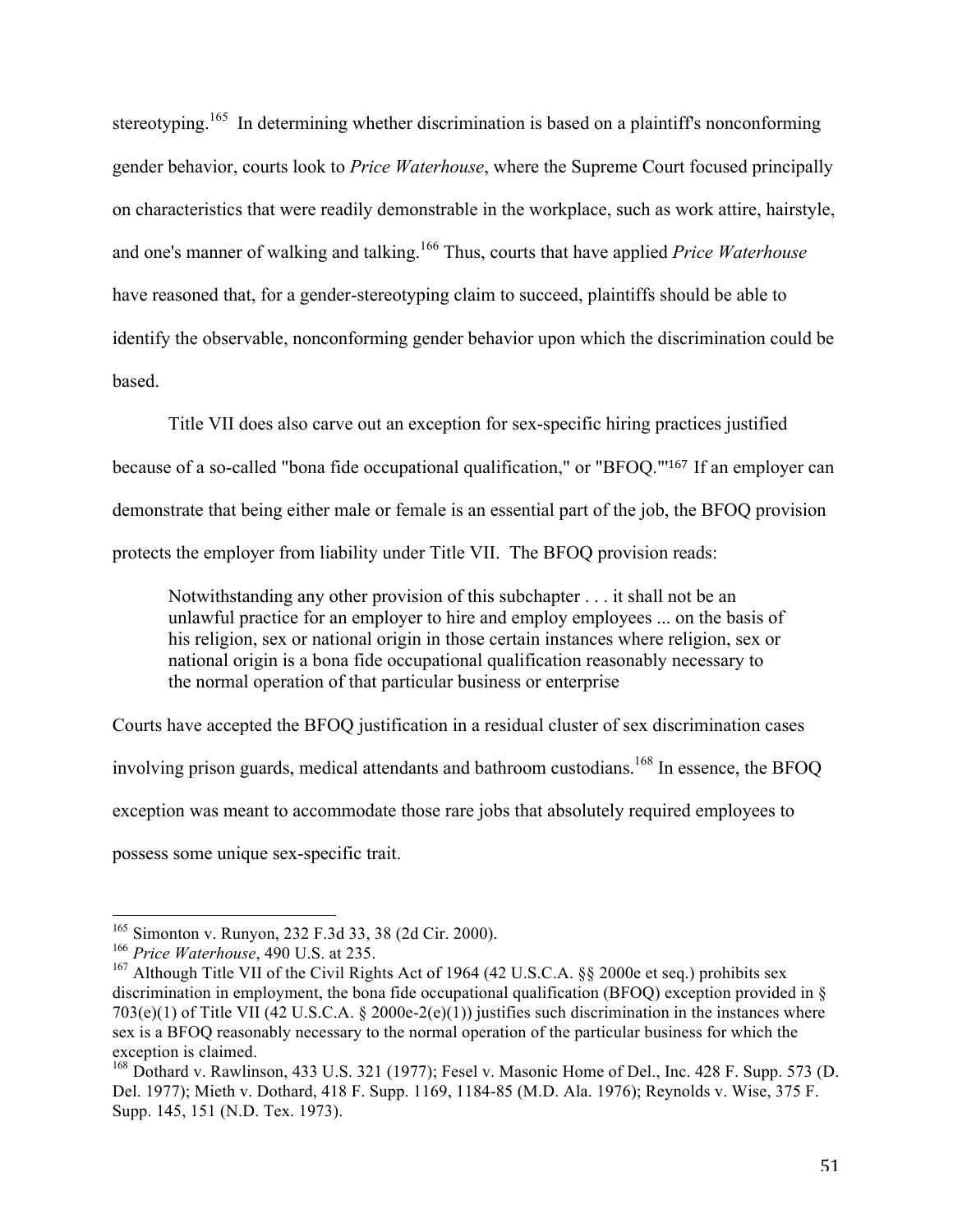stereotyping.[165] In determining whether discrimination is based on a plaintiff's nonconforming gender behavior, courts look to *Price Waterhouse*, where the Supreme Court focused principally on characteristics that were readily demonstrable in the workplace, such as work attire, hairstyle, and one's manner of walking and talking.[166] Thus, courts that have applied *Price Waterhouse* have reasoned that, for a gender-stereotyping claim to succeed, plaintiffs should be able to identify the observable, nonconforming gender behavior upon which the discrimination could be based.

Title VII does also carve out an exception for sex-specific hiring practices justified because of a so-called "bona fide occupational qualification," or "BFOQ."'[167] If an employer can demonstrate that being either male or female is an essential part of the job, the BFOQ provision protects the employer from liability under Title VII. The BFOQ provision reads:

> Notwithstanding any other provision of this subchapter . . . it shall not be an unlawful practice for an employer to hire and employ employees ... on the basis of his religion, sex or national origin in those certain instances where religion, sex or national origin is a bona fide occupational qualification reasonably necessary to the normal operation of that particular business or enterprise

Courts have accepted the BFOQ justification in a residual cluster of sex discrimination cases involving prison guards, medical attendants and bathroom custodians.[168] In essence, the BFOQ exception was meant to accommodate those rare jobs that absolutely required employees to possess some unique sex-specific trait.

---

[165] Simonton v. Runyon, 232 F.3d 33, 38 (2d Cir. 2000).

[166] *Price Waterhouse*, 490 U.S. at 235.

[167] Although Title VII of the Civil Rights Act of 1964 (42 U.S.C.A. §§ 2000e et seq.) prohibits sex discrimination in employment, the bona fide occupational qualification (BFOQ) exception provided in § 703(e)(1) of Title VII (42 U.S.C.A. § 2000e-2(e)(1)) justifies such discrimination in the instances where sex is a BFOQ reasonably necessary to the normal operation of the particular business for which the exception is claimed.

[168] Dothard v. Rawlinson, 433 U.S. 321 (1977); Fesel v. Masonic Home of Del., Inc. 428 F. Supp. 573 (D. Del. 1977); Mieth v. Dothard, 418 F. Supp. 1169, 1184-85 (M.D. Ala. 1976); Reynolds v. Wise, 375 F. Supp. 145, 151 (N.D. Tex. 1973).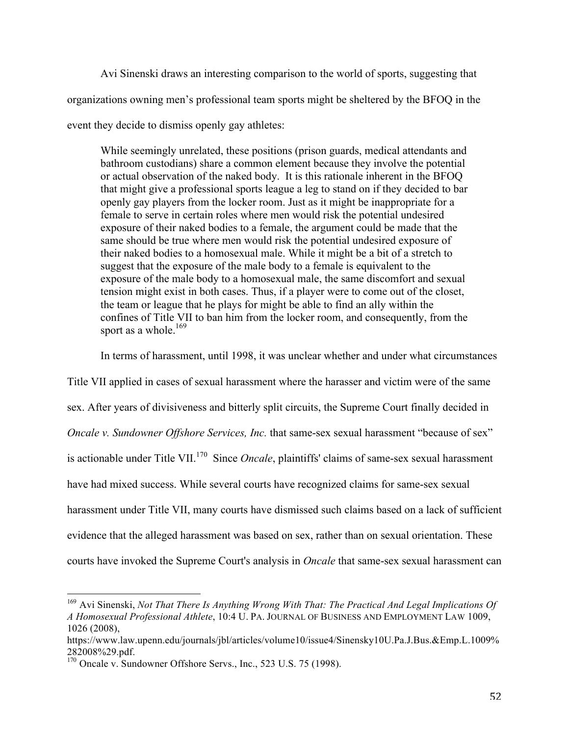Avi Sinenski draws an interesting comparison to the world of sports, suggesting that organizations owning men's professional team sports might be sheltered by the BFOQ in the event they decide to dismiss openly gay athletes:

> While seemingly unrelated, these positions (prison guards, medical attendants and bathroom custodians) share a common element because they involve the potential or actual observation of the naked body. It is this rationale inherent in the BFOQ that might give a professional sports league a leg to stand on if they decided to bar openly gay players from the locker room. Just as it might be inappropriate for a female to serve in certain roles where men would risk the potential undesired exposure of their naked bodies to a female, the argument could be made that the same should be true where men would risk the potential undesired exposure of their naked bodies to a homosexual male. While it might be a bit of a stretch to suggest that the exposure of the male body to a female is equivalent to the exposure of the male body to a homosexual male, the same discomfort and sexual tension might exist in both cases. Thus, if a player were to come out of the closet, the team or league that he plays for might be able to find an ally within the confines of Title VII to ban him from the locker room, and consequently, from the sport as a whole.[169]

In terms of harassment, until 1998, it was unclear whether and under what circumstances Title VII applied in cases of sexual harassment where the harasser and victim were of the same sex. After years of divisiveness and bitterly split circuits, the Supreme Court finally decided in *Oncale v. Sundowner Offshore Services, Inc.* that same-sex sexual harassment "because of sex" is actionable under Title VII.[170] Since *Oncale*, plaintiffs' claims of same-sex sexual harassment have had mixed success. While several courts have recognized claims for same-sex sexual harassment under Title VII, many courts have dismissed such claims based on a lack of sufficient evidence that the alleged harassment was based on sex, rather than on sexual orientation. These courts have invoked the Supreme Court's analysis in *Oncale* that same-sex sexual harassment can

---

[169] Avi Sinenski, *Not That There Is Anything Wrong With That: The Practical And Legal Implications Of A Homosexual Professional Athlete*, 10:4 U. PA. JOURNAL OF BUSINESS AND EMPLOYMENT LAW 1009, 1026 (2008), https://www.law.upenn.edu/journals/jbl/articles/volume10/issue4/Sinensky10U.Pa.J.Bus.&Emp.L.1009%282008%29.pdf.

[170] Oncale v. Sundowner Offshore Servs., Inc., 523 U.S. 75 (1998).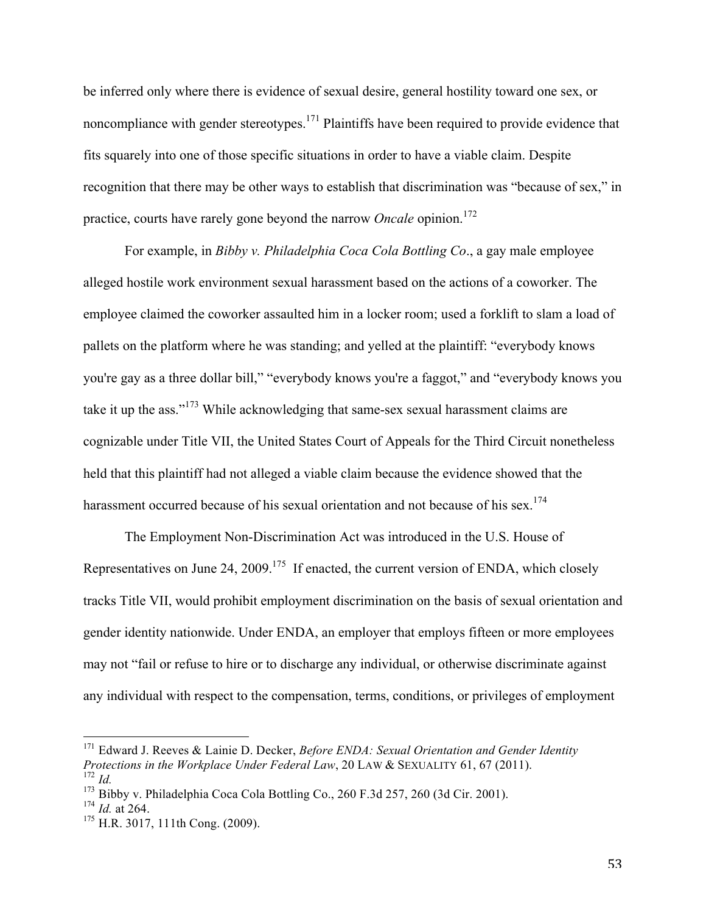be inferred only where there is evidence of sexual desire, general hostility toward one sex, or noncompliance with gender stereotypes.[171] Plaintiffs have been required to provide evidence that fits squarely into one of those specific situations in order to have a viable claim. Despite recognition that there may be other ways to establish that discrimination was "because of sex," in practice, courts have rarely gone beyond the narrow *Oncale* opinion.[172]

For example, in *Bibby v. Philadelphia Coca Cola Bottling Co*., a gay male employee alleged hostile work environment sexual harassment based on the actions of a coworker. The employee claimed the coworker assaulted him in a locker room; used a forklift to slam a load of pallets on the platform where he was standing; and yelled at the plaintiff: "everybody knows you're gay as a three dollar bill," "everybody knows you're a faggot," and "everybody knows you take it up the ass."[173] While acknowledging that same-sex sexual harassment claims are cognizable under Title VII, the United States Court of Appeals for the Third Circuit nonetheless held that this plaintiff had not alleged a viable claim because the evidence showed that the harassment occurred because of his sexual orientation and not because of his sex.[174]

The Employment Non-Discrimination Act was introduced in the U.S. House of Representatives on June 24, 2009.[175] If enacted, the current version of ENDA, which closely tracks Title VII, would prohibit employment discrimination on the basis of sexual orientation and gender identity nationwide. Under ENDA, an employer that employs fifteen or more employees may not "fail or refuse to hire or to discharge any individual, or otherwise discriminate against any individual with respect to the compensation, terms, conditions, or privileges of employment

---

[171] Edward J. Reeves & Lainie D. Decker, *Before ENDA: Sexual Orientation and Gender Identity Protections in the Workplace Under Federal Law*, 20 LAW & SEXUALITY 61, 67 (2011).
[172] *Id.*
[173] Bibby v. Philadelphia Coca Cola Bottling Co., 260 F.3d 257, 260 (3d Cir. 2001).
[174] *Id.* at 264.
[175] H.R. 3017, 111th Cong. (2009).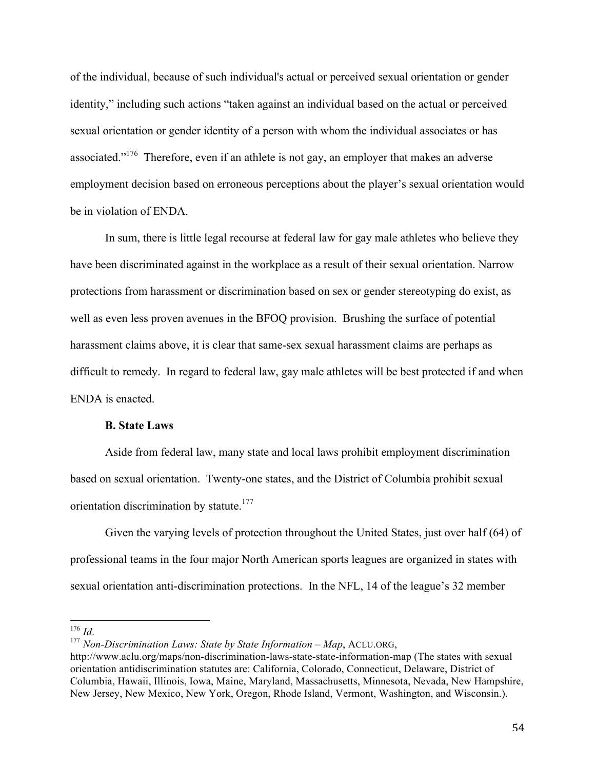of the individual, because of such individual's actual or perceived sexual orientation or gender identity," including such actions "taken against an individual based on the actual or perceived sexual orientation or gender identity of a person with whom the individual associates or has associated."[176] Therefore, even if an athlete is not gay, an employer that makes an adverse employment decision based on erroneous perceptions about the player's sexual orientation would be in violation of ENDA.

In sum, there is little legal recourse at federal law for gay male athletes who believe they have been discriminated against in the workplace as a result of their sexual orientation. Narrow protections from harassment or discrimination based on sex or gender stereotyping do exist, as well as even less proven avenues in the BFOQ provision. Brushing the surface of potential harassment claims above, it is clear that same-sex sexual harassment claims are perhaps as difficult to remedy. In regard to federal law, gay male athletes will be best protected if and when ENDA is enacted.

### B. State Laws

Aside from federal law, many state and local laws prohibit employment discrimination based on sexual orientation. Twenty-one states, and the District of Columbia prohibit sexual orientation discrimination by statute.[177]

Given the varying levels of protection throughout the United States, just over half (64) of professional teams in the four major North American sports leagues are organized in states with sexual orientation anti-discrimination protections. In the NFL, 14 of the league's 32 member

---

[176] *Id*.

[177] *Non-Discrimination Laws: State by State Information – Map*, ACLU.ORG, http://www.aclu.org/maps/non-discrimination-laws-state-state-information-map (The states with sexual orientation antidiscrimination statutes are: California, Colorado, Connecticut, Delaware, District of Columbia, Hawaii, Illinois, Iowa, Maine, Maryland, Massachusetts, Minnesota, Nevada, New Hampshire, New Jersey, New Mexico, New York, Oregon, Rhode Island, Vermont, Washington, and Wisconsin.).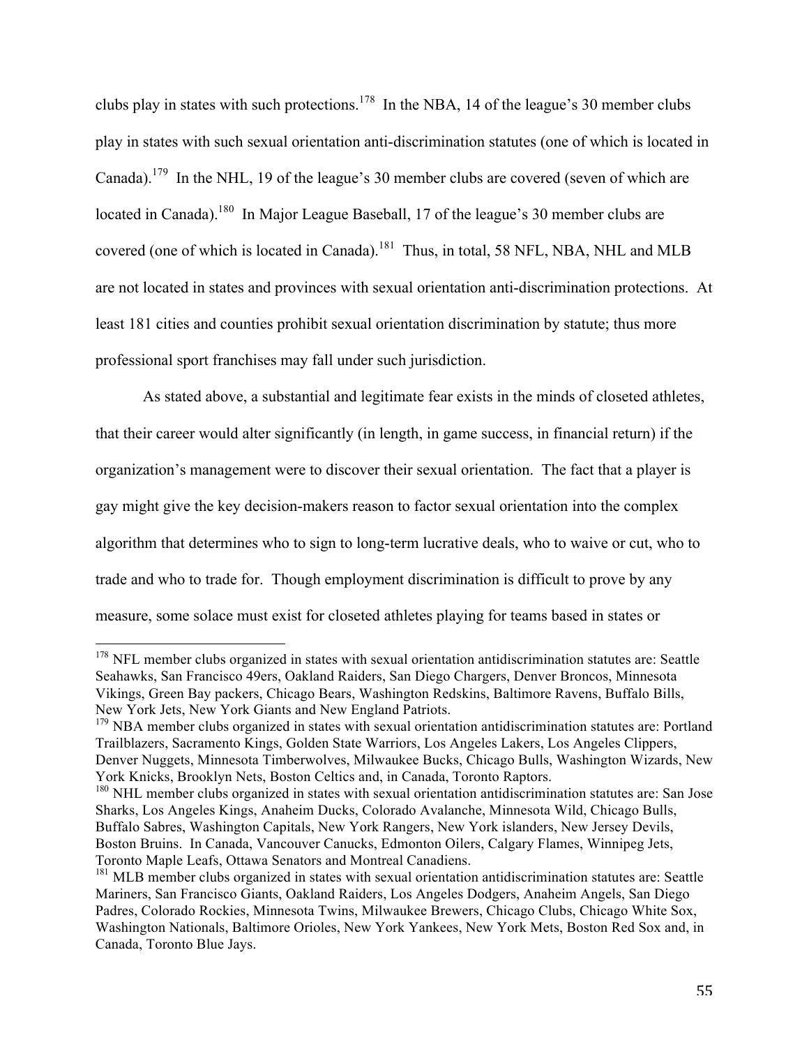clubs play in states with such protections.[178] In the NBA, 14 of the league's 30 member clubs play in states with such sexual orientation anti-discrimination statutes (one of which is located in Canada).[179] In the NHL, 19 of the league's 30 member clubs are covered (seven of which are located in Canada).[180] In Major League Baseball, 17 of the league's 30 member clubs are covered (one of which is located in Canada).[181] Thus, in total, 58 NFL, NBA, NHL and MLB are not located in states and provinces with sexual orientation anti-discrimination protections. At least 181 cities and counties prohibit sexual orientation discrimination by statute; thus more professional sport franchises may fall under such jurisdiction.

As stated above, a substantial and legitimate fear exists in the minds of closeted athletes, that their career would alter significantly (in length, in game success, in financial return) if the organization's management were to discover their sexual orientation. The fact that a player is gay might give the key decision-makers reason to factor sexual orientation into the complex algorithm that determines who to sign to long-term lucrative deals, who to waive or cut, who to trade and who to trade for. Though employment discrimination is difficult to prove by any measure, some solace must exist for closeted athletes playing for teams based in states or

---

[178] NFL member clubs organized in states with sexual orientation antidiscrimination statutes are: Seattle Seahawks, San Francisco 49ers, Oakland Raiders, San Diego Chargers, Denver Broncos, Minnesota Vikings, Green Bay packers, Chicago Bears, Washington Redskins, Baltimore Ravens, Buffalo Bills, New York Jets, New York Giants and New England Patriots.

[179] NBA member clubs organized in states with sexual orientation antidiscrimination statutes are: Portland Trailblazers, Sacramento Kings, Golden State Warriors, Los Angeles Lakers, Los Angeles Clippers, Denver Nuggets, Minnesota Timberwolves, Milwaukee Bucks, Chicago Bulls, Washington Wizards, New York Knicks, Brooklyn Nets, Boston Celtics and, in Canada, Toronto Raptors.

[180] NHL member clubs organized in states with sexual orientation antidiscrimination statutes are: San Jose Sharks, Los Angeles Kings, Anaheim Ducks, Colorado Avalanche, Minnesota Wild, Chicago Bulls, Buffalo Sabres, Washington Capitals, New York Rangers, New York islanders, New Jersey Devils, Boston Bruins. In Canada, Vancouver Canucks, Edmonton Oilers, Calgary Flames, Winnipeg Jets, Toronto Maple Leafs, Ottawa Senators and Montreal Canadiens.

[181] MLB member clubs organized in states with sexual orientation antidiscrimination statutes are: Seattle Mariners, San Francisco Giants, Oakland Raiders, Los Angeles Dodgers, Anaheim Angels, San Diego Padres, Colorado Rockies, Minnesota Twins, Milwaukee Brewers, Chicago Clubs, Chicago White Sox, Washington Nationals, Baltimore Orioles, New York Yankees, New York Mets, Boston Red Sox and, in Canada, Toronto Blue Jays.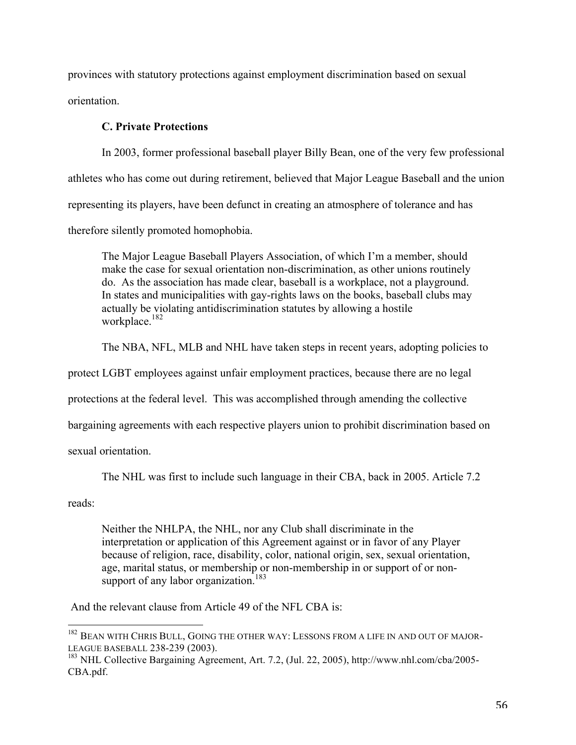provinces with statutory protections against employment discrimination based on sexual orientation.

### C. Private Protections

In 2003, former professional baseball player Billy Bean, one of the very few professional athletes who has come out during retirement, believed that Major League Baseball and the union representing its players, have been defunct in creating an atmosphere of tolerance and has therefore silently promoted homophobia.

> The Major League Baseball Players Association, of which I'm a member, should make the case for sexual orientation non-discrimination, as other unions routinely do. As the association has made clear, baseball is a workplace, not a playground. In states and municipalities with gay-rights laws on the books, baseball clubs may actually be violating antidiscrimination statutes by allowing a hostile workplace.[182]

The NBA, NFL, MLB and NHL have taken steps in recent years, adopting policies to protect LGBT employees against unfair employment practices, because there are no legal protections at the federal level. This was accomplished through amending the collective bargaining agreements with each respective players union to prohibit discrimination based on sexual orientation.

The NHL was first to include such language in their CBA, back in 2005. Article 7.2 reads:

> Neither the NHLPA, the NHL, nor any Club shall discriminate in the interpretation or application of this Agreement against or in favor of any Player because of religion, race, disability, color, national origin, sex, sexual orientation, age, marital status, or membership or non-membership in or support of or non-support of any labor organization.[183]

And the relevant clause from Article 49 of the NFL CBA is:

---

[182] BEAN WITH CHRIS BULL, GOING THE OTHER WAY: LESSONS FROM A LIFE IN AND OUT OF MAJOR-LEAGUE BASEBALL 238-239 (2003).

[183] NHL Collective Bargaining Agreement, Art. 7.2, (Jul. 22, 2005), http://www.nhl.com/cba/2005-CBA.pdf.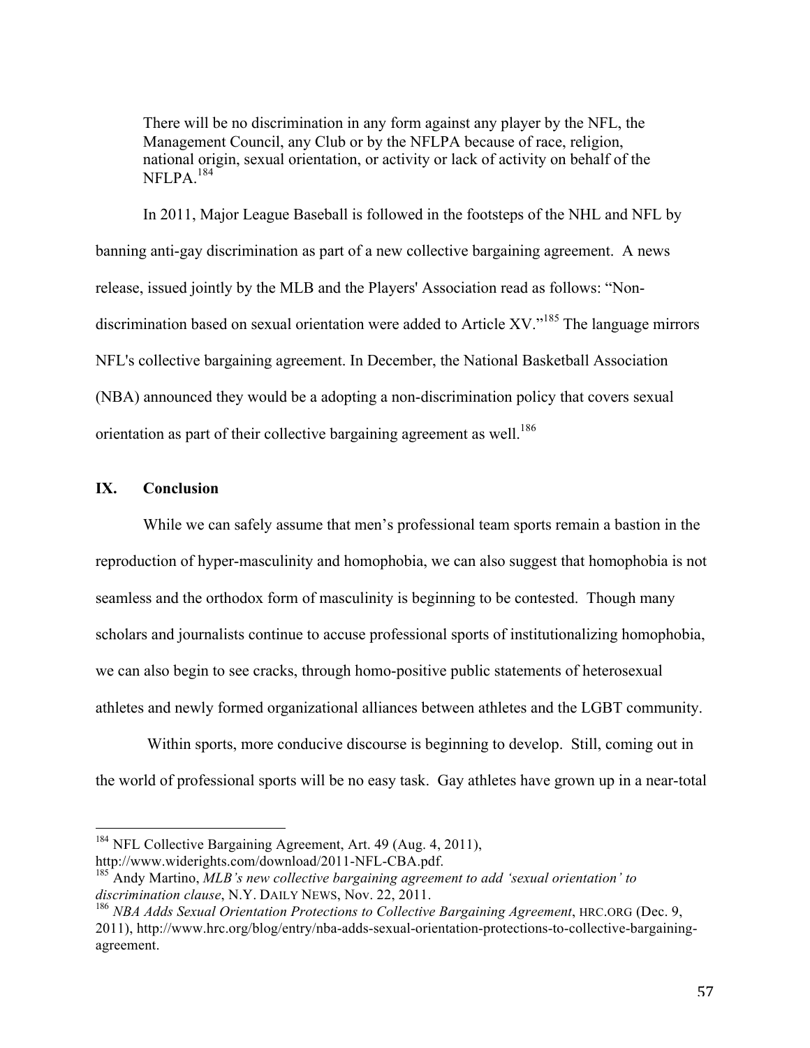> There will be no discrimination in any form against any player by the NFL, the Management Council, any Club or by the NFLPA because of race, religion, national origin, sexual orientation, or activity or lack of activity on behalf of the NFLPA.[184]

In 2011, Major League Baseball is followed in the footsteps of the NHL and NFL by banning anti-gay discrimination as part of a new collective bargaining agreement. A news release, issued jointly by the MLB and the Players' Association read as follows: "Non-discrimination based on sexual orientation were added to Article XV."[185] The language mirrors NFL's collective bargaining agreement. In December, the National Basketball Association (NBA) announced they would be a adopting a non-discrimination policy that covers sexual orientation as part of their collective bargaining agreement as well.[186]

## IX. Conclusion

While we can safely assume that men's professional team sports remain a bastion in the reproduction of hyper-masculinity and homophobia, we can also suggest that homophobia is not seamless and the orthodox form of masculinity is beginning to be contested. Though many scholars and journalists continue to accuse professional sports of institutionalizing homophobia, we can also begin to see cracks, through homo-positive public statements of heterosexual athletes and newly formed organizational alliances between athletes and the LGBT community.

Within sports, more conducive discourse is beginning to develop. Still, coming out in the world of professional sports will be no easy task. Gay athletes have grown up in a near-total

---

[184] NFL Collective Bargaining Agreement, Art. 49 (Aug. 4, 2011), http://www.widerights.com/download/2011-NFL-CBA.pdf.

[185] Andy Martino, *MLB's new collective bargaining agreement to add 'sexual orientation' to discrimination clause*, N.Y. DAILY NEWS, Nov. 22, 2011.

[186] *NBA Adds Sexual Orientation Protections to Collective Bargaining Agreement*, HRC.ORG (Dec. 9, 2011), http://www.hrc.org/blog/entry/nba-adds-sexual-orientation-protections-to-collective-bargaining-agreement.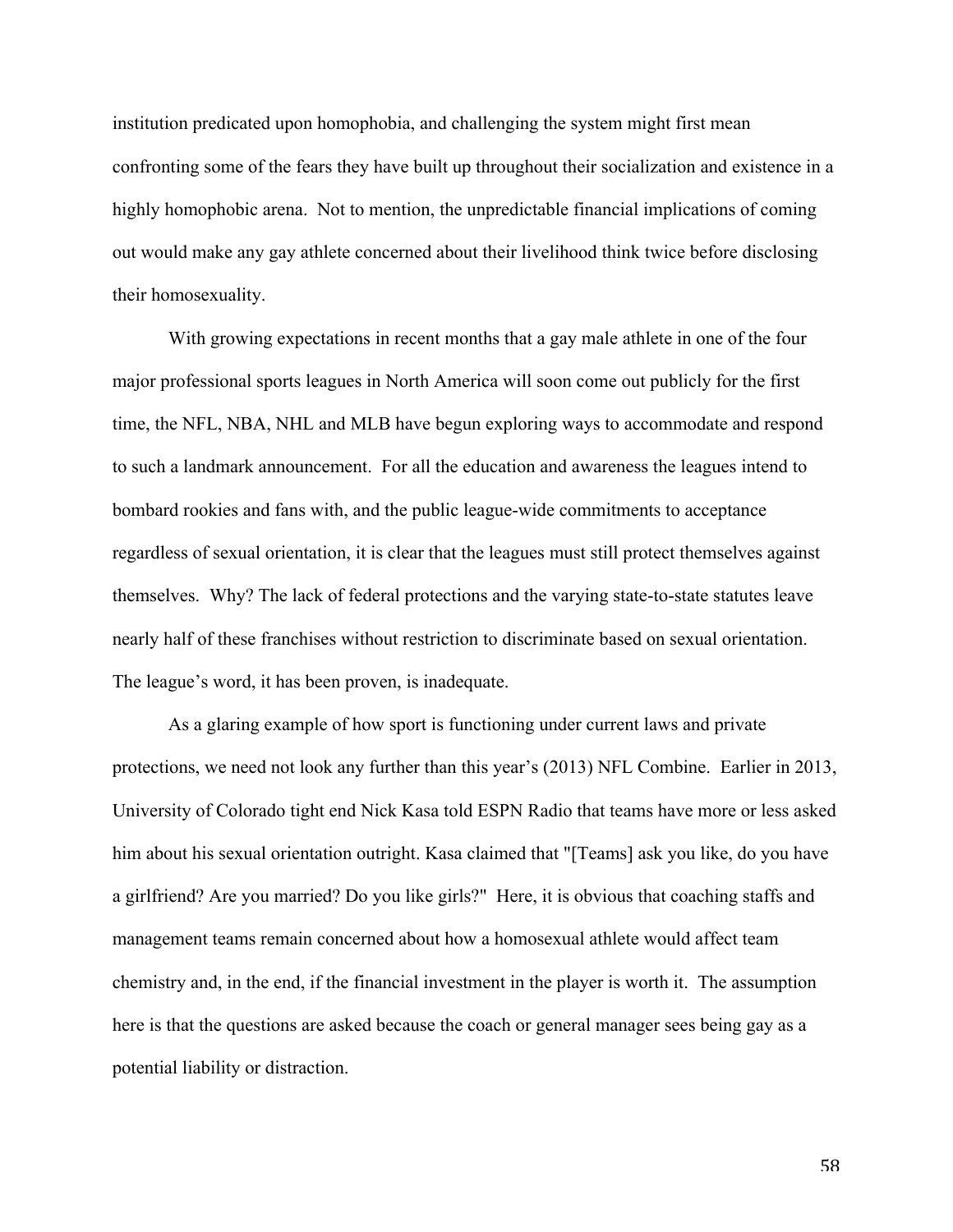institution predicated upon homophobia, and challenging the system might first mean confronting some of the fears they have built up throughout their socialization and existence in a highly homophobic arena. Not to mention, the unpredictable financial implications of coming out would make any gay athlete concerned about their livelihood think twice before disclosing their homosexuality.

With growing expectations in recent months that a gay male athlete in one of the four major professional sports leagues in North America will soon come out publicly for the first time, the NFL, NBA, NHL and MLB have begun exploring ways to accommodate and respond to such a landmark announcement. For all the education and awareness the leagues intend to bombard rookies and fans with, and the public league-wide commitments to acceptance regardless of sexual orientation, it is clear that the leagues must still protect themselves against themselves. Why? The lack of federal protections and the varying state-to-state statutes leave nearly half of these franchises without restriction to discriminate based on sexual orientation. The league's word, it has been proven, is inadequate.

As a glaring example of how sport is functioning under current laws and private protections, we need not look any further than this year's (2013) NFL Combine. Earlier in 2013, University of Colorado tight end Nick Kasa told ESPN Radio that teams have more or less asked him about his sexual orientation outright. Kasa claimed that "[Teams] ask you like, do you have a girlfriend? Are you married? Do you like girls?" Here, it is obvious that coaching staffs and management teams remain concerned about how a homosexual athlete would affect team chemistry and, in the end, if the financial investment in the player is worth it. The assumption here is that the questions are asked because the coach or general manager sees being gay as a potential liability or distraction.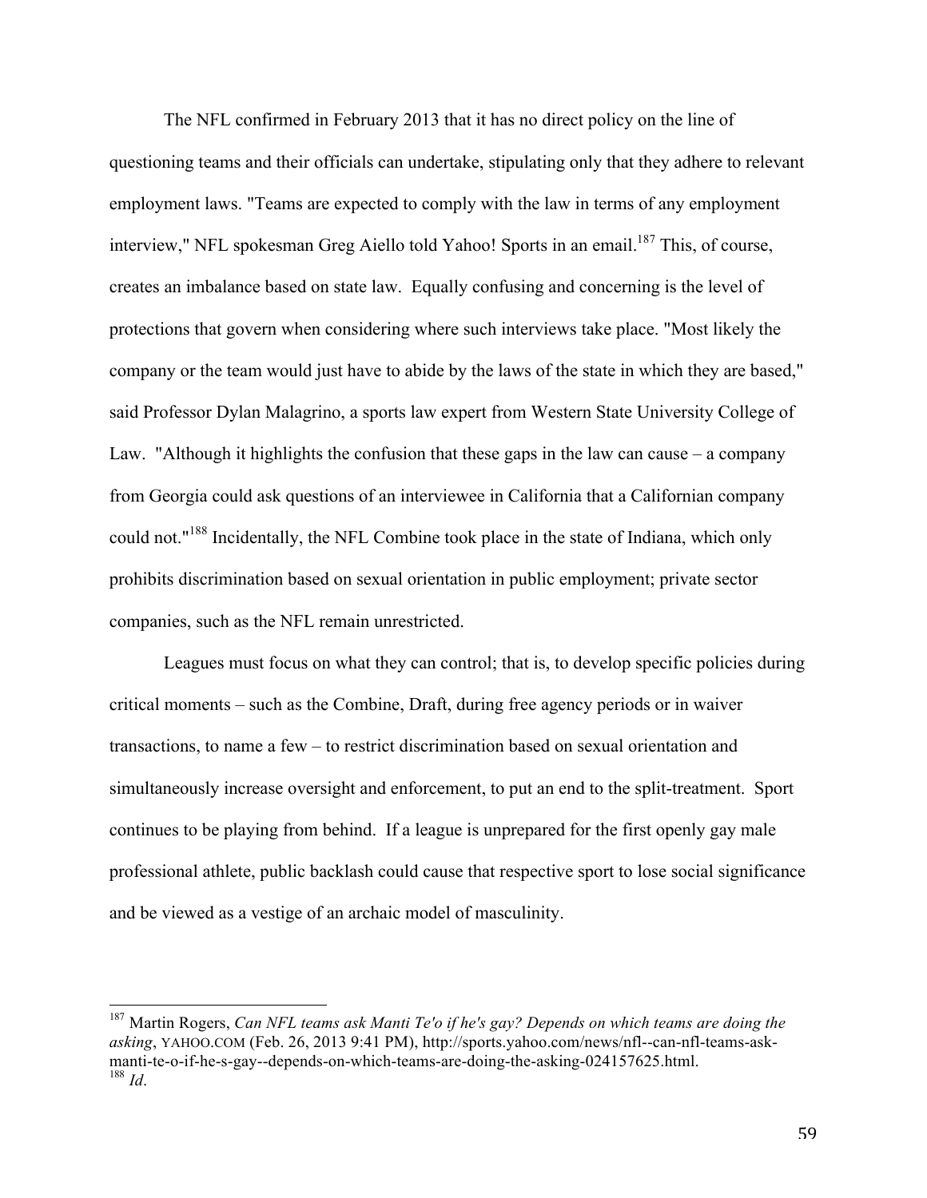The NFL confirmed in February 2013 that it has no direct policy on the line of questioning teams and their officials can undertake, stipulating only that they adhere to relevant employment laws. "Teams are expected to comply with the law in terms of any employment interview," NFL spokesman Greg Aiello told Yahoo! Sports in an email.[187] This, of course, creates an imbalance based on state law. Equally confusing and concerning is the level of protections that govern when considering where such interviews take place. "Most likely the company or the team would just have to abide by the laws of the state in which they are based," said Professor Dylan Malagrino, a sports law expert from Western State University College of Law. "Although it highlights the confusion that these gaps in the law can cause – a company from Georgia could ask questions of an interviewee in California that a Californian company could not."[188] Incidentally, the NFL Combine took place in the state of Indiana, which only prohibits discrimination based on sexual orientation in public employment; private sector companies, such as the NFL remain unrestricted.

Leagues must focus on what they can control; that is, to develop specific policies during critical moments – such as the Combine, Draft, during free agency periods or in waiver transactions, to name a few – to restrict discrimination based on sexual orientation and simultaneously increase oversight and enforcement, to put an end to the split-treatment. Sport continues to be playing from behind. If a league is unprepared for the first openly gay male professional athlete, public backlash could cause that respective sport to lose social significance and be viewed as a vestige of an archaic model of masculinity.

---

[187] Martin Rogers, *Can NFL teams ask Manti Te'o if he's gay? Depends on which teams are doing the asking*, YAHOO.COM (Feb. 26, 2013 9:41 PM), http://sports.yahoo.com/news/nfl--can-nfl-teams-ask-manti-te-o-if-he-s-gay--depends-on-which-teams-are-doing-the-asking-024157625.html.

[188] *Id*.